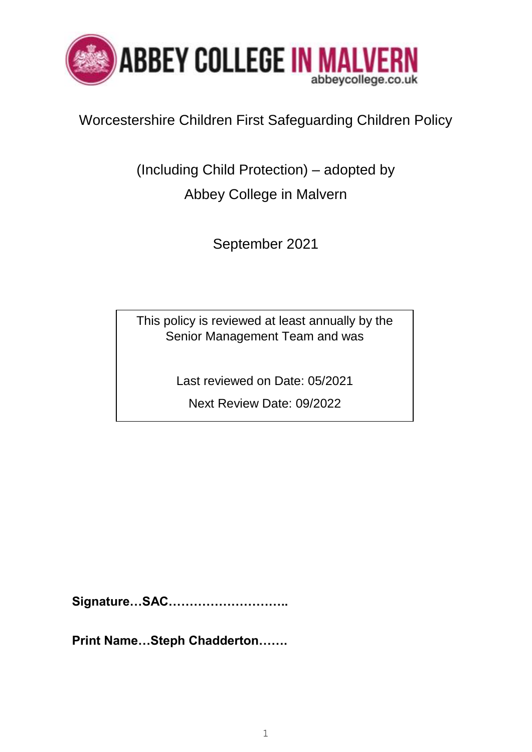ABBEY COLLEGE IN MALVERN
abbeycollege.co.uk

# Worcestershire Children First Safeguarding Children Policy

## (Including Child Protection) – adopted by Abbey College in Malvern

September 2021

| This policy is reviewed at least annually by the Senior Management Team and was |
|---|
| Last reviewed on Date: 05/2021 |
| Next Review Date: 09/2022 |

**Signature…SAC………………………..**

**Print Name…Steph Chadderton…….**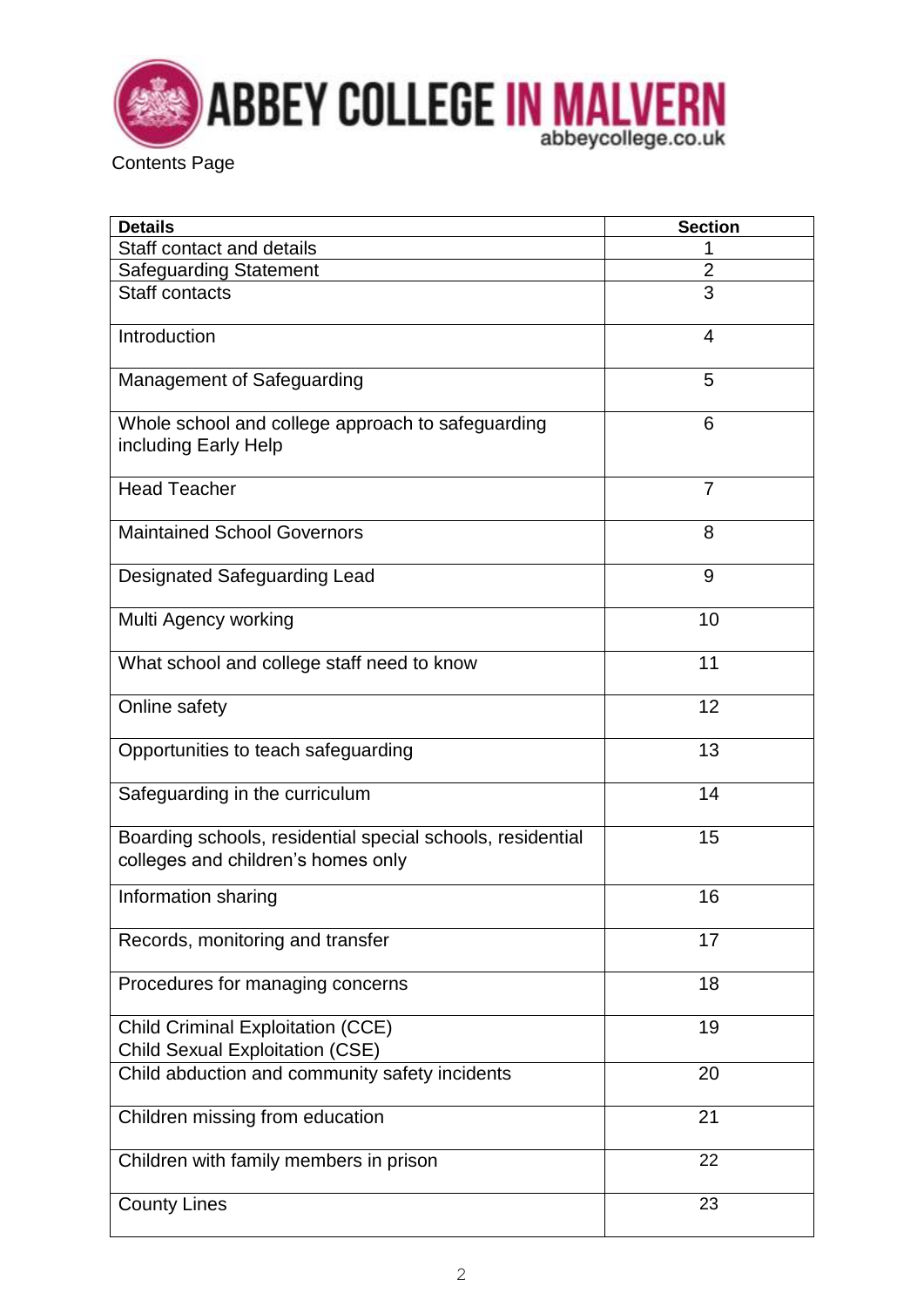**ABBEY COLLEGE IN MALVERN**
abbeycollege.co.uk

Contents Page

| Details | Section |
|---|---|
| Staff contact and details | 1 |
| Safeguarding Statement | 2 |
| Staff contacts | 3 |
| Introduction | 4 |
| Management of Safeguarding | 5 |
| Whole school and college approach to safeguarding including Early Help | 6 |
| Head Teacher | 7 |
| Maintained School Governors | 8 |
| Designated Safeguarding Lead | 9 |
| Multi Agency working | 10 |
| What school and college staff need to know | 11 |
| Online safety | 12 |
| Opportunities to teach safeguarding | 13 |
| Safeguarding in the curriculum | 14 |
| Boarding schools, residential special schools, residential colleges and children's homes only | 15 |
| Information sharing | 16 |
| Records, monitoring and transfer | 17 |
| Procedures for managing concerns | 18 |
| Child Criminal Exploitation (CCE)<br>Child Sexual Exploitation (CSE) | 19 |
| Child abduction and community safety incidents | 20 |
| Children missing from education | 21 |
| Children with family members in prison | 22 |
| County Lines | 23 |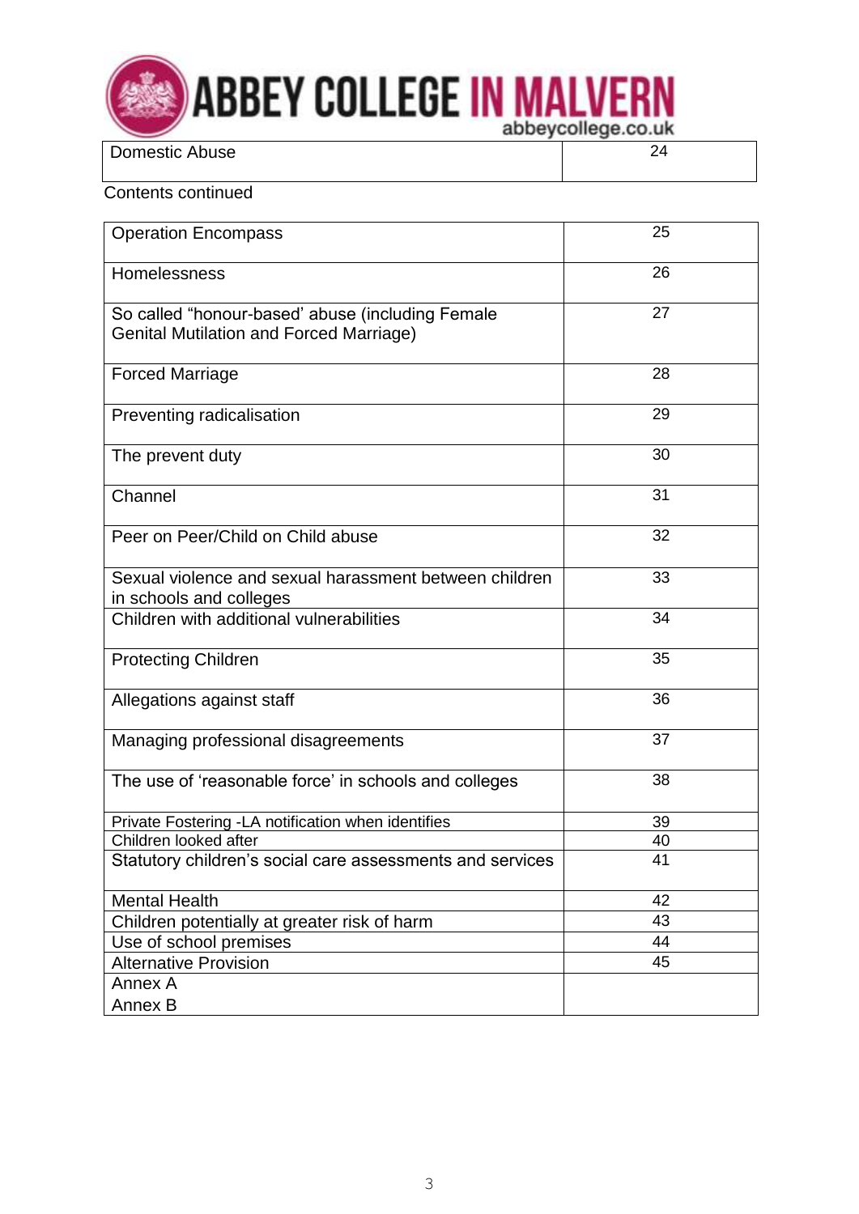| Domestic Abuse | 24 |
|---|---|

Contents continued

| Operation Encompass | 25 |
|---|---|
| Homelessness | 26 |
| So called "honour-based' abuse (including Female Genital Mutilation and Forced Marriage) | 27 |
| Forced Marriage | 28 |
| Preventing radicalisation | 29 |
| The prevent duty | 30 |
| Channel | 31 |
| Peer on Peer/Child on Child abuse | 32 |
| Sexual violence and sexual harassment between children in schools and colleges | 33 |
| Children with additional vulnerabilities | 34 |
| Protecting Children | 35 |
| Allegations against staff | 36 |
| Managing professional disagreements | 37 |
| The use of 'reasonable force' in schools and colleges | 38 |
| Private Fostering -LA notification when identifies | 39 |
| Children looked after | 40 |
| Statutory children's social care assessments and services | 41 |
| Mental Health | 42 |
| Children potentially at greater risk of harm | 43 |
| Use of school premises | 44 |
| Alternative Provision | 45 |
| Annex A<br>Annex B | |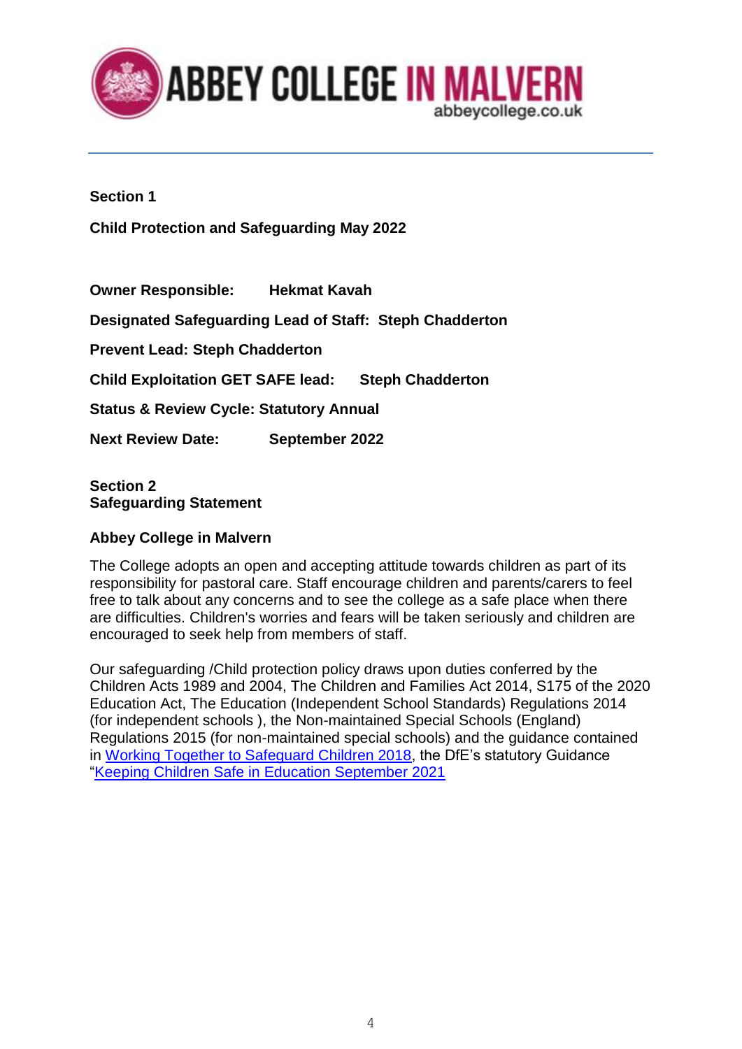**Section 1**

**Child Protection and Safeguarding May 2022**

**Owner Responsible:** **Hekmat Kavah**

**Designated Safeguarding Lead of Staff: Steph Chadderton**

**Prevent Lead: Steph Chadderton**

**Child Exploitation GET SAFE lead: Steph Chadderton**

**Status & Review Cycle: Statutory Annual**

**Next Review Date:** **September 2022**

## Section 2
## Safeguarding Statement

### Abbey College in Malvern

The College adopts an open and accepting attitude towards children as part of its responsibility for pastoral care. Staff encourage children and parents/carers to feel free to talk about any concerns and to see the college as a safe place when there are difficulties. Children's worries and fears will be taken seriously and children are encouraged to seek help from members of staff.

Our safeguarding /Child protection policy draws upon duties conferred by the Children Acts 1989 and 2004, The Children and Families Act 2014, S175 of the 2020 Education Act, The Education (Independent School Standards) Regulations 2014 (for independent schools ), the Non-maintained Special Schools (England) Regulations 2015 (for non-maintained special schools) and the guidance contained in Working Together to Safeguard Children 2018, the DfE's statutory Guidance "Keeping Children Safe in Education September 2021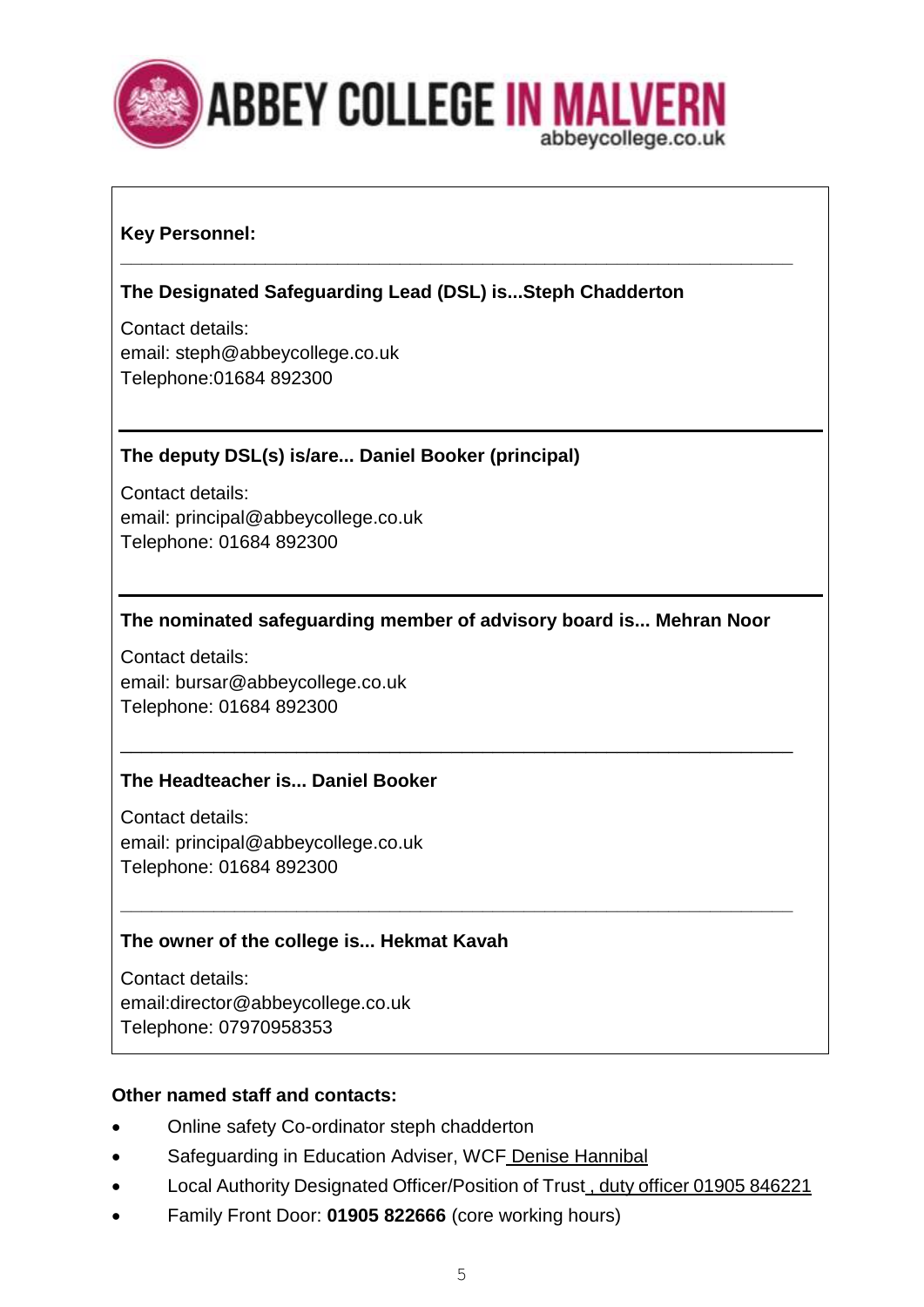**Key Personnel:**

---

**The Designated Safeguarding Lead (DSL) is...Steph Chadderton**

Contact details:
email: steph@abbeycollege.co.uk
Telephone:01684 892300

---

**The deputy DSL(s) is/are... Daniel Booker (principal)**

Contact details:
email: principal@abbeycollege.co.uk
Telephone: 01684 892300

---

**The nominated safeguarding member of advisory board is... Mehran Noor**

Contact details:
email: bursar@abbeycollege.co.uk
Telephone: 01684 892300

---

**The Headteacher is... Daniel Booker**

Contact details:
email: principal@abbeycollege.co.uk
Telephone: 01684 892300

---

**The owner of the college is... Hekmat Kavah**

Contact details:
email:director@abbeycollege.co.uk
Telephone: 07970958353

**Other named staff and contacts:**

- Online safety Co-ordinator steph chadderton
- Safeguarding in Education Adviser, WCF Denise Hannibal
- Local Authority Designated Officer/Position of Trust , duty officer 01905 846221
- Family Front Door: **01905 822666** (core working hours)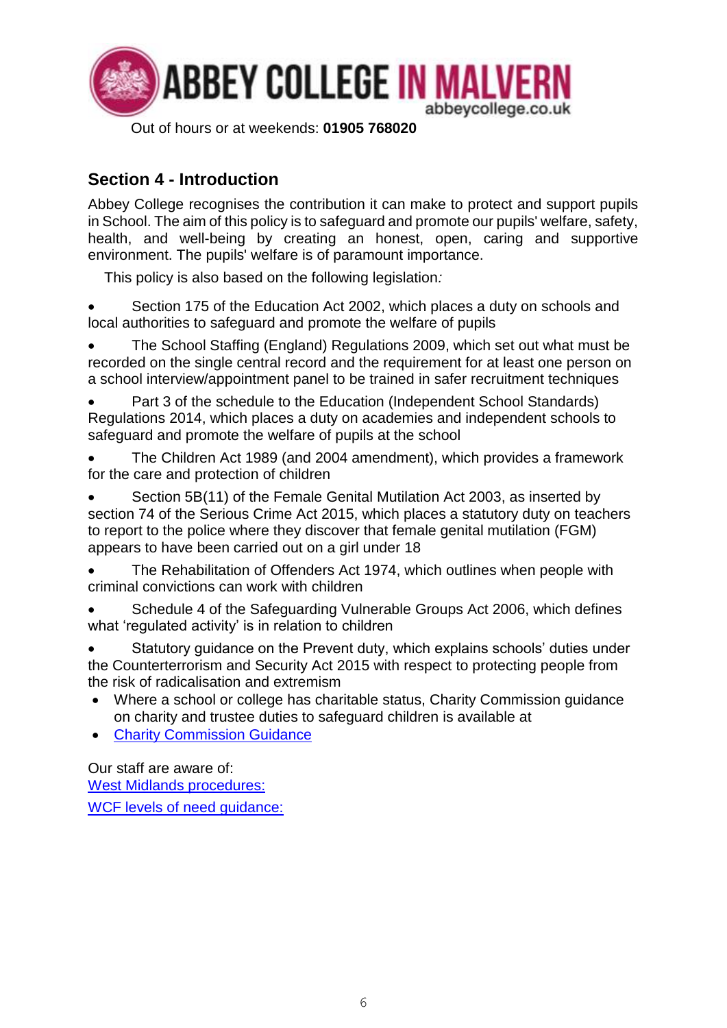Out of hours or at weekends: **01905 768020**

## Section 4 - Introduction

Abbey College recognises the contribution it can make to protect and support pupils in School. The aim of this policy is to safeguard and promote our pupils' welfare, safety, health, and well-being by creating an honest, open, caring and supportive environment. The pupils' welfare is of paramount importance.

This policy is also based on the following legislation*:*

- Section 175 of the Education Act 2002, which places a duty on schools and local authorities to safeguard and promote the welfare of pupils
- The School Staffing (England) Regulations 2009, which set out what must be recorded on the single central record and the requirement for at least one person on a school interview/appointment panel to be trained in safer recruitment techniques
- Part 3 of the schedule to the Education (Independent School Standards) Regulations 2014, which places a duty on academies and independent schools to safeguard and promote the welfare of pupils at the school
- The Children Act 1989 (and 2004 amendment), which provides a framework for the care and protection of children
- Section 5B(11) of the Female Genital Mutilation Act 2003, as inserted by section 74 of the Serious Crime Act 2015, which places a statutory duty on teachers to report to the police where they discover that female genital mutilation (FGM) appears to have been carried out on a girl under 18
- The Rehabilitation of Offenders Act 1974, which outlines when people with criminal convictions can work with children
- Schedule 4 of the Safeguarding Vulnerable Groups Act 2006, which defines what 'regulated activity' is in relation to children
- Statutory guidance on the Prevent duty, which explains schools' duties under the Counterterrorism and Security Act 2015 with respect to protecting people from the risk of radicalisation and extremism
- Where a school or college has charitable status, Charity Commission guidance on charity and trustee duties to safeguard children is available at
- Charity Commission Guidance

Our staff are aware of:

West Midlands procedures:

WCF levels of need guidance: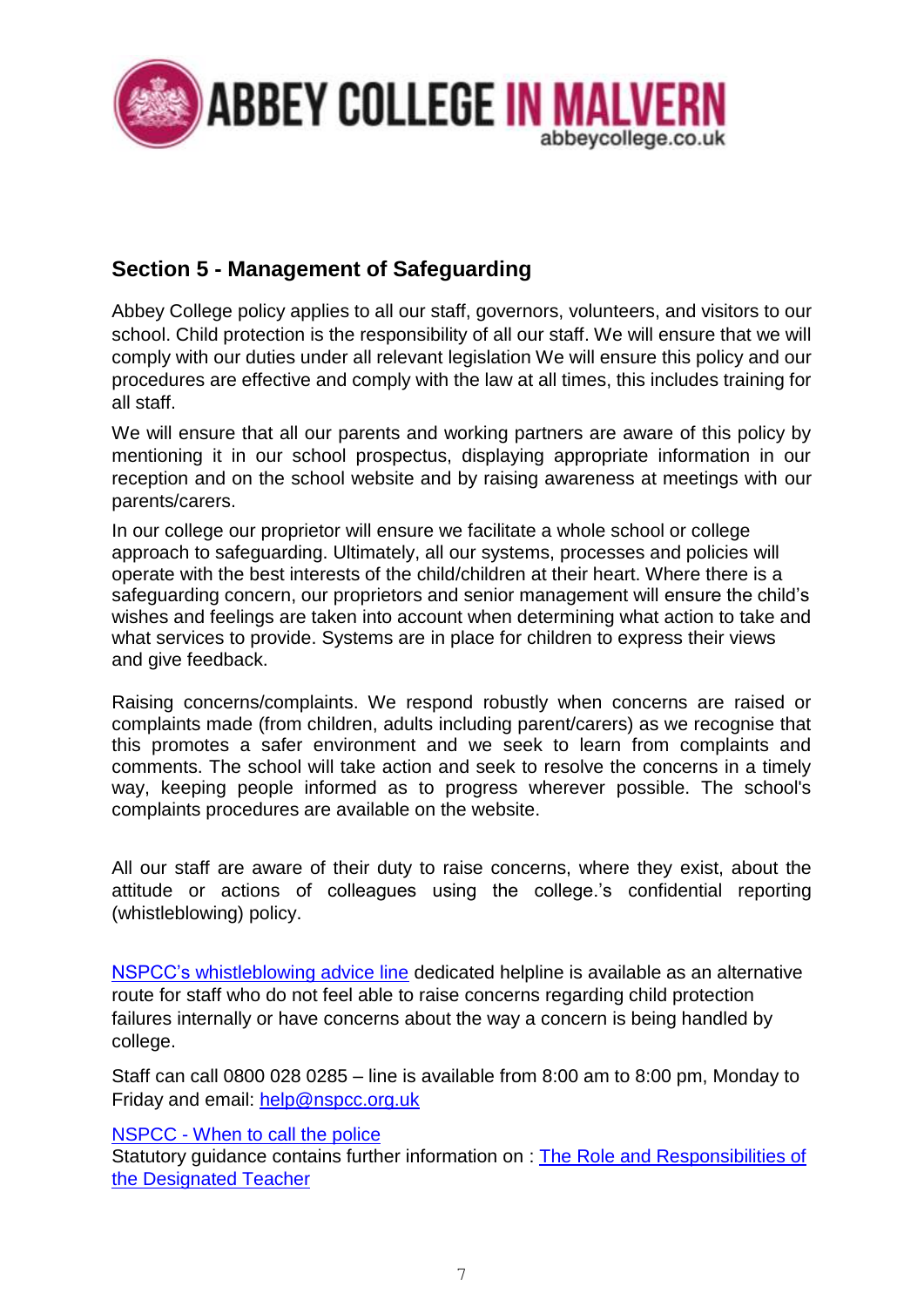## Section 5 - Management of Safeguarding

Abbey College policy applies to all our staff, governors, volunteers, and visitors to our school. Child protection is the responsibility of all our staff. We will ensure that we will comply with our duties under all relevant legislation We will ensure this policy and our procedures are effective and comply with the law at all times, this includes training for all staff.

We will ensure that all our parents and working partners are aware of this policy by mentioning it in our school prospectus, displaying appropriate information in our reception and on the school website and by raising awareness at meetings with our parents/carers.

In our college our proprietor will ensure we facilitate a whole school or college approach to safeguarding. Ultimately, all our systems, processes and policies will operate with the best interests of the child/children at their heart. Where there is a safeguarding concern, our proprietors and senior management will ensure the child's wishes and feelings are taken into account when determining what action to take and what services to provide. Systems are in place for children to express their views and give feedback.

Raising concerns/complaints. We respond robustly when concerns are raised or complaints made (from children, adults including parent/carers) as we recognise that this promotes a safer environment and we seek to learn from complaints and comments. The school will take action and seek to resolve the concerns in a timely way, keeping people informed as to progress wherever possible. The school's complaints procedures are available on the website.

All our staff are aware of their duty to raise concerns, where they exist, about the attitude or actions of colleagues using the college.'s confidential reporting (whistleblowing) policy.

NSPCC's whistleblowing advice line dedicated helpline is available as an alternative route for staff who do not feel able to raise concerns regarding child protection failures internally or have concerns about the way a concern is being handled by college.

Staff can call 0800 028 0285 – line is available from 8:00 am to 8:00 pm, Monday to Friday and email: help@nspcc.org.uk

NSPCC - When to call the police
Statutory guidance contains further information on : The Role and Responsibilities of the Designated Teacher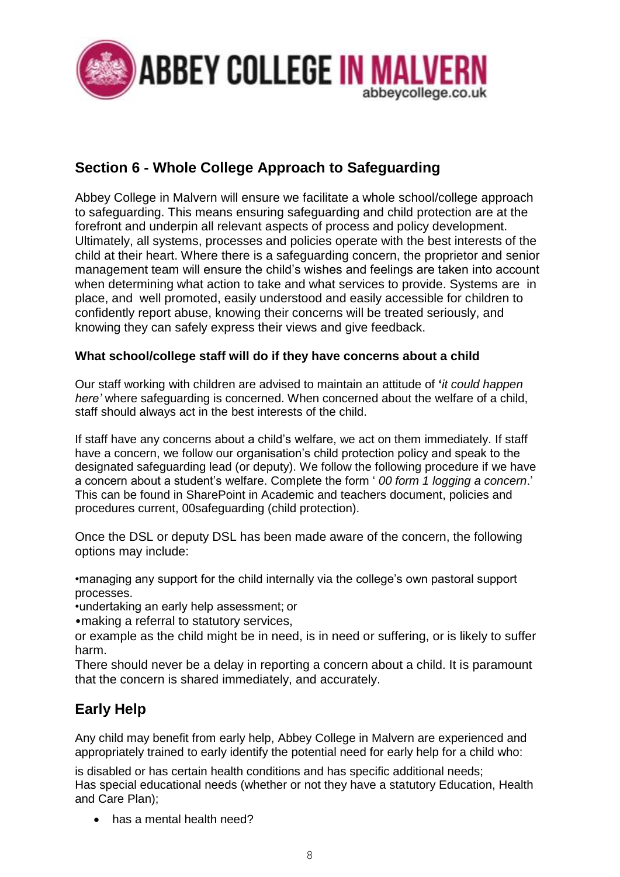## Section 6 - Whole College Approach to Safeguarding

Abbey College in Malvern will ensure we facilitate a whole school/college approach to safeguarding. This means ensuring safeguarding and child protection are at the forefront and underpin all relevant aspects of process and policy development. Ultimately, all systems, processes and policies operate with the best interests of the child at their heart. Where there is a safeguarding concern, the proprietor and senior management team will ensure the child's wishes and feelings are taken into account when determining what action to take and what services to provide. Systems are in place, and well promoted, easily understood and easily accessible for children to confidently report abuse, knowing their concerns will be treated seriously, and knowing they can safely express their views and give feedback.

### What school/college staff will do if they have concerns about a child

Our staff working with children are advised to maintain an attitude of ***'****it could happen here'* where safeguarding is concerned. When concerned about the welfare of a child, staff should always act in the best interests of the child.

If staff have any concerns about a child's welfare, we act on them immediately. If staff have a concern, we follow our organisation's child protection policy and speak to the designated safeguarding lead (or deputy). We follow the following procedure if we have a concern about a student's welfare. Complete the form ' *00 form 1 logging a concern*.' This can be found in SharePoint in Academic and teachers document, policies and procedures current, 00safeguarding (child protection).

Once the DSL or deputy DSL has been made aware of the concern, the following options may include:

•managing any support for the child internally via the college's own pastoral support processes.
•undertaking an early help assessment; or
•making a referral to statutory services,
or example as the child might be in need, is in need or suffering, or is likely to suffer harm.
There should never be a delay in reporting a concern about a child. It is paramount that the concern is shared immediately, and accurately.

## Early Help

Any child may benefit from early help, Abbey College in Malvern are experienced and appropriately trained to early identify the potential need for early help for a child who:

is disabled or has certain health conditions and has specific additional needs;
Has special educational needs (whether or not they have a statutory Education, Health and Care Plan);

- has a mental health need?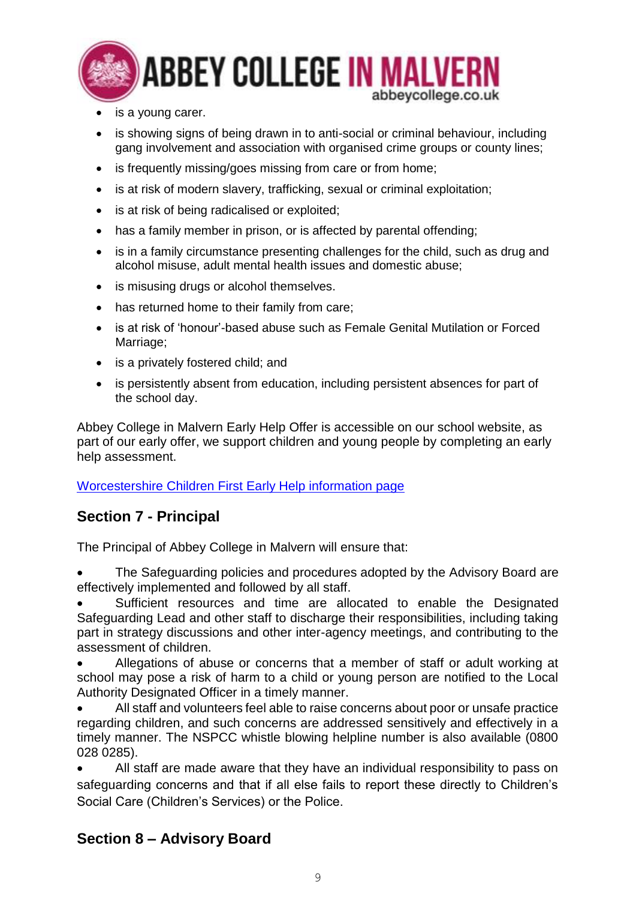- is a young carer.
- is showing signs of being drawn in to anti-social or criminal behaviour, including gang involvement and association with organised crime groups or county lines;
- is frequently missing/goes missing from care or from home;
- is at risk of modern slavery, trafficking, sexual or criminal exploitation;
- is at risk of being radicalised or exploited;
- has a family member in prison, or is affected by parental offending;
- is in a family circumstance presenting challenges for the child, such as drug and alcohol misuse, adult mental health issues and domestic abuse;
- is misusing drugs or alcohol themselves.
- has returned home to their family from care;
- is at risk of 'honour'-based abuse such as Female Genital Mutilation or Forced Marriage;
- is a privately fostered child; and
- is persistently absent from education, including persistent absences for part of the school day.

Abbey College in Malvern Early Help Offer is accessible on our school website, as part of our early offer, we support children and young people by completing an early help assessment.

Worcestershire Children First Early Help information page

## Section 7 - Principal

The Principal of Abbey College in Malvern will ensure that:

- The Safeguarding policies and procedures adopted by the Advisory Board are effectively implemented and followed by all staff.
- Sufficient resources and time are allocated to enable the Designated Safeguarding Lead and other staff to discharge their responsibilities, including taking part in strategy discussions and other inter-agency meetings, and contributing to the assessment of children.
- Allegations of abuse or concerns that a member of staff or adult working at school may pose a risk of harm to a child or young person are notified to the Local Authority Designated Officer in a timely manner.
- All staff and volunteers feel able to raise concerns about poor or unsafe practice regarding children, and such concerns are addressed sensitively and effectively in a timely manner. The NSPCC whistle blowing helpline number is also available (0800 028 0285).
- All staff are made aware that they have an individual responsibility to pass on safeguarding concerns and that if all else fails to report these directly to Children's Social Care (Children's Services) or the Police.

## Section 8 – Advisory Board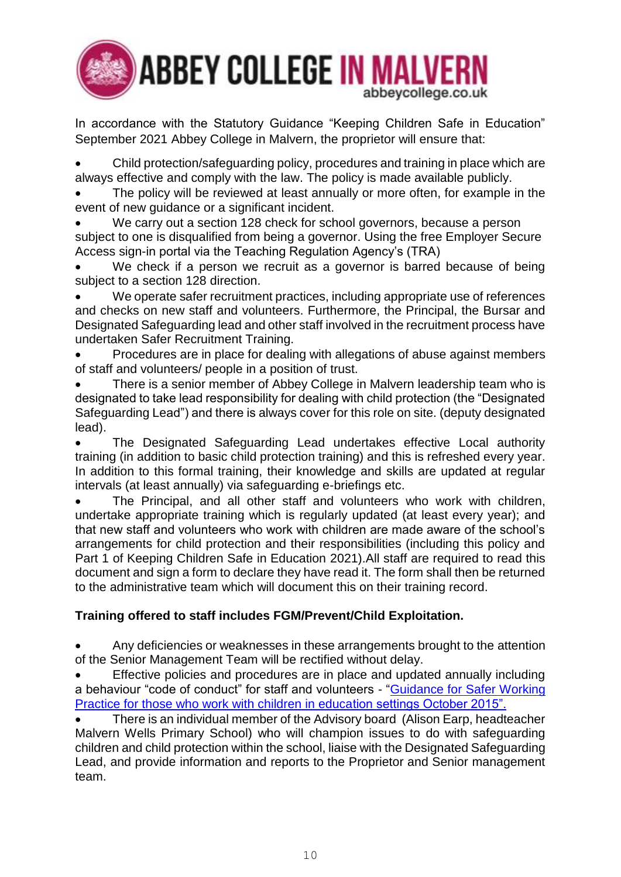In accordance with the Statutory Guidance "Keeping Children Safe in Education" September 2021 Abbey College in Malvern, the proprietor will ensure that:

- Child protection/safeguarding policy, procedures and training in place which are always effective and comply with the law. The policy is made available publicly.
- The policy will be reviewed at least annually or more often, for example in the event of new guidance or a significant incident.
- We carry out a section 128 check for school governors, because a person subject to one is disqualified from being a governor. Using the free Employer Secure Access sign-in portal via the Teaching Regulation Agency's (TRA)
- We check if a person we recruit as a governor is barred because of being subject to a section 128 direction.
- We operate safer recruitment practices, including appropriate use of references and checks on new staff and volunteers. Furthermore, the Principal, the Bursar and Designated Safeguarding lead and other staff involved in the recruitment process have undertaken Safer Recruitment Training.
- Procedures are in place for dealing with allegations of abuse against members of staff and volunteers/ people in a position of trust.
- There is a senior member of Abbey College in Malvern leadership team who is designated to take lead responsibility for dealing with child protection (the "Designated Safeguarding Lead") and there is always cover for this role on site. (deputy designated lead).
- The Designated Safeguarding Lead undertakes effective Local authority training (in addition to basic child protection training) and this is refreshed every year. In addition to this formal training, their knowledge and skills are updated at regular intervals (at least annually) via safeguarding e-briefings etc.
- The Principal, and all other staff and volunteers who work with children, undertake appropriate training which is regularly updated (at least every year); and that new staff and volunteers who work with children are made aware of the school's arrangements for child protection and their responsibilities (including this policy and Part 1 of Keeping Children Safe in Education 2021).All staff are required to read this document and sign a form to declare they have read it. The form shall then be returned to the administrative team which will document this on their training record.

**Training offered to staff includes FGM/Prevent/Child Exploitation.**

- Any deficiencies or weaknesses in these arrangements brought to the attention of the Senior Management Team will be rectified without delay.
- Effective policies and procedures are in place and updated annually including a behaviour "code of conduct" for staff and volunteers - "Guidance for Safer Working Practice for those who work with children in education settings October 2015".
- There is an individual member of the Advisory board (Alison Earp, headteacher Malvern Wells Primary School) who will champion issues to do with safeguarding children and child protection within the school, liaise with the Designated Safeguarding Lead, and provide information and reports to the Proprietor and Senior management team.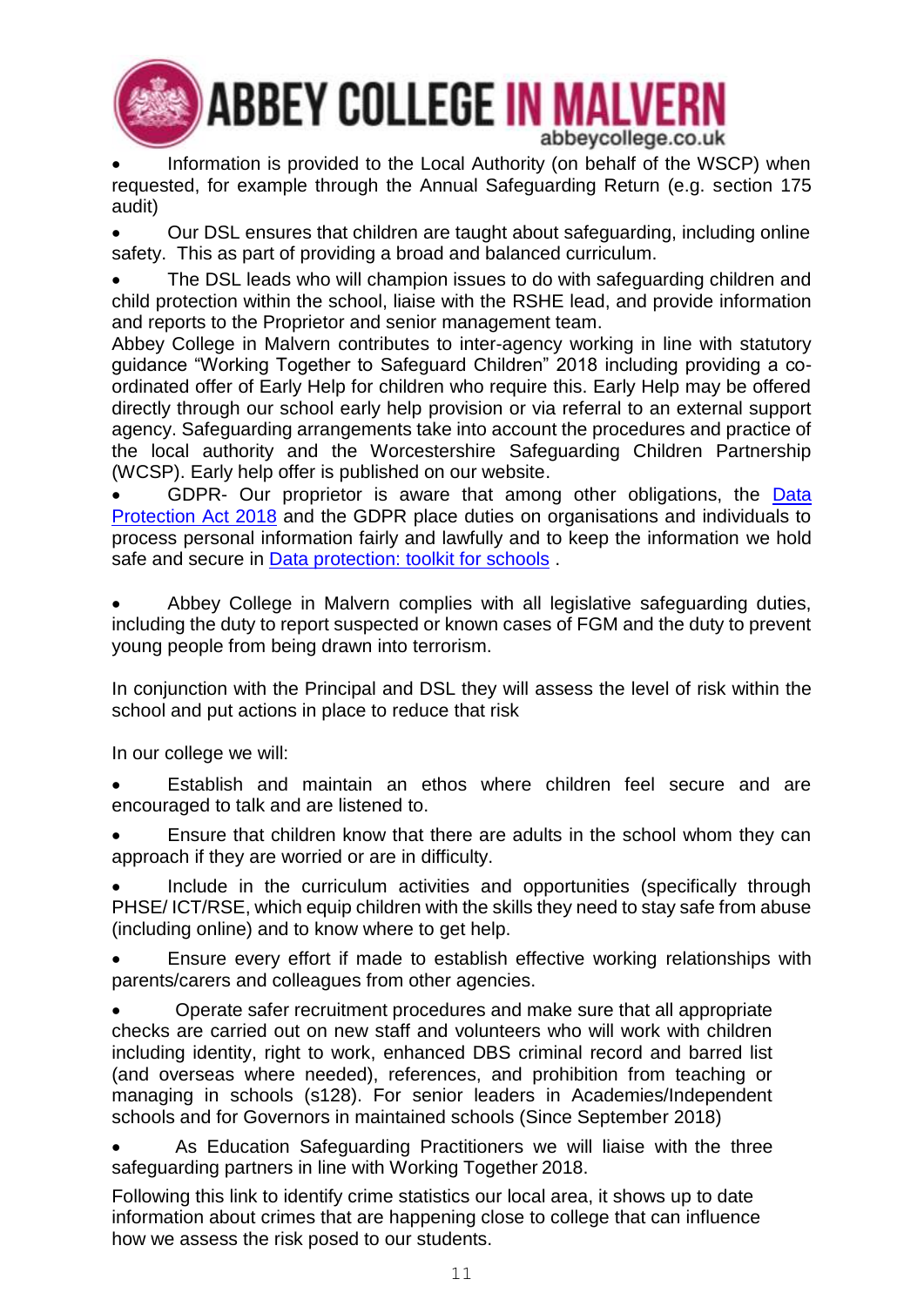- Information is provided to the Local Authority (on behalf of the WSCP) when requested, for example through the Annual Safeguarding Return (e.g. section 175 audit)
- Our DSL ensures that children are taught about safeguarding, including online safety. This as part of providing a broad and balanced curriculum.
- The DSL leads who will champion issues to do with safeguarding children and child protection within the school, liaise with the RSHE lead, and provide information and reports to the Proprietor and senior management team.

Abbey College in Malvern contributes to inter-agency working in line with statutory guidance "Working Together to Safeguard Children" 2018 including providing a co-ordinated offer of Early Help for children who require this. Early Help may be offered directly through our school early help provision or via referral to an external support agency. Safeguarding arrangements take into account the procedures and practice of the local authority and the Worcestershire Safeguarding Children Partnership (WCSP). Early help offer is published on our website.

- GDPR- Our proprietor is aware that among other obligations, the Data Protection Act 2018 and the GDPR place duties on organisations and individuals to process personal information fairly and lawfully and to keep the information we hold safe and secure in Data protection: toolkit for schools .

- Abbey College in Malvern complies with all legislative safeguarding duties, including the duty to report suspected or known cases of FGM and the duty to prevent young people from being drawn into terrorism.

In conjunction with the Principal and DSL they will assess the level of risk within the school and put actions in place to reduce that risk

In our college we will:

- Establish and maintain an ethos where children feel secure and are encouraged to talk and are listened to.
- Ensure that children know that there are adults in the school whom they can approach if they are worried or are in difficulty.
- Include in the curriculum activities and opportunities (specifically through PHSE/ ICT/RSE, which equip children with the skills they need to stay safe from abuse (including online) and to know where to get help.
- Ensure every effort if made to establish effective working relationships with parents/carers and colleagues from other agencies.
- Operate safer recruitment procedures and make sure that all appropriate checks are carried out on new staff and volunteers who will work with children including identity, right to work, enhanced DBS criminal record and barred list (and overseas where needed), references, and prohibition from teaching or managing in schools (s128). For senior leaders in Academies/Independent schools and for Governors in maintained schools (Since September 2018)
- As Education Safeguarding Practitioners we will liaise with the three safeguarding partners in line with Working Together 2018.

Following this link to identify crime statistics our local area, it shows up to date information about crimes that are happening close to college that can influence how we assess the risk posed to our students.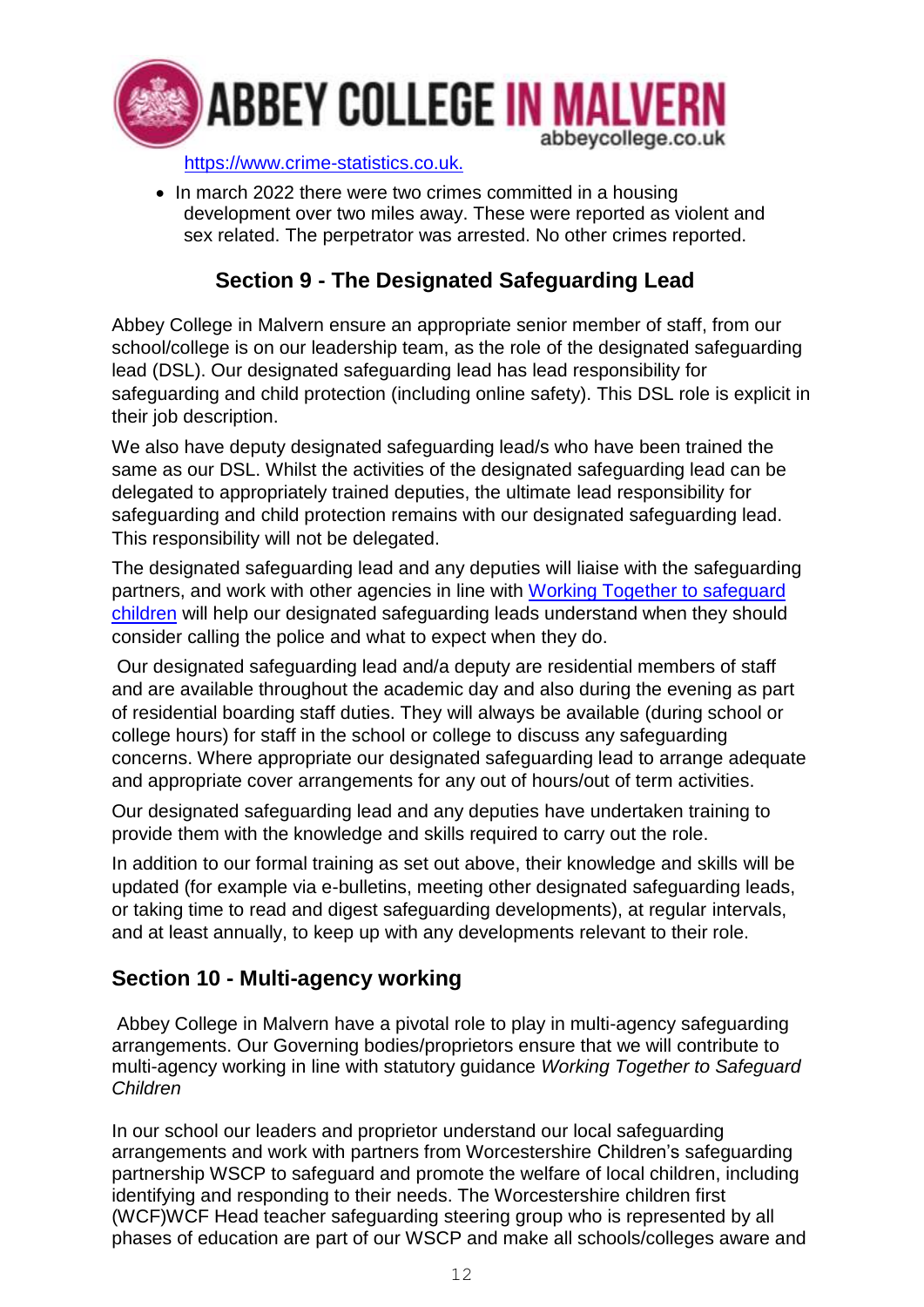[https://www.crime-statistics.co.uk.](https://www.crime-statistics.co.uk.)

- In march 2022 there were two crimes committed in a housing development over two miles away. These were reported as violent and sex related. The perpetrator was arrested. No other crimes reported.

## Section 9 - The Designated Safeguarding Lead

Abbey College in Malvern ensure an appropriate senior member of staff, from our school/college is on our leadership team, as the role of the designated safeguarding lead (DSL). Our designated safeguarding lead has lead responsibility for safeguarding and child protection (including online safety). This DSL role is explicit in their job description.

We also have deputy designated safeguarding lead/s who have been trained the same as our DSL. Whilst the activities of the designated safeguarding lead can be delegated to appropriately trained deputies, the ultimate lead responsibility for safeguarding and child protection remains with our designated safeguarding lead. This responsibility will not be delegated.

The designated safeguarding lead and any deputies will liaise with the safeguarding partners, and work with other agencies in line with [Working Together to safeguard children](#) will help our designated safeguarding leads understand when they should consider calling the police and what to expect when they do.

Our designated safeguarding lead and/a deputy are residential members of staff and are available throughout the academic day and also during the evening as part of residential boarding staff duties. They will always be available (during school or college hours) for staff in the school or college to discuss any safeguarding concerns. Where appropriate our designated safeguarding lead to arrange adequate and appropriate cover arrangements for any out of hours/out of term activities.

Our designated safeguarding lead and any deputies have undertaken training to provide them with the knowledge and skills required to carry out the role.

In addition to our formal training as set out above, their knowledge and skills will be updated (for example via e-bulletins, meeting other designated safeguarding leads, or taking time to read and digest safeguarding developments), at regular intervals, and at least annually, to keep up with any developments relevant to their role.

## Section 10 - Multi-agency working

Abbey College in Malvern have a pivotal role to play in multi-agency safeguarding arrangements. Our Governing bodies/proprietors ensure that we will contribute to multi-agency working in line with statutory guidance *Working Together to Safeguard Children*

In our school our leaders and proprietor understand our local safeguarding arrangements and work with partners from Worcestershire Children's safeguarding partnership WSCP to safeguard and promote the welfare of local children, including identifying and responding to their needs. The Worcestershire children first (WCF)WCF Head teacher safeguarding steering group who is represented by all phases of education are part of our WSCP and make all schools/colleges aware and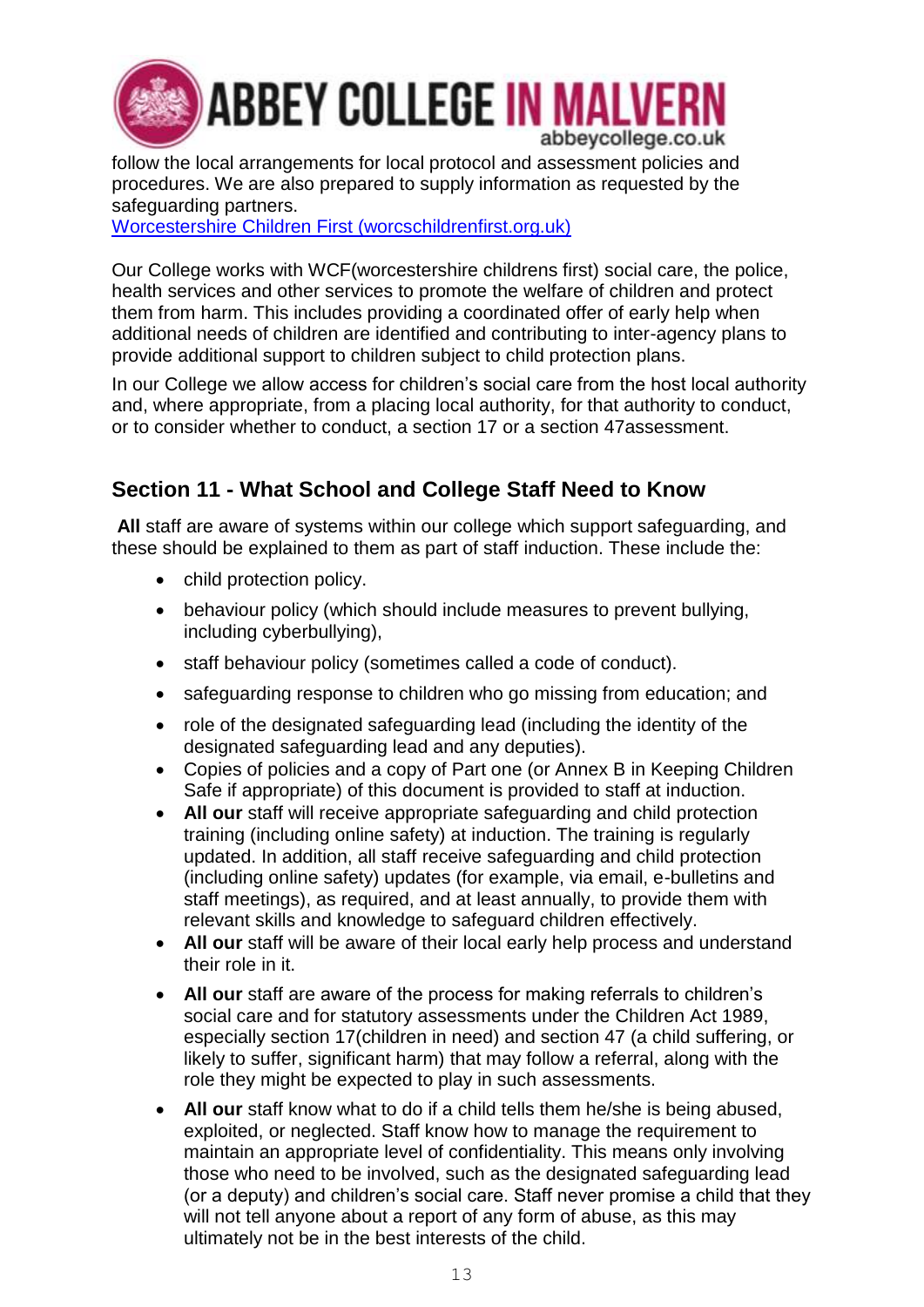follow the local arrangements for local protocol and assessment policies and procedures. We are also prepared to supply information as requested by the safeguarding partners.
[Worcestershire Children First (worcschildrenfirst.org.uk)](https://worcschildrenfirst.org.uk)

Our College works with WCF(worcestershire childrens first) social care, the police, health services and other services to promote the welfare of children and protect them from harm. This includes providing a coordinated offer of early help when additional needs of children are identified and contributing to inter-agency plans to provide additional support to children subject to child protection plans.

In our College we allow access for children's social care from the host local authority and, where appropriate, from a placing local authority, for that authority to conduct, or to consider whether to conduct, a section 17 or a section 47assessment.

## Section 11 - What School and College Staff Need to Know

**All** staff are aware of systems within our college which support safeguarding, and these should be explained to them as part of staff induction. These include the:

- child protection policy.
- behaviour policy (which should include measures to prevent bullying, including cyberbullying),
- staff behaviour policy (sometimes called a code of conduct).
- safeguarding response to children who go missing from education; and
- role of the designated safeguarding lead (including the identity of the designated safeguarding lead and any deputies).
- Copies of policies and a copy of Part one (or Annex B in Keeping Children Safe if appropriate) of this document is provided to staff at induction.
- **All our** staff will receive appropriate safeguarding and child protection training (including online safety) at induction. The training is regularly updated. In addition, all staff receive safeguarding and child protection (including online safety) updates (for example, via email, e-bulletins and staff meetings), as required, and at least annually, to provide them with relevant skills and knowledge to safeguard children effectively.
- **All our** staff will be aware of their local early help process and understand their role in it.
- **All our** staff are aware of the process for making referrals to children's social care and for statutory assessments under the Children Act 1989, especially section 17(children in need) and section 47 (a child suffering, or likely to suffer, significant harm) that may follow a referral, along with the role they might be expected to play in such assessments.
- **All our** staff know what to do if a child tells them he/she is being abused, exploited, or neglected. Staff know how to manage the requirement to maintain an appropriate level of confidentiality. This means only involving those who need to be involved, such as the designated safeguarding lead (or a deputy) and children's social care. Staff never promise a child that they will not tell anyone about a report of any form of abuse, as this may ultimately not be in the best interests of the child.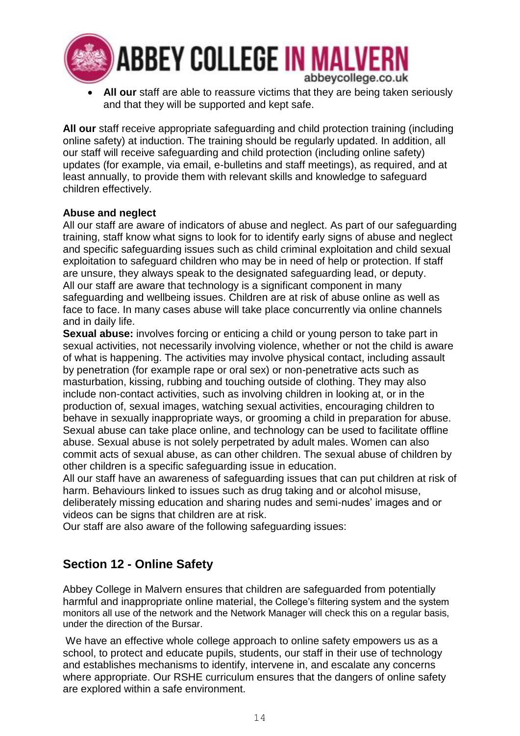- **All our** staff are able to reassure victims that they are being taken seriously and that they will be supported and kept safe.

**All our** staff receive appropriate safeguarding and child protection training (including online safety) at induction. The training should be regularly updated. In addition, all our staff will receive safeguarding and child protection (including online safety) updates (for example, via email, e-bulletins and staff meetings), as required, and at least annually, to provide them with relevant skills and knowledge to safeguard children effectively.

**Abuse and neglect**

All our staff are aware of indicators of abuse and neglect. As part of our safeguarding training, staff know what signs to look for to identify early signs of abuse and neglect and specific safeguarding issues such as child criminal exploitation and child sexual exploitation to safeguard children who may be in need of help or protection. If staff are unsure, they always speak to the designated safeguarding lead, or deputy.
All our staff are aware that technology is a significant component in many safeguarding and wellbeing issues. Children are at risk of abuse online as well as face to face. In many cases abuse will take place concurrently via online channels and in daily life.

**Sexual abuse:** involves forcing or enticing a child or young person to take part in sexual activities, not necessarily involving violence, whether or not the child is aware of what is happening. The activities may involve physical contact, including assault by penetration (for example rape or oral sex) or non-penetrative acts such as masturbation, kissing, rubbing and touching outside of clothing. They may also include non-contact activities, such as involving children in looking at, or in the production of, sexual images, watching sexual activities, encouraging children to behave in sexually inappropriate ways, or grooming a child in preparation for abuse. Sexual abuse can take place online, and technology can be used to facilitate offline abuse. Sexual abuse is not solely perpetrated by adult males. Women can also commit acts of sexual abuse, as can other children. The sexual abuse of children by other children is a specific safeguarding issue in education.

All our staff have an awareness of safeguarding issues that can put children at risk of harm. Behaviours linked to issues such as drug taking and or alcohol misuse, deliberately missing education and sharing nudes and semi-nudes' images and or videos can be signs that children are at risk.

Our staff are also aware of the following safeguarding issues:

## Section 12 - Online Safety

Abbey College in Malvern ensures that children are safeguarded from potentially harmful and inappropriate online material, the College's filtering system and the system monitors all use of the network and the Network Manager will check this on a regular basis, under the direction of the Bursar.

We have an effective whole college approach to online safety empowers us as a school, to protect and educate pupils, students, our staff in their use of technology and establishes mechanisms to identify, intervene in, and escalate any concerns where appropriate. Our RSHE curriculum ensures that the dangers of online safety are explored within a safe environment.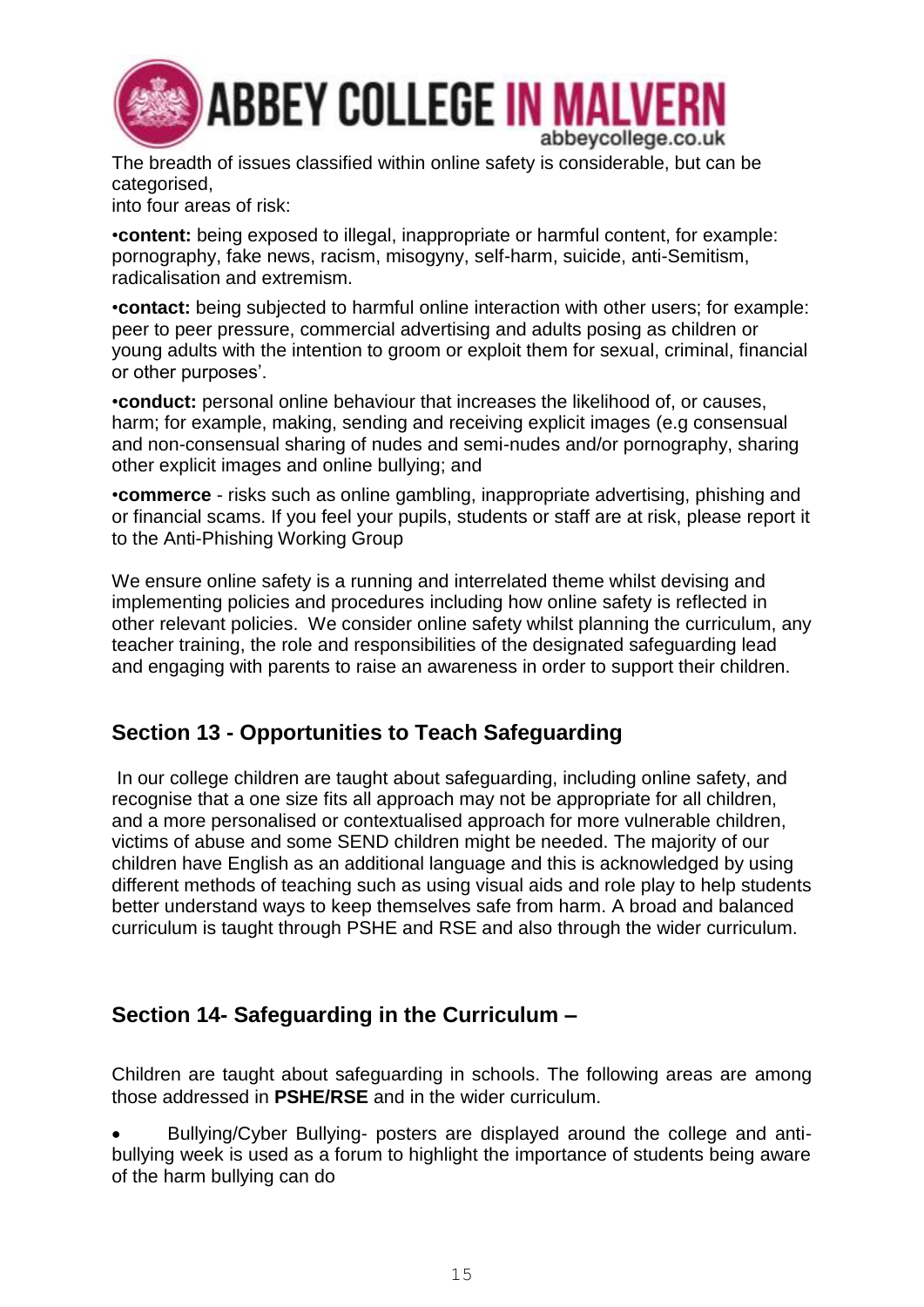The breadth of issues classified within online safety is considerable, but can be categorised,
into four areas of risk:

•**content:** being exposed to illegal, inappropriate or harmful content, for example: pornography, fake news, racism, misogyny, self-harm, suicide, anti-Semitism, radicalisation and extremism.

•**contact:** being subjected to harmful online interaction with other users; for example: peer to peer pressure, commercial advertising and adults posing as children or young adults with the intention to groom or exploit them for sexual, criminal, financial or other purposes'.

•**conduct:** personal online behaviour that increases the likelihood of, or causes, harm; for example, making, sending and receiving explicit images (e.g consensual and non-consensual sharing of nudes and semi-nudes and/or pornography, sharing other explicit images and online bullying; and

•**commerce** - risks such as online gambling, inappropriate advertising, phishing and or financial scams. If you feel your pupils, students or staff are at risk, please report it to the Anti-Phishing Working Group

We ensure online safety is a running and interrelated theme whilst devising and implementing policies and procedures including how online safety is reflected in other relevant policies. We consider online safety whilst planning the curriculum, any teacher training, the role and responsibilities of the designated safeguarding lead and engaging with parents to raise an awareness in order to support their children.

## Section 13 - Opportunities to Teach Safeguarding

In our college children are taught about safeguarding, including online safety, and recognise that a one size fits all approach may not be appropriate for all children, and a more personalised or contextualised approach for more vulnerable children, victims of abuse and some SEND children might be needed. The majority of our children have English as an additional language and this is acknowledged by using different methods of teaching such as using visual aids and role play to help students better understand ways to keep themselves safe from harm. A broad and balanced curriculum is taught through PSHE and RSE and also through the wider curriculum.

## Section 14- Safeguarding in the Curriculum –

Children are taught about safeguarding in schools. The following areas are among those addressed in **PSHE/RSE** and in the wider curriculum.

- Bullying/Cyber Bullying- posters are displayed around the college and anti-bullying week is used as a forum to highlight the importance of students being aware of the harm bullying can do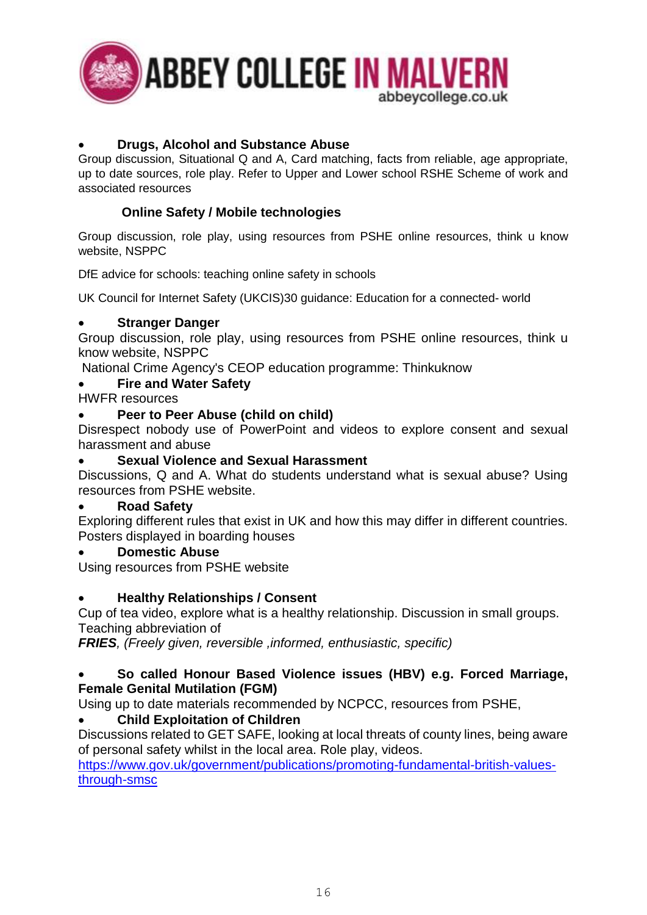- **Drugs, Alcohol and Substance Abuse**

Group discussion, Situational Q and A, Card matching, facts from reliable, age appropriate, up to date sources, role play. Refer to Upper and Lower school RSHE Scheme of work and associated resources

**Online Safety / Mobile technologies**

Group discussion, role play, using resources from PSHE online resources, think u know website, NSPPC

DfE advice for schools: teaching online safety in schools

UK Council for Internet Safety (UKCIS)30 guidance: Education for a connected- world

- **Stranger Danger**

Group discussion, role play, using resources from PSHE online resources, think u know website, NSPPC

National Crime Agency's CEOP education programme: Thinkuknow

- **Fire and Water Safety**

HWFR resources

- **Peer to Peer Abuse (child on child)**

Disrespect nobody use of PowerPoint and videos to explore consent and sexual harassment and abuse

- **Sexual Violence and Sexual Harassment**

Discussions, Q and A. What do students understand what is sexual abuse? Using resources from PSHE website.

- **Road Safety**

Exploring different rules that exist in UK and how this may differ in different countries. Posters displayed in boarding houses

- **Domestic Abuse**

Using resources from PSHE website

- **Healthy Relationships / Consent**

Cup of tea video, explore what is a healthy relationship. Discussion in small groups. Teaching abbreviation of

***FRIES**, (Freely given, reversible ,informed, enthusiastic, specific)*

- **So called Honour Based Violence issues (HBV) e.g. Forced Marriage, Female Genital Mutilation (FGM)**

Using up to date materials recommended by NCPCC, resources from PSHE,

- **Child Exploitation of Children**

Discussions related to GET SAFE, looking at local threats of county lines, being aware of personal safety whilst in the local area. Role play, videos.

https://www.gov.uk/government/publications/promoting-fundamental-british-values-through-smsc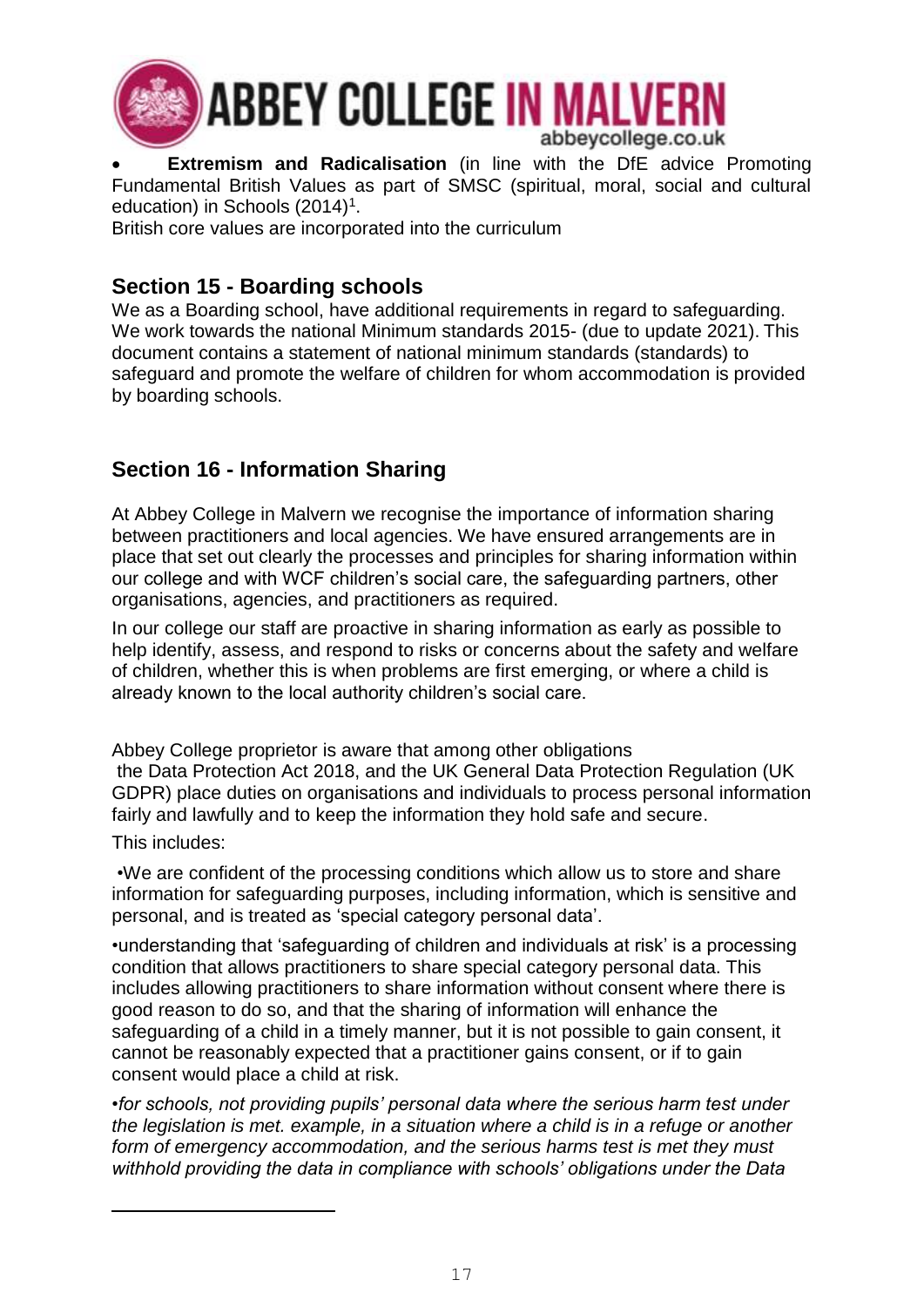- **Extremism and Radicalisation** (in line with the DfE advice Promoting Fundamental British Values as part of SMSC (spiritual, moral, social and cultural education) in Schools (2014)[1].

British core values are incorporated into the curriculum

## Section 15 - Boarding schools

We as a Boarding school, have additional requirements in regard to safeguarding. We work towards the national Minimum standards 2015- (due to update 2021). This document contains a statement of national minimum standards (standards) to safeguard and promote the welfare of children for whom accommodation is provided by boarding schools.

## Section 16 - Information Sharing

At Abbey College in Malvern we recognise the importance of information sharing between practitioners and local agencies. We have ensured arrangements are in place that set out clearly the processes and principles for sharing information within our college and with WCF children's social care, the safeguarding partners, other organisations, agencies, and practitioners as required.

In our college our staff are proactive in sharing information as early as possible to help identify, assess, and respond to risks or concerns about the safety and welfare of children, whether this is when problems are first emerging, or where a child is already known to the local authority children's social care.

Abbey College proprietor is aware that among other obligations the Data Protection Act 2018, and the UK General Data Protection Regulation (UK GDPR) place duties on organisations and individuals to process personal information fairly and lawfully and to keep the information they hold safe and secure.

This includes:

•We are confident of the processing conditions which allow us to store and share information for safeguarding purposes, including information, which is sensitive and personal, and is treated as 'special category personal data'.

•understanding that 'safeguarding of children and individuals at risk' is a processing condition that allows practitioners to share special category personal data. This includes allowing practitioners to share information without consent where there is good reason to do so, and that the sharing of information will enhance the safeguarding of a child in a timely manner, but it is not possible to gain consent, it cannot be reasonably expected that a practitioner gains consent, or if to gain consent would place a child at risk.

•*for schools, not providing pupils' personal data where the serious harm test under the legislation is met. example, in a situation where a child is in a refuge or another form of emergency accommodation, and the serious harms test is met they must withhold providing the data in compliance with schools' obligations under the Data*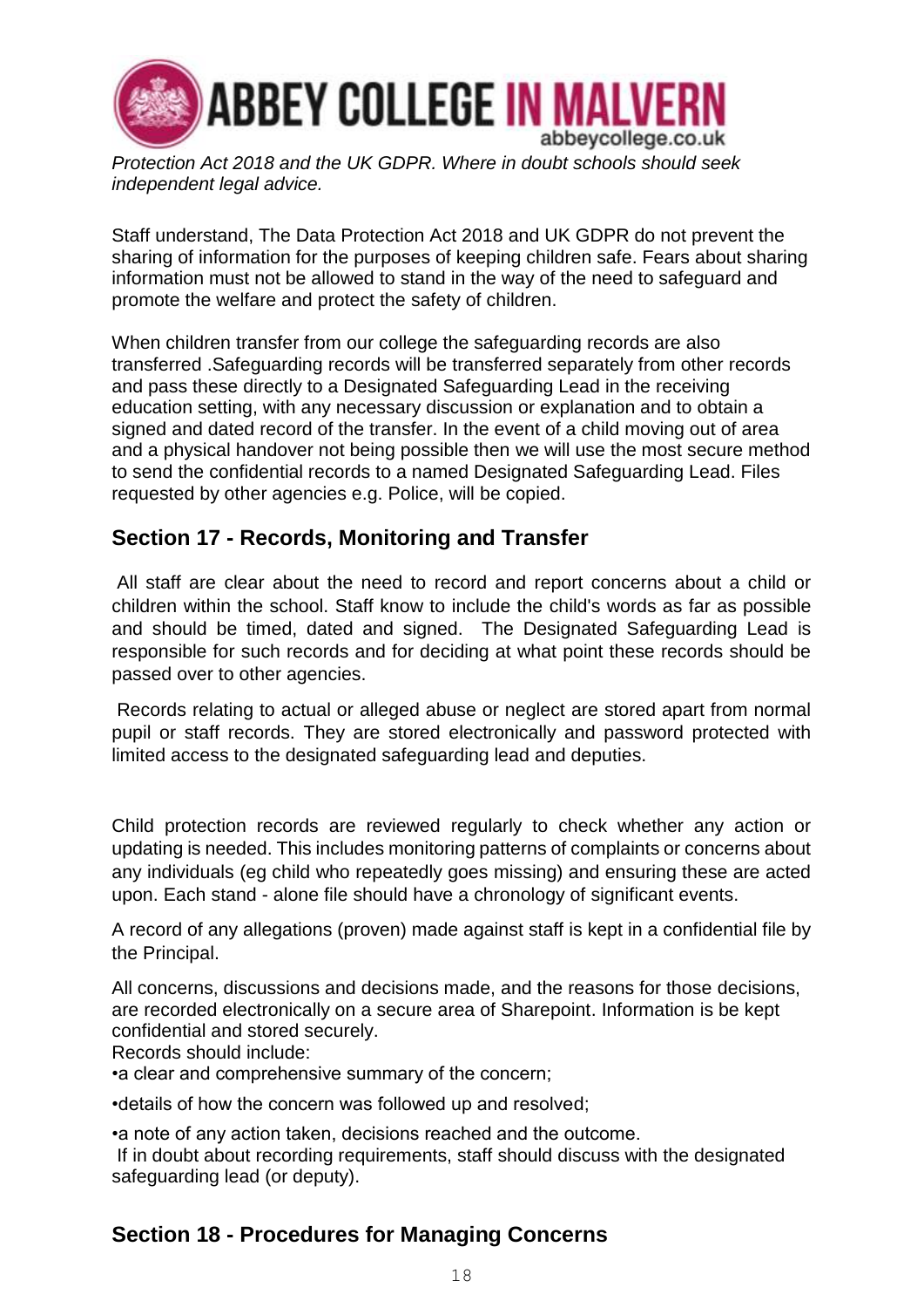*Protection Act 2018 and the UK GDPR. Where in doubt schools should seek independent legal advice.*

Staff understand, The Data Protection Act 2018 and UK GDPR do not prevent the sharing of information for the purposes of keeping children safe. Fears about sharing information must not be allowed to stand in the way of the need to safeguard and promote the welfare and protect the safety of children.

When children transfer from our college the safeguarding records are also transferred .Safeguarding records will be transferred separately from other records and pass these directly to a Designated Safeguarding Lead in the receiving education setting, with any necessary discussion or explanation and to obtain a signed and dated record of the transfer. In the event of a child moving out of area and a physical handover not being possible then we will use the most secure method to send the confidential records to a named Designated Safeguarding Lead. Files requested by other agencies e.g. Police, will be copied.

## Section 17 - Records, Monitoring and Transfer

All staff are clear about the need to record and report concerns about a child or children within the school. Staff know to include the child's words as far as possible and should be timed, dated and signed. The Designated Safeguarding Lead is responsible for such records and for deciding at what point these records should be passed over to other agencies.

Records relating to actual or alleged abuse or neglect are stored apart from normal pupil or staff records. They are stored electronically and password protected with limited access to the designated safeguarding lead and deputies.

Child protection records are reviewed regularly to check whether any action or updating is needed. This includes monitoring patterns of complaints or concerns about any individuals (eg child who repeatedly goes missing) and ensuring these are acted upon. Each stand - alone file should have a chronology of significant events.

A record of any allegations (proven) made against staff is kept in a confidential file by the Principal.

All concerns, discussions and decisions made, and the reasons for those decisions, are recorded electronically on a secure area of Sharepoint. Information is be kept confidential and stored securely.

Records should include:

- a clear and comprehensive summary of the concern;
- details of how the concern was followed up and resolved;
- a note of any action taken, decisions reached and the outcome.

If in doubt about recording requirements, staff should discuss with the designated safeguarding lead (or deputy).

## Section 18 - Procedures for Managing Concerns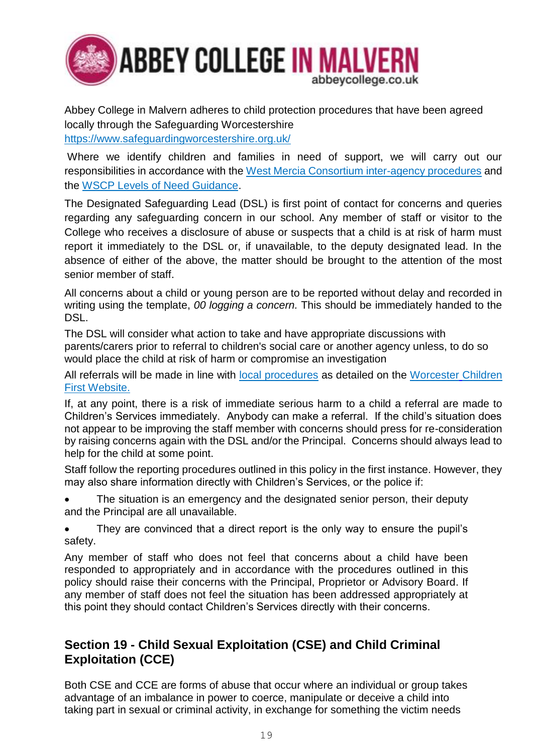Abbey College in Malvern adheres to child protection procedures that have been agreed locally through the Safeguarding Worcestershire https://www.safeguardingworcestershire.org.uk/

Where we identify children and families in need of support, we will carry out our responsibilities in accordance with the West Mercia Consortium inter-agency procedures and the WSCP Levels of Need Guidance.

The Designated Safeguarding Lead (DSL) is first point of contact for concerns and queries regarding any safeguarding concern in our school. Any member of staff or visitor to the College who receives a disclosure of abuse or suspects that a child is at risk of harm must report it immediately to the DSL or, if unavailable, to the deputy designated lead. In the absence of either of the above, the matter should be brought to the attention of the most senior member of staff.

All concerns about a child or young person are to be reported without delay and recorded in writing using the template, *00 logging a concern.* This should be immediately handed to the DSL.

The DSL will consider what action to take and have appropriate discussions with parents/carers prior to referral to children's social care or another agency unless, to do so would place the child at risk of harm or compromise an investigation

All referrals will be made in line with local procedures as detailed on the Worcester Children First Website.

If, at any point, there is a risk of immediate serious harm to a child a referral are made to Children's Services immediately. Anybody can make a referral. If the child's situation does not appear to be improving the staff member with concerns should press for re-consideration by raising concerns again with the DSL and/or the Principal. Concerns should always lead to help for the child at some point.

Staff follow the reporting procedures outlined in this policy in the first instance. However, they may also share information directly with Children's Services, or the police if:

- The situation is an emergency and the designated senior person, their deputy and the Principal are all unavailable.
- They are convinced that a direct report is the only way to ensure the pupil's safety.

Any member of staff who does not feel that concerns about a child have been responded to appropriately and in accordance with the procedures outlined in this policy should raise their concerns with the Principal, Proprietor or Advisory Board. If any member of staff does not feel the situation has been addressed appropriately at this point they should contact Children's Services directly with their concerns.

## Section 19 - Child Sexual Exploitation (CSE) and Child Criminal Exploitation (CCE)

Both CSE and CCE are forms of abuse that occur where an individual or group takes advantage of an imbalance in power to coerce, manipulate or deceive a child into taking part in sexual or criminal activity, in exchange for something the victim needs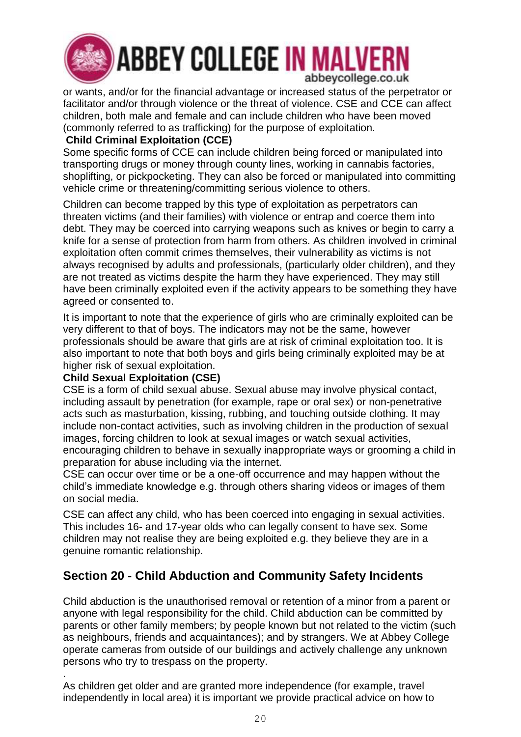or wants, and/or for the financial advantage or increased status of the perpetrator or facilitator and/or through violence or the threat of violence. CSE and CCE can affect children, both male and female and can include children who have been moved (commonly referred to as trafficking) for the purpose of exploitation.

**Child Criminal Exploitation (CCE)**

Some specific forms of CCE can include children being forced or manipulated into transporting drugs or money through county lines, working in cannabis factories, shoplifting, or pickpocketing. They can also be forced or manipulated into committing vehicle crime or threatening/committing serious violence to others.

Children can become trapped by this type of exploitation as perpetrators can threaten victims (and their families) with violence or entrap and coerce them into debt. They may be coerced into carrying weapons such as knives or begin to carry a knife for a sense of protection from harm from others. As children involved in criminal exploitation often commit crimes themselves, their vulnerability as victims is not always recognised by adults and professionals, (particularly older children), and they are not treated as victims despite the harm they have experienced. They may still have been criminally exploited even if the activity appears to be something they have agreed or consented to.

It is important to note that the experience of girls who are criminally exploited can be very different to that of boys. The indicators may not be the same, however professionals should be aware that girls are at risk of criminal exploitation too. It is also important to note that both boys and girls being criminally exploited may be at higher risk of sexual exploitation.

**Child Sexual Exploitation (CSE)**

CSE is a form of child sexual abuse. Sexual abuse may involve physical contact, including assault by penetration (for example, rape or oral sex) or non-penetrative acts such as masturbation, kissing, rubbing, and touching outside clothing. It may include non-contact activities, such as involving children in the production of sexual images, forcing children to look at sexual images or watch sexual activities, encouraging children to behave in sexually inappropriate ways or grooming a child in preparation for abuse including via the internet.

CSE can occur over time or be a one-off occurrence and may happen without the child's immediate knowledge e.g. through others sharing videos or images of them on social media.

CSE can affect any child, who has been coerced into engaging in sexual activities. This includes 16- and 17-year olds who can legally consent to have sex. Some children may not realise they are being exploited e.g. they believe they are in a genuine romantic relationship.

## Section 20 - Child Abduction and Community Safety Incidents

Child abduction is the unauthorised removal or retention of a minor from a parent or anyone with legal responsibility for the child. Child abduction can be committed by parents or other family members; by people known but not related to the victim (such as neighbours, friends and acquaintances); and by strangers. We at Abbey College operate cameras from outside of our buildings and actively challenge any unknown persons who try to trespass on the property.

.

As children get older and are granted more independence (for example, travel independently in local area) it is important we provide practical advice on how to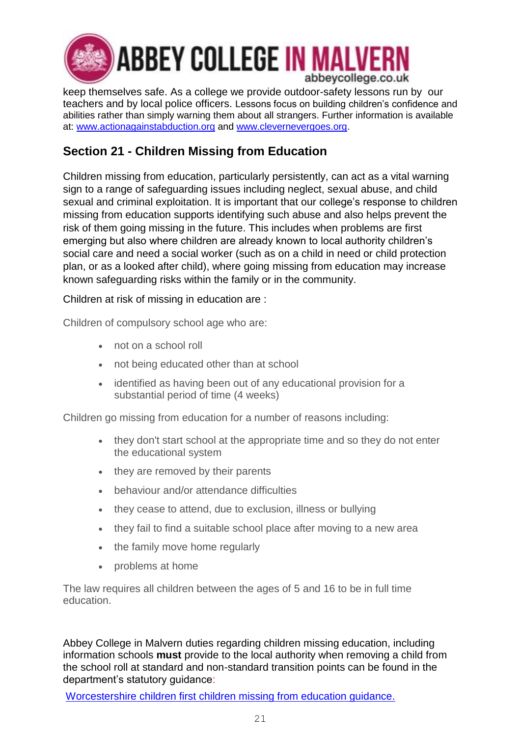keep themselves safe. As a college we provide outdoor-safety lessons run by our teachers and by local police officers. Lessons focus on building children's confidence and abilities rather than simply warning them about all strangers. Further information is available at: [www.actionagainstabduction.org](http://www.actionagainstabduction.org) and [www.clevernevergoes.org](http://www.clevernevergoes.org).

## Section 21 - Children Missing from Education

Children missing from education, particularly persistently, can act as a vital warning sign to a range of safeguarding issues including neglect, sexual abuse, and child sexual and criminal exploitation. It is important that our college's response to children missing from education supports identifying such abuse and also helps prevent the risk of them going missing in the future. This includes when problems are first emerging but also where children are already known to local authority children's social care and need a social worker (such as on a child in need or child protection plan, or as a looked after child), where going missing from education may increase known safeguarding risks within the family or in the community.

Children at risk of missing in education are :

Children of compulsory school age who are:

- not on a school roll
- not being educated other than at school
- identified as having been out of any educational provision for a substantial period of time (4 weeks)

Children go missing from education for a number of reasons including:

- they don't start school at the appropriate time and so they do not enter the educational system
- they are removed by their parents
- behaviour and/or attendance difficulties
- they cease to attend, due to exclusion, illness or bullying
- they fail to find a suitable school place after moving to a new area
- the family move home regularly
- problems at home

The law requires all children between the ages of 5 and 16 to be in full time education.

Abbey College in Malvern duties regarding children missing education, including information schools **must** provide to the local authority when removing a child from the school roll at standard and non-standard transition points can be found in the department's statutory guidance:

[Worcestershire children first children missing from education guidance.]()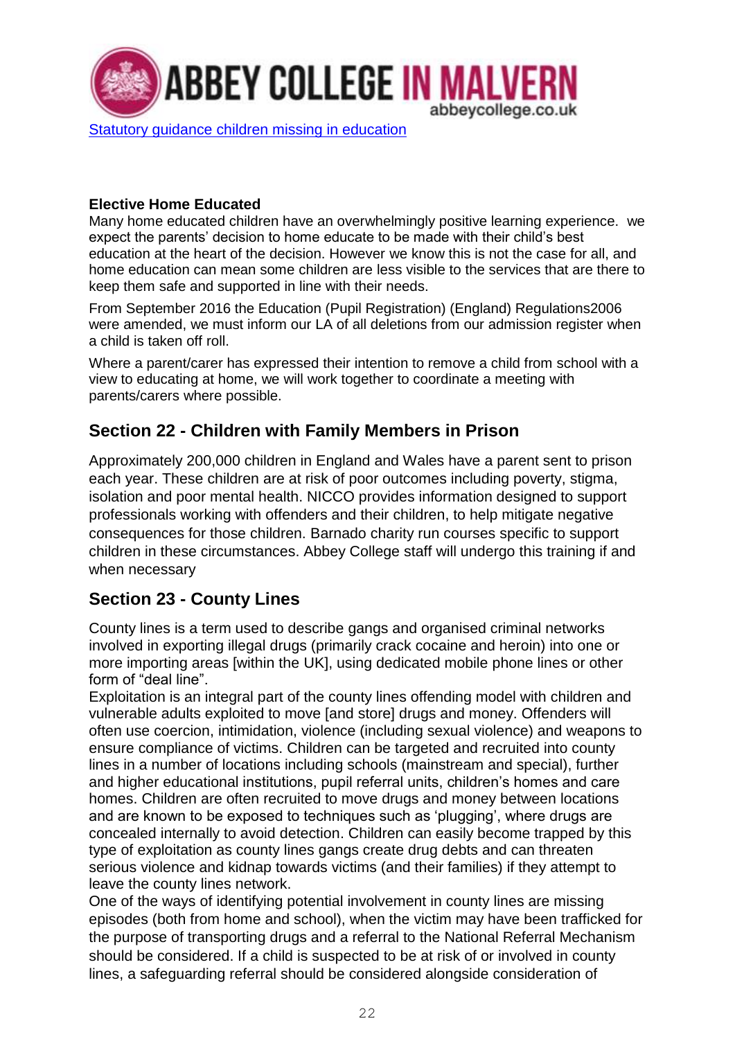[Statutory guidance children missing in education](#)

**Elective Home Educated**

Many home educated children have an overwhelmingly positive learning experience. we expect the parents' decision to home educate to be made with their child's best education at the heart of the decision. However we know this is not the case for all, and home education can mean some children are less visible to the services that are there to keep them safe and supported in line with their needs.

From September 2016 the Education (Pupil Registration) (England) Regulations2006 were amended, we must inform our LA of all deletions from our admission register when a child is taken off roll.

Where a parent/carer has expressed their intention to remove a child from school with a view to educating at home, we will work together to coordinate a meeting with parents/carers where possible.

## Section 22 - Children with Family Members in Prison

Approximately 200,000 children in England and Wales have a parent sent to prison each year. These children are at risk of poor outcomes including poverty, stigma, isolation and poor mental health. NICCO provides information designed to support professionals working with offenders and their children, to help mitigate negative consequences for those children. Barnado charity run courses specific to support children in these circumstances. Abbey College staff will undergo this training if and when necessary

## Section 23 - County Lines

County lines is a term used to describe gangs and organised criminal networks involved in exporting illegal drugs (primarily crack cocaine and heroin) into one or more importing areas [within the UK], using dedicated mobile phone lines or other form of "deal line".

Exploitation is an integral part of the county lines offending model with children and vulnerable adults exploited to move [and store] drugs and money. Offenders will often use coercion, intimidation, violence (including sexual violence) and weapons to ensure compliance of victims. Children can be targeted and recruited into county lines in a number of locations including schools (mainstream and special), further and higher educational institutions, pupil referral units, children's homes and care homes. Children are often recruited to move drugs and money between locations and are known to be exposed to techniques such as 'plugging', where drugs are concealed internally to avoid detection. Children can easily become trapped by this type of exploitation as county lines gangs create drug debts and can threaten serious violence and kidnap towards victims (and their families) if they attempt to leave the county lines network.

One of the ways of identifying potential involvement in county lines are missing episodes (both from home and school), when the victim may have been trafficked for the purpose of transporting drugs and a referral to the National Referral Mechanism should be considered. If a child is suspected to be at risk of or involved in county lines, a safeguarding referral should be considered alongside consideration of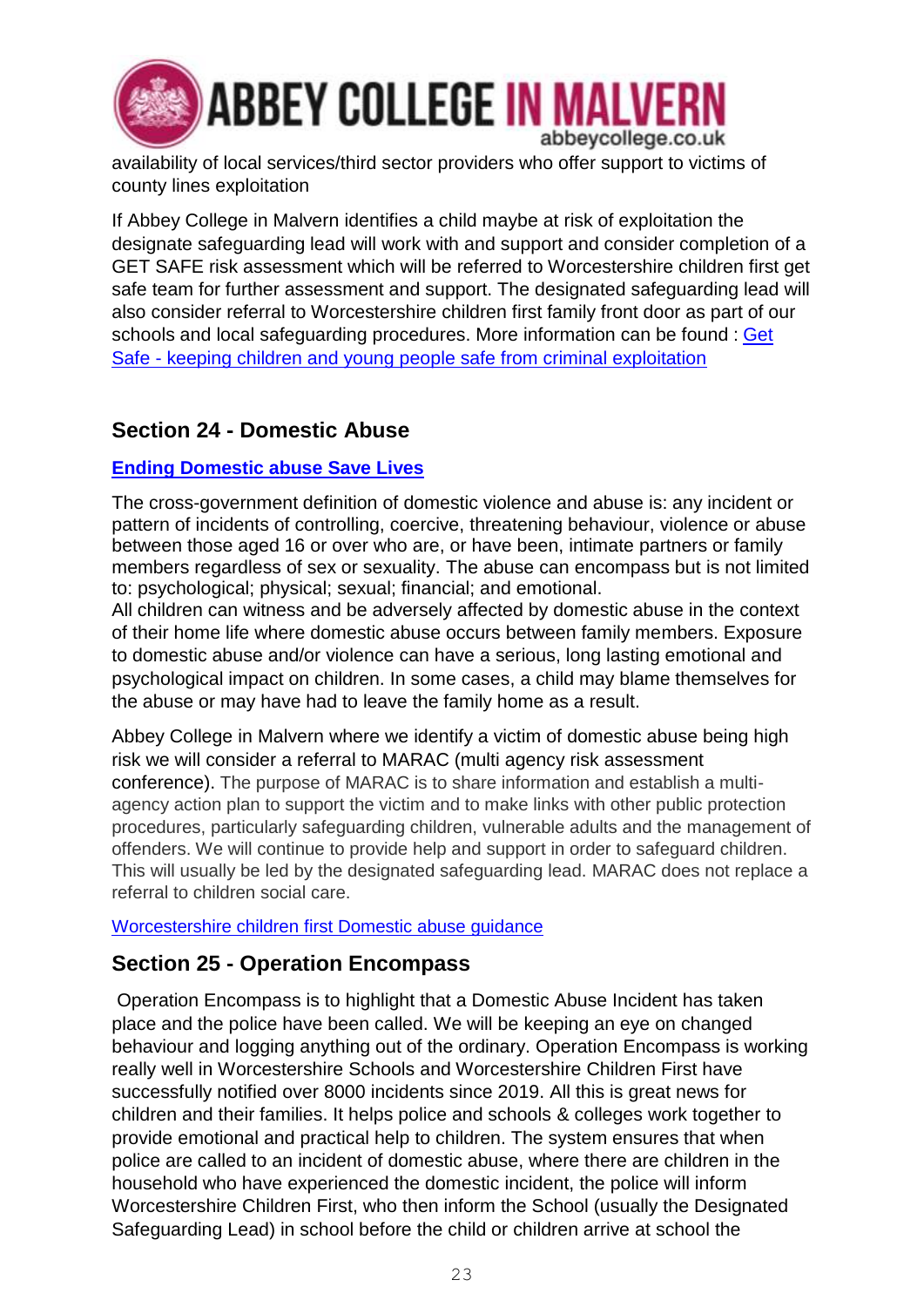availability of local services/third sector providers who offer support to victims of county lines exploitation

If Abbey College in Malvern identifies a child maybe at risk of exploitation the designate safeguarding lead will work with and support and consider completion of a GET SAFE risk assessment which will be referred to Worcestershire children first get safe team for further assessment and support. The designated safeguarding lead will also consider referral to Worcestershire children first family front door as part of our schools and local safeguarding procedures. More information can be found : Get Safe - keeping children and young people safe from criminal exploitation

## Section 24 - Domestic Abuse

**Ending Domestic abuse Save Lives**

The cross-government definition of domestic violence and abuse is: any incident or pattern of incidents of controlling, coercive, threatening behaviour, violence or abuse between those aged 16 or over who are, or have been, intimate partners or family members regardless of sex or sexuality. The abuse can encompass but is not limited to: psychological; physical; sexual; financial; and emotional.
All children can witness and be adversely affected by domestic abuse in the context of their home life where domestic abuse occurs between family members. Exposure to domestic abuse and/or violence can have a serious, long lasting emotional and psychological impact on children. In some cases, a child may blame themselves for the abuse or may have had to leave the family home as a result.

Abbey College in Malvern where we identify a victim of domestic abuse being high risk we will consider a referral to MARAC (multi agency risk assessment conference). The purpose of MARAC is to share information and establish a multi-agency action plan to support the victim and to make links with other public protection procedures, particularly safeguarding children, vulnerable adults and the management of offenders. We will continue to provide help and support in order to safeguard children. This will usually be led by the designated safeguarding lead. MARAC does not replace a referral to children social care.

Worcestershire children first Domestic abuse guidance

## Section 25 - Operation Encompass

Operation Encompass is to highlight that a Domestic Abuse Incident has taken place and the police have been called. We will be keeping an eye on changed behaviour and logging anything out of the ordinary. Operation Encompass is working really well in Worcestershire Schools and Worcestershire Children First have successfully notified over 8000 incidents since 2019. All this is great news for children and their families. It helps police and schools & colleges work together to provide emotional and practical help to children. The system ensures that when police are called to an incident of domestic abuse, where there are children in the household who have experienced the domestic incident, the police will inform Worcestershire Children First, who then inform the School (usually the Designated Safeguarding Lead) in school before the child or children arrive at school the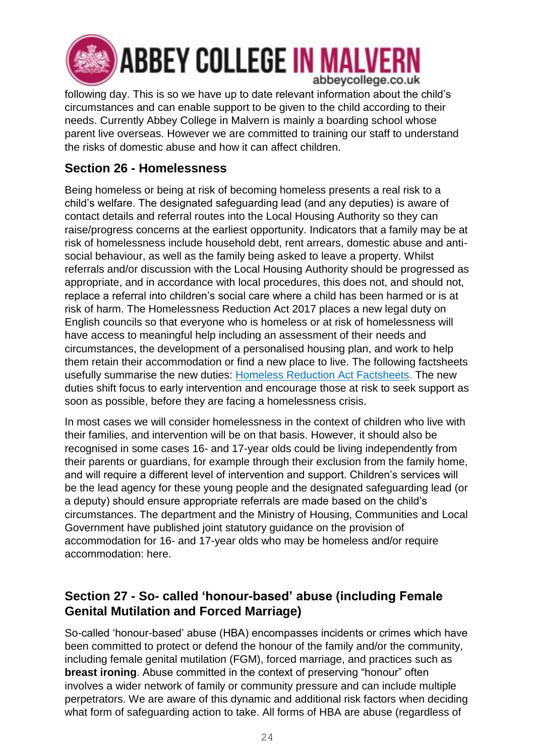following day. This is so we have up to date relevant information about the child's circumstances and can enable support to be given to the child according to their needs. Currently Abbey College in Malvern is mainly a boarding school whose parent live overseas. However we are committed to training our staff to understand the risks of domestic abuse and how it can affect children.

## Section 26 - Homelessness

Being homeless or being at risk of becoming homeless presents a real risk to a child's welfare. The designated safeguarding lead (and any deputies) is aware of contact details and referral routes into the Local Housing Authority so they can raise/progress concerns at the earliest opportunity. Indicators that a family may be at risk of homelessness include household debt, rent arrears, domestic abuse and anti-social behaviour, as well as the family being asked to leave a property. Whilst referrals and/or discussion with the Local Housing Authority should be progressed as appropriate, and in accordance with local procedures, this does not, and should not, replace a referral into children's social care where a child has been harmed or is at risk of harm. The Homelessness Reduction Act 2017 places a new legal duty on English councils so that everyone who is homeless or at risk of homelessness will have access to meaningful help including an assessment of their needs and circumstances, the development of a personalised housing plan, and work to help them retain their accommodation or find a new place to live. The following factsheets usefully summarise the new duties: Homeless Reduction Act Factsheets. The new duties shift focus to early intervention and encourage those at risk to seek support as soon as possible, before they are facing a homelessness crisis.

In most cases we will consider homelessness in the context of children who live with their families, and intervention will be on that basis. However, it should also be recognised in some cases 16- and 17-year olds could be living independently from their parents or guardians, for example through their exclusion from the family home, and will require a different level of intervention and support. Children's services will be the lead agency for these young people and the designated safeguarding lead (or a deputy) should ensure appropriate referrals are made based on the child's circumstances. The department and the Ministry of Housing, Communities and Local Government have published joint statutory guidance on the provision of accommodation for 16- and 17-year olds who may be homeless and/or require accommodation: here.

## Section 27 - So- called 'honour-based' abuse (including Female Genital Mutilation and Forced Marriage)

So-called 'honour-based' abuse (HBA) encompasses incidents or crimes which have been committed to protect or defend the honour of the family and/or the community, including female genital mutilation (FGM), forced marriage, and practices such as **breast ironing**. Abuse committed in the context of preserving "honour" often involves a wider network of family or community pressure and can include multiple perpetrators. We are aware of this dynamic and additional risk factors when deciding what form of safeguarding action to take. All forms of HBA are abuse (regardless of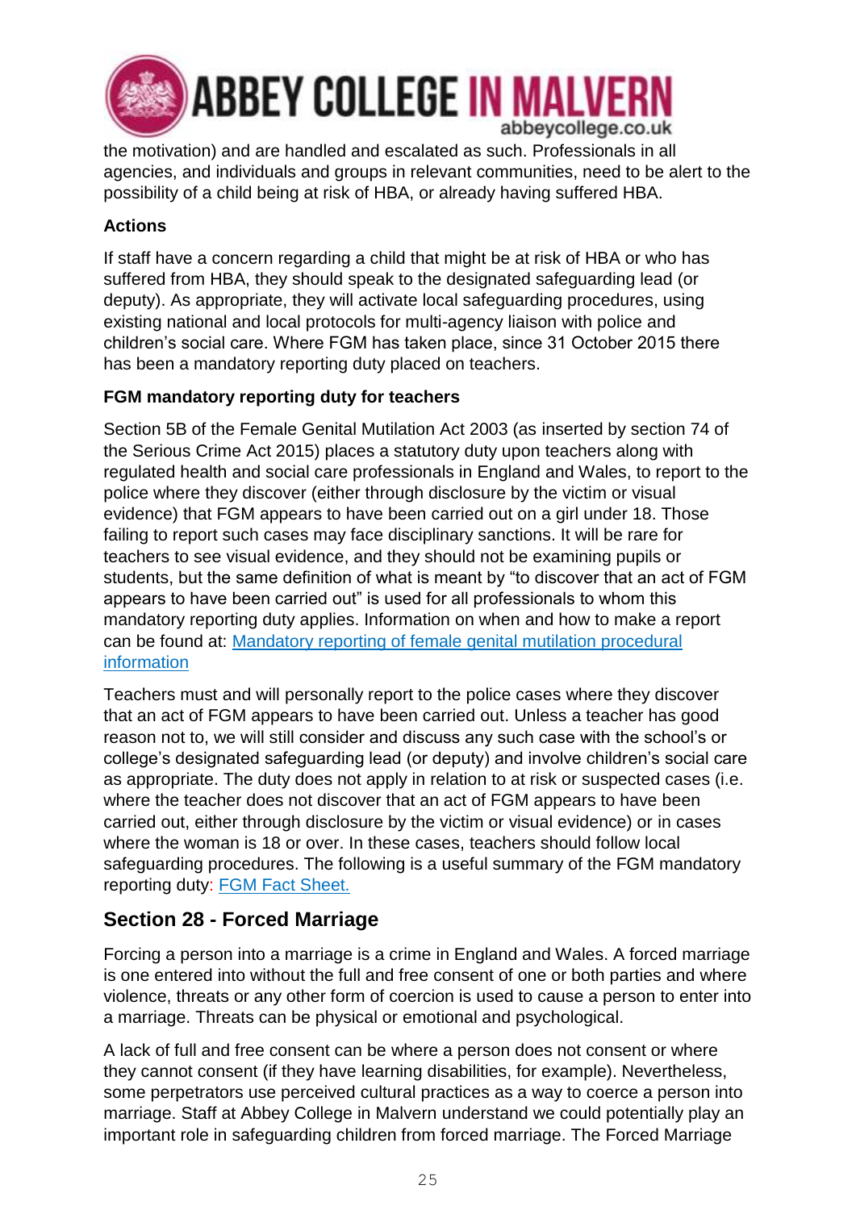the motivation) and are handled and escalated as such. Professionals in all agencies, and individuals and groups in relevant communities, need to be alert to the possibility of a child being at risk of HBA, or already having suffered HBA.

**Actions**

If staff have a concern regarding a child that might be at risk of HBA or who has suffered from HBA, they should speak to the designated safeguarding lead (or deputy). As appropriate, they will activate local safeguarding procedures, using existing national and local protocols for multi-agency liaison with police and children's social care. Where FGM has taken place, since 31 October 2015 there has been a mandatory reporting duty placed on teachers.

**FGM mandatory reporting duty for teachers**

Section 5B of the Female Genital Mutilation Act 2003 (as inserted by section 74 of the Serious Crime Act 2015) places a statutory duty upon teachers along with regulated health and social care professionals in England and Wales, to report to the police where they discover (either through disclosure by the victim or visual evidence) that FGM appears to have been carried out on a girl under 18. Those failing to report such cases may face disciplinary sanctions. It will be rare for teachers to see visual evidence, and they should not be examining pupils or students, but the same definition of what is meant by "to discover that an act of FGM appears to have been carried out" is used for all professionals to whom this mandatory reporting duty applies. Information on when and how to make a report can be found at: Mandatory reporting of female genital mutilation procedural information

Teachers must and will personally report to the police cases where they discover that an act of FGM appears to have been carried out. Unless a teacher has good reason not to, we will still consider and discuss any such case with the school's or college's designated safeguarding lead (or deputy) and involve children's social care as appropriate. The duty does not apply in relation to at risk or suspected cases (i.e. where the teacher does not discover that an act of FGM appears to have been carried out, either through disclosure by the victim or visual evidence) or in cases where the woman is 18 or over. In these cases, teachers should follow local safeguarding procedures. The following is a useful summary of the FGM mandatory reporting duty: FGM Fact Sheet.

## Section 28 - Forced Marriage

Forcing a person into a marriage is a crime in England and Wales. A forced marriage is one entered into without the full and free consent of one or both parties and where violence, threats or any other form of coercion is used to cause a person to enter into a marriage. Threats can be physical or emotional and psychological.

A lack of full and free consent can be where a person does not consent or where they cannot consent (if they have learning disabilities, for example). Nevertheless, some perpetrators use perceived cultural practices as a way to coerce a person into marriage. Staff at Abbey College in Malvern understand we could potentially play an important role in safeguarding children from forced marriage. The Forced Marriage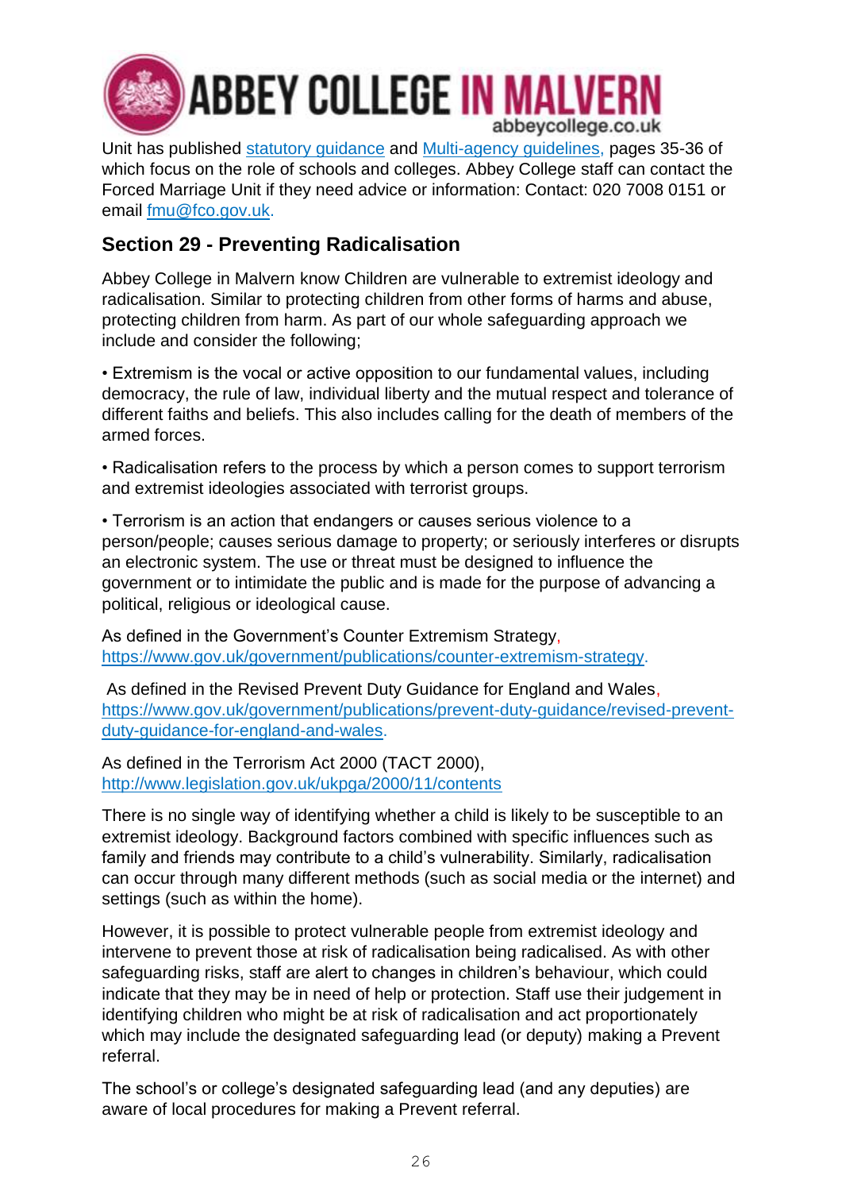Unit has published [statutory guidance](#) and [Multi-agency guidelines,](#) pages 35-36 of which focus on the role of schools and colleges. Abbey College staff can contact the Forced Marriage Unit if they need advice or information: Contact: 020 7008 0151 or email fmu@fco.gov.uk.

## Section 29 - Preventing Radicalisation

Abbey College in Malvern know Children are vulnerable to extremist ideology and radicalisation. Similar to protecting children from other forms of harms and abuse, protecting children from harm. As part of our whole safeguarding approach we include and consider the following;

- Extremism is the vocal or active opposition to our fundamental values, including democracy, the rule of law, individual liberty and the mutual respect and tolerance of different faiths and beliefs. This also includes calling for the death of members of the armed forces.

- Radicalisation refers to the process by which a person comes to support terrorism and extremist ideologies associated with terrorist groups.

- Terrorism is an action that endangers or causes serious violence to a person/people; causes serious damage to property; or seriously interferes or disrupts an electronic system. The use or threat must be designed to influence the government or to intimidate the public and is made for the purpose of advancing a political, religious or ideological cause.

As defined in the Government's Counter Extremism Strategy, https://www.gov.uk/government/publications/counter-extremism-strategy.

As defined in the Revised Prevent Duty Guidance for England and Wales, https://www.gov.uk/government/publications/prevent-duty-guidance/revised-prevent-duty-guidance-for-england-and-wales.

As defined in the Terrorism Act 2000 (TACT 2000), http://www.legislation.gov.uk/ukpga/2000/11/contents

There is no single way of identifying whether a child is likely to be susceptible to an extremist ideology. Background factors combined with specific influences such as family and friends may contribute to a child's vulnerability. Similarly, radicalisation can occur through many different methods (such as social media or the internet) and settings (such as within the home).

However, it is possible to protect vulnerable people from extremist ideology and intervene to prevent those at risk of radicalisation being radicalised. As with other safeguarding risks, staff are alert to changes in children's behaviour, which could indicate that they may be in need of help or protection. Staff use their judgement in identifying children who might be at risk of radicalisation and act proportionately which may include the designated safeguarding lead (or deputy) making a Prevent referral.

The school's or college's designated safeguarding lead (and any deputies) are aware of local procedures for making a Prevent referral.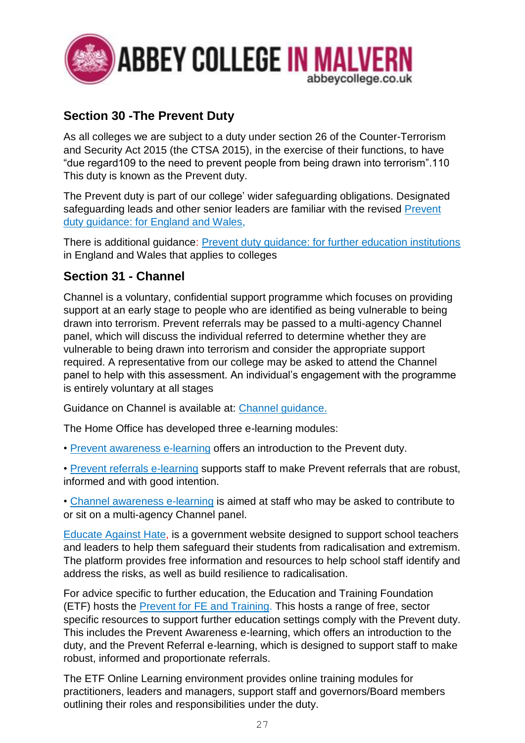## Section 30 -The Prevent Duty

As all colleges we are subject to a duty under section 26 of the Counter-Terrorism and Security Act 2015 (the CTSA 2015), in the exercise of their functions, to have "due regard109 to the need to prevent people from being drawn into terrorism".110 This duty is known as the Prevent duty.

The Prevent duty is part of our college' wider safeguarding obligations. Designated safeguarding leads and other senior leaders are familiar with the revised Prevent duty guidance: for England and Wales,

There is additional guidance: Prevent duty guidance: for further education institutions in England and Wales that applies to colleges

## Section 31 - Channel

Channel is a voluntary, confidential support programme which focuses on providing support at an early stage to people who are identified as being vulnerable to being drawn into terrorism. Prevent referrals may be passed to a multi-agency Channel panel, which will discuss the individual referred to determine whether they are vulnerable to being drawn into terrorism and consider the appropriate support required. A representative from our college may be asked to attend the Channel panel to help with this assessment. An individual's engagement with the programme is entirely voluntary at all stages

Guidance on Channel is available at: Channel guidance.

The Home Office has developed three e-learning modules:

- Prevent awareness e-learning offers an introduction to the Prevent duty.
- Prevent referrals e-learning supports staff to make Prevent referrals that are robust, informed and with good intention.
- Channel awareness e-learning is aimed at staff who may be asked to contribute to or sit on a multi-agency Channel panel.

Educate Against Hate, is a government website designed to support school teachers and leaders to help them safeguard their students from radicalisation and extremism. The platform provides free information and resources to help school staff identify and address the risks, as well as build resilience to radicalisation.

For advice specific to further education, the Education and Training Foundation (ETF) hosts the Prevent for FE and Training. This hosts a range of free, sector specific resources to support further education settings comply with the Prevent duty. This includes the Prevent Awareness e-learning, which offers an introduction to the duty, and the Prevent Referral e-learning, which is designed to support staff to make robust, informed and proportionate referrals.

The ETF Online Learning environment provides online training modules for practitioners, leaders and managers, support staff and governors/Board members outlining their roles and responsibilities under the duty.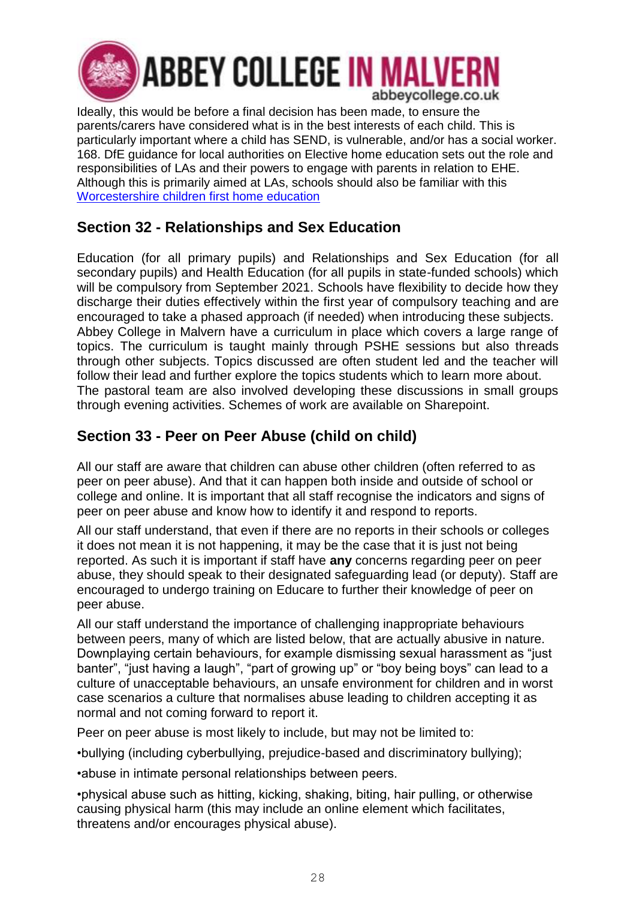Ideally, this would be before a final decision has been made, to ensure the parents/carers have considered what is in the best interests of each child. This is particularly important where a child has SEND, is vulnerable, and/or has a social worker. 168. DfE guidance for local authorities on Elective home education sets out the role and responsibilities of LAs and their powers to engage with parents in relation to EHE. Although this is primarily aimed at LAs, schools should also be familiar with this [Worcestershire children first home education]

## Section 32 - Relationships and Sex Education

Education (for all primary pupils) and Relationships and Sex Education (for all secondary pupils) and Health Education (for all pupils in state-funded schools) which will be compulsory from September 2021. Schools have flexibility to decide how they discharge their duties effectively within the first year of compulsory teaching and are encouraged to take a phased approach (if needed) when introducing these subjects. Abbey College in Malvern have a curriculum in place which covers a large range of topics. The curriculum is taught mainly through PSHE sessions but also threads through other subjects. Topics discussed are often student led and the teacher will follow their lead and further explore the topics students which to learn more about. The pastoral team are also involved developing these discussions in small groups through evening activities. Schemes of work are available on Sharepoint.

## Section 33 - Peer on Peer Abuse (child on child)

All our staff are aware that children can abuse other children (often referred to as peer on peer abuse). And that it can happen both inside and outside of school or college and online. It is important that all staff recognise the indicators and signs of peer on peer abuse and know how to identify it and respond to reports.

All our staff understand, that even if there are no reports in their schools or colleges it does not mean it is not happening, it may be the case that it is just not being reported. As such it is important if staff have **any** concerns regarding peer on peer abuse, they should speak to their designated safeguarding lead (or deputy). Staff are encouraged to undergo training on Educare to further their knowledge of peer on peer abuse.

All our staff understand the importance of challenging inappropriate behaviours between peers, many of which are listed below, that are actually abusive in nature. Downplaying certain behaviours, for example dismissing sexual harassment as "just banter", "just having a laugh", "part of growing up" or "boy being boys" can lead to a culture of unacceptable behaviours, an unsafe environment for children and in worst case scenarios a culture that normalises abuse leading to children accepting it as normal and not coming forward to report it.

Peer on peer abuse is most likely to include, but may not be limited to:

•bullying (including cyberbullying, prejudice-based and discriminatory bullying);

•abuse in intimate personal relationships between peers.

•physical abuse such as hitting, kicking, shaking, biting, hair pulling, or otherwise causing physical harm (this may include an online element which facilitates, threatens and/or encourages physical abuse).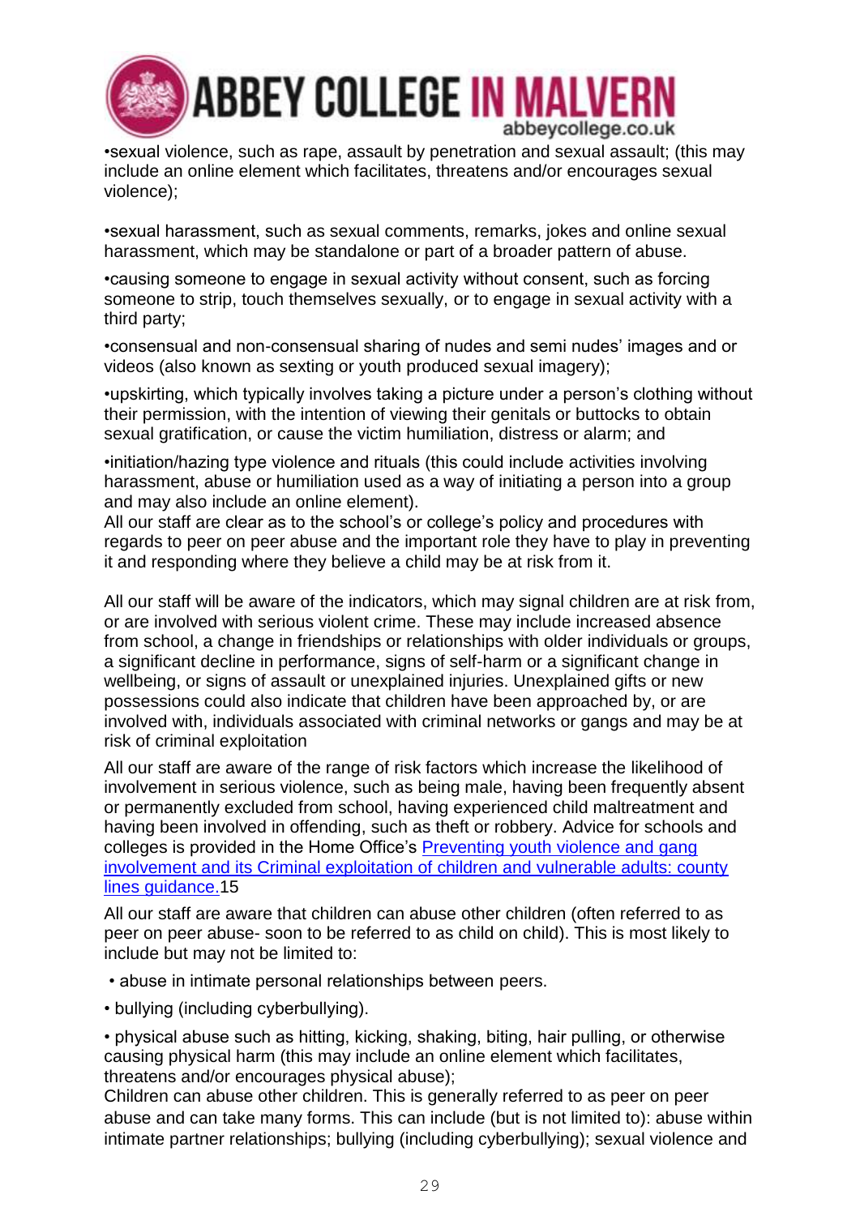•sexual violence, such as rape, assault by penetration and sexual assault; (this may include an online element which facilitates, threatens and/or encourages sexual violence);

•sexual harassment, such as sexual comments, remarks, jokes and online sexual harassment, which may be standalone or part of a broader pattern of abuse.

•causing someone to engage in sexual activity without consent, such as forcing someone to strip, touch themselves sexually, or to engage in sexual activity with a third party;

•consensual and non-consensual sharing of nudes and semi nudes' images and or videos (also known as sexting or youth produced sexual imagery);

•upskirting, which typically involves taking a picture under a person's clothing without their permission, with the intention of viewing their genitals or buttocks to obtain sexual gratification, or cause the victim humiliation, distress or alarm; and

•initiation/hazing type violence and rituals (this could include activities involving harassment, abuse or humiliation used as a way of initiating a person into a group and may also include an online element).

All our staff are clear as to the school's or college's policy and procedures with regards to peer on peer abuse and the important role they have to play in preventing it and responding where they believe a child may be at risk from it.

All our staff will be aware of the indicators, which may signal children are at risk from, or are involved with serious violent crime. These may include increased absence from school, a change in friendships or relationships with older individuals or groups, a significant decline in performance, signs of self-harm or a significant change in wellbeing, or signs of assault or unexplained injuries. Unexplained gifts or new possessions could also indicate that children have been approached by, or are involved with, individuals associated with criminal networks or gangs and may be at risk of criminal exploitation

All our staff are aware of the range of risk factors which increase the likelihood of involvement in serious violence, such as being male, having been frequently absent or permanently excluded from school, having experienced child maltreatment and having been involved in offending, such as theft or robbery. Advice for schools and colleges is provided in the Home Office's Preventing youth violence and gang involvement and its Criminal exploitation of children and vulnerable adults: county lines guidance.15

All our staff are aware that children can abuse other children (often referred to as peer on peer abuse- soon to be referred to as child on child). This is most likely to include but may not be limited to:

• abuse in intimate personal relationships between peers.

• bullying (including cyberbullying).

• physical abuse such as hitting, kicking, shaking, biting, hair pulling, or otherwise causing physical harm (this may include an online element which facilitates, threatens and/or encourages physical abuse);

Children can abuse other children. This is generally referred to as peer on peer abuse and can take many forms. This can include (but is not limited to): abuse within intimate partner relationships; bullying (including cyberbullying); sexual violence and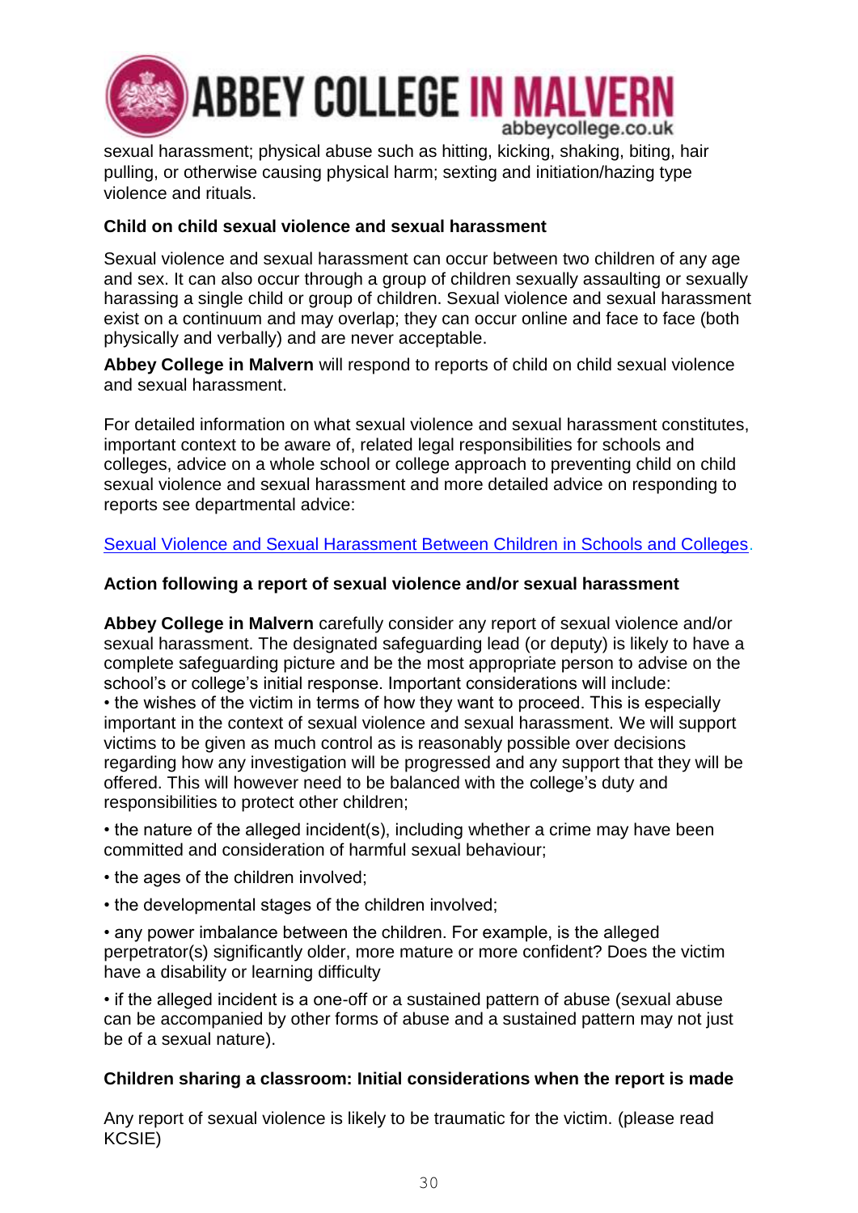sexual harassment; physical abuse such as hitting, kicking, shaking, biting, hair pulling, or otherwise causing physical harm; sexting and initiation/hazing type violence and rituals.

**Child on child sexual violence and sexual harassment**

Sexual violence and sexual harassment can occur between two children of any age and sex. It can also occur through a group of children sexually assaulting or sexually harassing a single child or group of children. Sexual violence and sexual harassment exist on a continuum and may overlap; they can occur online and face to face (both physically and verbally) and are never acceptable.

**Abbey College in Malvern** will respond to reports of child on child sexual violence and sexual harassment.

For detailed information on what sexual violence and sexual harassment constitutes, important context to be aware of, related legal responsibilities for schools and colleges, advice on a whole school or college approach to preventing child on child sexual violence and sexual harassment and more detailed advice on responding to reports see departmental advice:

Sexual Violence and Sexual Harassment Between Children in Schools and Colleges.

**Action following a report of sexual violence and/or sexual harassment**

**Abbey College in Malvern** carefully consider any report of sexual violence and/or sexual harassment. The designated safeguarding lead (or deputy) is likely to have a complete safeguarding picture and be the most appropriate person to advise on the school's or college's initial response. Important considerations will include:

- the wishes of the victim in terms of how they want to proceed. This is especially important in the context of sexual violence and sexual harassment. We will support victims to be given as much control as is reasonably possible over decisions regarding how any investigation will be progressed and any support that they will be offered. This will however need to be balanced with the college's duty and responsibilities to protect other children;
- the nature of the alleged incident(s), including whether a crime may have been committed and consideration of harmful sexual behaviour;
- the ages of the children involved;
- the developmental stages of the children involved;
- any power imbalance between the children. For example, is the alleged perpetrator(s) significantly older, more mature or more confident? Does the victim have a disability or learning difficulty
- if the alleged incident is a one-off or a sustained pattern of abuse (sexual abuse can be accompanied by other forms of abuse and a sustained pattern may not just be of a sexual nature).

**Children sharing a classroom: Initial considerations when the report is made**

Any report of sexual violence is likely to be traumatic for the victim. (please read KCSIE)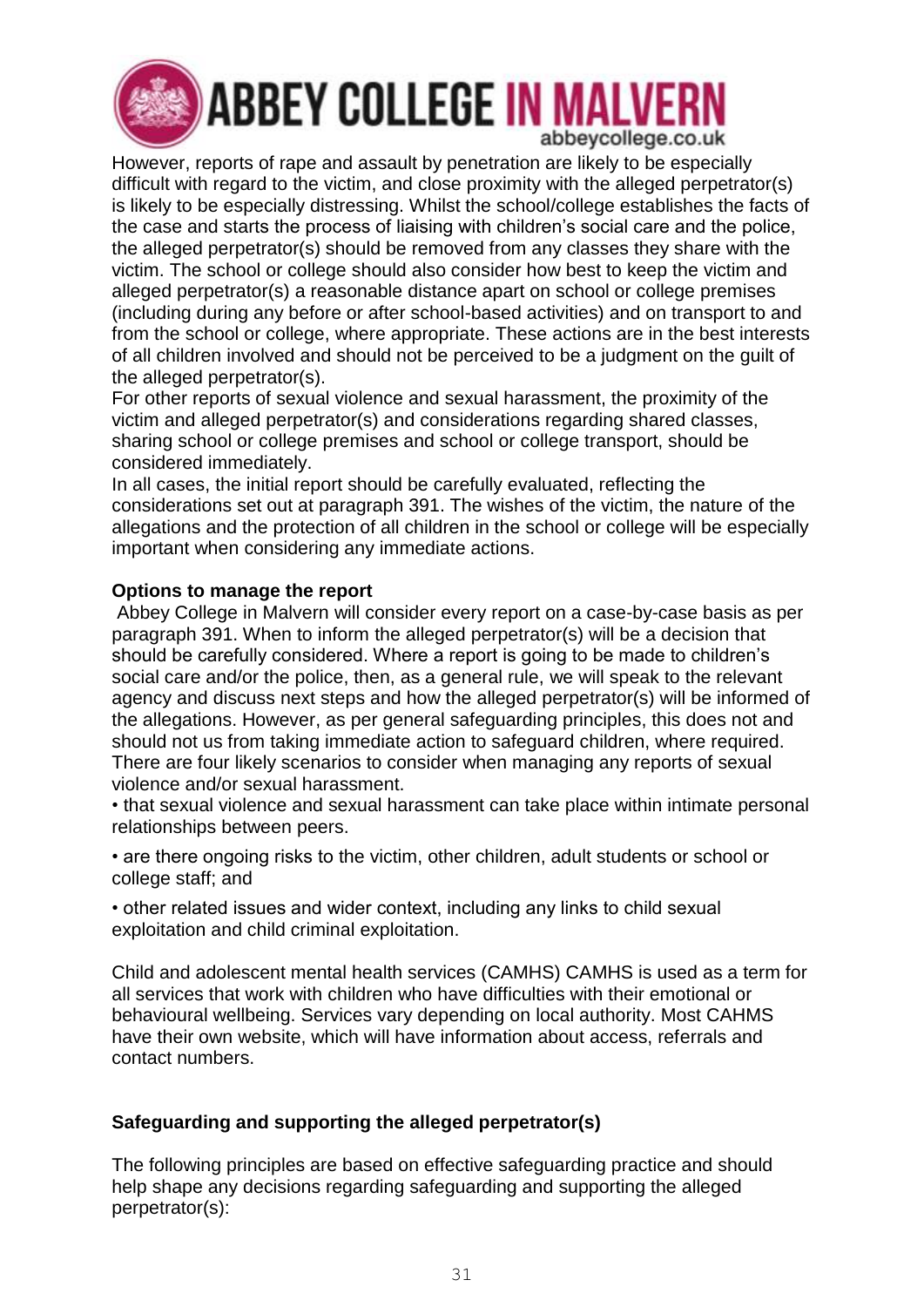However, reports of rape and assault by penetration are likely to be especially difficult with regard to the victim, and close proximity with the alleged perpetrator(s) is likely to be especially distressing. Whilst the school/college establishes the facts of the case and starts the process of liaising with children's social care and the police, the alleged perpetrator(s) should be removed from any classes they share with the victim. The school or college should also consider how best to keep the victim and alleged perpetrator(s) a reasonable distance apart on school or college premises (including during any before or after school-based activities) and on transport to and from the school or college, where appropriate. These actions are in the best interests of all children involved and should not be perceived to be a judgment on the guilt of the alleged perpetrator(s).

For other reports of sexual violence and sexual harassment, the proximity of the victim and alleged perpetrator(s) and considerations regarding shared classes, sharing school or college premises and school or college transport, should be considered immediately.

In all cases, the initial report should be carefully evaluated, reflecting the considerations set out at paragraph 391. The wishes of the victim, the nature of the allegations and the protection of all children in the school or college will be especially important when considering any immediate actions.

**Options to manage the report**

Abbey College in Malvern will consider every report on a case-by-case basis as per paragraph 391. When to inform the alleged perpetrator(s) will be a decision that should be carefully considered. Where a report is going to be made to children's social care and/or the police, then, as a general rule, we will speak to the relevant agency and discuss next steps and how the alleged perpetrator(s) will be informed of the allegations. However, as per general safeguarding principles, this does not and should not us from taking immediate action to safeguard children, where required. There are four likely scenarios to consider when managing any reports of sexual violence and/or sexual harassment.

- that sexual violence and sexual harassment can take place within intimate personal relationships between peers.
- are there ongoing risks to the victim, other children, adult students or school or college staff; and
- other related issues and wider context, including any links to child sexual exploitation and child criminal exploitation.

Child and adolescent mental health services (CAMHS) CAMHS is used as a term for all services that work with children who have difficulties with their emotional or behavioural wellbeing. Services vary depending on local authority. Most CAHMS have their own website, which will have information about access, referrals and contact numbers.

**Safeguarding and supporting the alleged perpetrator(s)**

The following principles are based on effective safeguarding practice and should help shape any decisions regarding safeguarding and supporting the alleged perpetrator(s):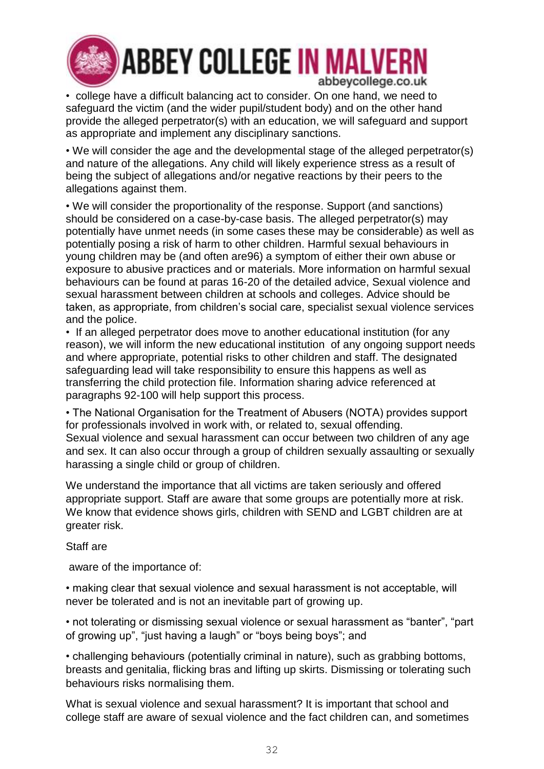- college have a difficult balancing act to consider. On one hand, we need to safeguard the victim (and the wider pupil/student body) and on the other hand provide the alleged perpetrator(s) with an education, we will safeguard and support as appropriate and implement any disciplinary sanctions.

- We will consider the age and the developmental stage of the alleged perpetrator(s) and nature of the allegations. Any child will likely experience stress as a result of being the subject of allegations and/or negative reactions by their peers to the allegations against them.

- We will consider the proportionality of the response. Support (and sanctions) should be considered on a case-by-case basis. The alleged perpetrator(s) may potentially have unmet needs (in some cases these may be considerable) as well as potentially posing a risk of harm to other children. Harmful sexual behaviours in young children may be (and often are96) a symptom of either their own abuse or exposure to abusive practices and or materials. More information on harmful sexual behaviours can be found at paras 16-20 of the detailed advice, Sexual violence and sexual harassment between children at schools and colleges. Advice should be taken, as appropriate, from children's social care, specialist sexual violence services and the police.
- If an alleged perpetrator does move to another educational institution (for any reason), we will inform the new educational institution of any ongoing support needs and where appropriate, potential risks to other children and staff. The designated safeguarding lead will take responsibility to ensure this happens as well as transferring the child protection file. Information sharing advice referenced at paragraphs 92-100 will help support this process.

- The National Organisation for the Treatment of Abusers (NOTA) provides support for professionals involved in work with, or related to, sexual offending.

Sexual violence and sexual harassment can occur between two children of any age and sex. It can also occur through a group of children sexually assaulting or sexually harassing a single child or group of children.

We understand the importance that all victims are taken seriously and offered appropriate support. Staff are aware that some groups are potentially more at risk. We know that evidence shows girls, children with SEND and LGBT children are at greater risk.

Staff are

aware of the importance of:

- making clear that sexual violence and sexual harassment is not acceptable, will never be tolerated and is not an inevitable part of growing up.

- not tolerating or dismissing sexual violence or sexual harassment as "banter", "part of growing up", "just having a laugh" or "boys being boys"; and

- challenging behaviours (potentially criminal in nature), such as grabbing bottoms, breasts and genitalia, flicking bras and lifting up skirts. Dismissing or tolerating such behaviours risks normalising them.

What is sexual violence and sexual harassment? It is important that school and college staff are aware of sexual violence and the fact children can, and sometimes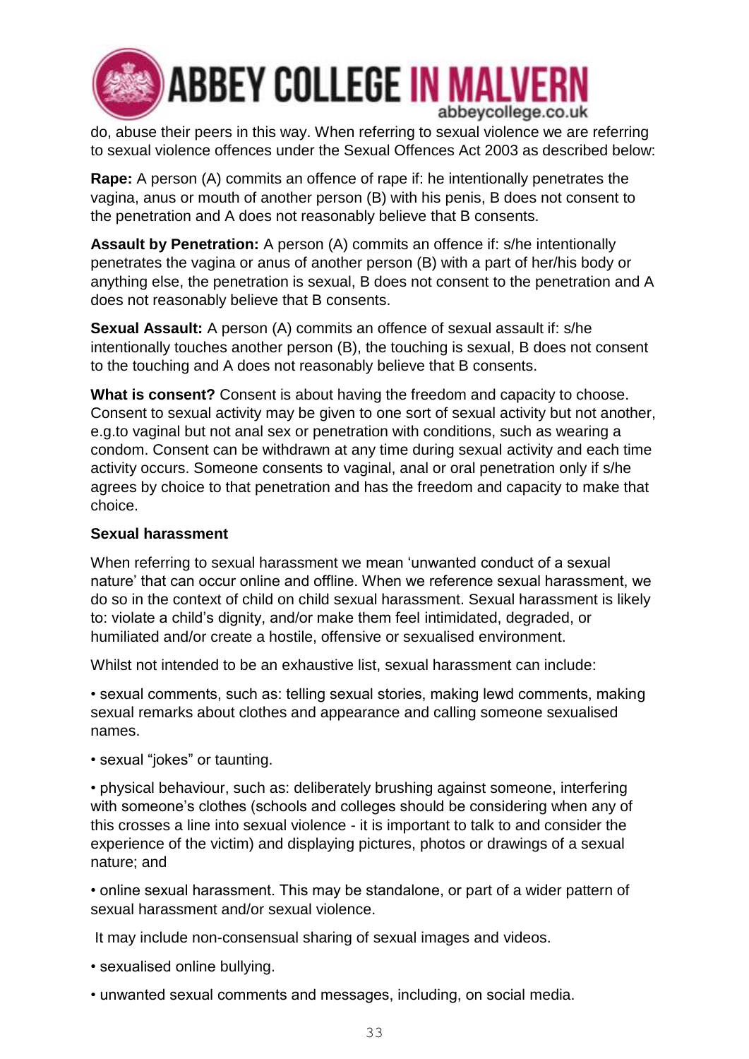do, abuse their peers in this way. When referring to sexual violence we are referring to sexual violence offences under the Sexual Offences Act 2003 as described below:

**Rape:** A person (A) commits an offence of rape if: he intentionally penetrates the vagina, anus or mouth of another person (B) with his penis, B does not consent to the penetration and A does not reasonably believe that B consents.

**Assault by Penetration:** A person (A) commits an offence if: s/he intentionally penetrates the vagina or anus of another person (B) with a part of her/his body or anything else, the penetration is sexual, B does not consent to the penetration and A does not reasonably believe that B consents.

**Sexual Assault:** A person (A) commits an offence of sexual assault if: s/he intentionally touches another person (B), the touching is sexual, B does not consent to the touching and A does not reasonably believe that B consents.

**What is consent?** Consent is about having the freedom and capacity to choose. Consent to sexual activity may be given to one sort of sexual activity but not another, e.g.to vaginal but not anal sex or penetration with conditions, such as wearing a condom. Consent can be withdrawn at any time during sexual activity and each time activity occurs. Someone consents to vaginal, anal or oral penetration only if s/he agrees by choice to that penetration and has the freedom and capacity to make that choice.

**Sexual harassment**

When referring to sexual harassment we mean 'unwanted conduct of a sexual nature' that can occur online and offline. When we reference sexual harassment, we do so in the context of child on child sexual harassment. Sexual harassment is likely to: violate a child's dignity, and/or make them feel intimidated, degraded, or humiliated and/or create a hostile, offensive or sexualised environment.

Whilst not intended to be an exhaustive list, sexual harassment can include:

- sexual comments, such as: telling sexual stories, making lewd comments, making sexual remarks about clothes and appearance and calling someone sexualised names.
- sexual "jokes" or taunting.
- physical behaviour, such as: deliberately brushing against someone, interfering with someone's clothes (schools and colleges should be considering when any of this crosses a line into sexual violence - it is important to talk to and consider the experience of the victim) and displaying pictures, photos or drawings of a sexual nature; and
- online sexual harassment. This may be standalone, or part of a wider pattern of sexual harassment and/or sexual violence.

It may include non-consensual sharing of sexual images and videos.

- sexualised online bullying.
- unwanted sexual comments and messages, including, on social media.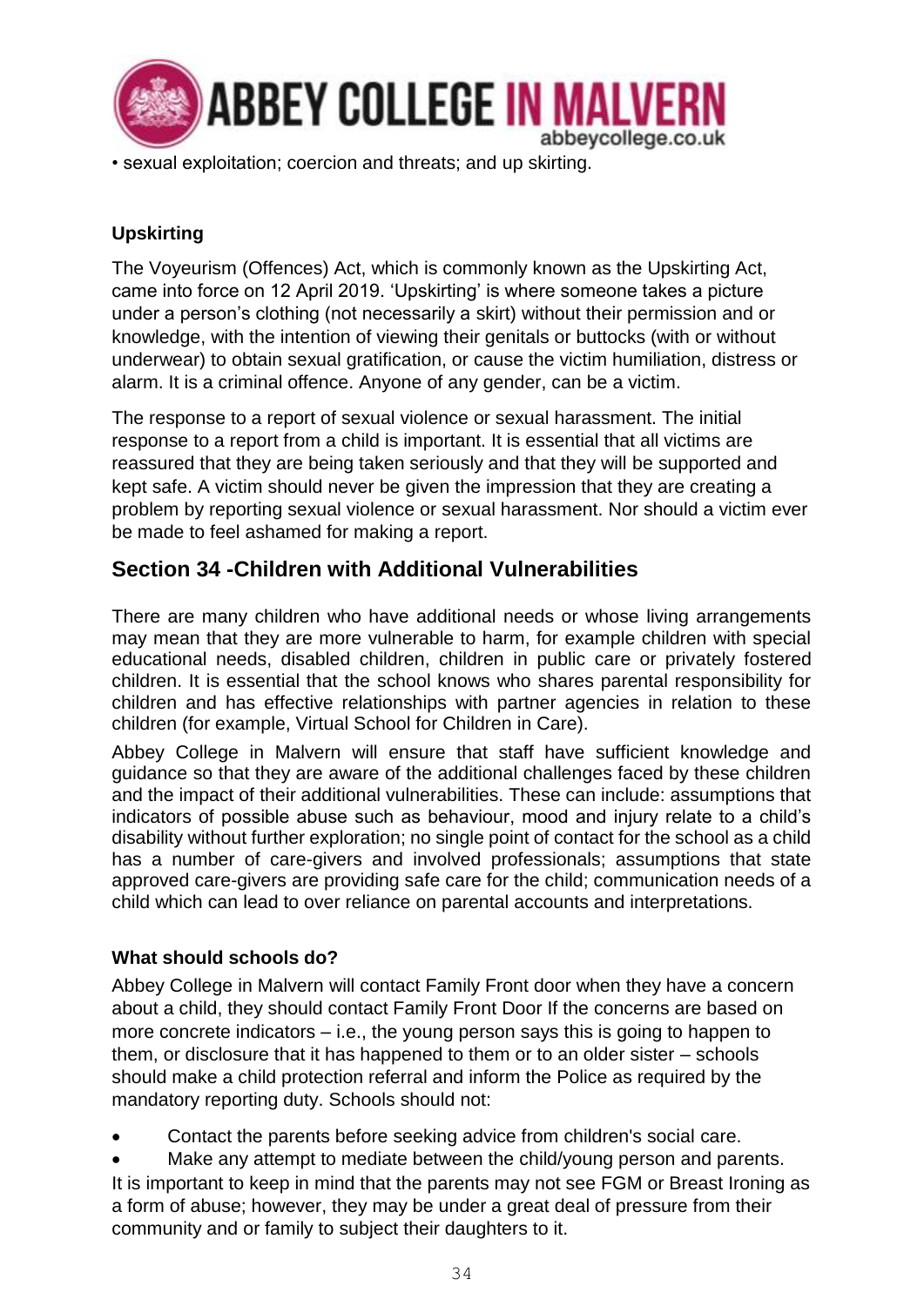• sexual exploitation; coercion and threats; and up skirting.

**Upskirting**

The Voyeurism (Offences) Act, which is commonly known as the Upskirting Act, came into force on 12 April 2019. 'Upskirting' is where someone takes a picture under a person's clothing (not necessarily a skirt) without their permission and or knowledge, with the intention of viewing their genitals or buttocks (with or without underwear) to obtain sexual gratification, or cause the victim humiliation, distress or alarm. It is a criminal offence. Anyone of any gender, can be a victim.

The response to a report of sexual violence or sexual harassment. The initial response to a report from a child is important. It is essential that all victims are reassured that they are being taken seriously and that they will be supported and kept safe. A victim should never be given the impression that they are creating a problem by reporting sexual violence or sexual harassment. Nor should a victim ever be made to feel ashamed for making a report.

## Section 34 -Children with Additional Vulnerabilities

There are many children who have additional needs or whose living arrangements may mean that they are more vulnerable to harm, for example children with special educational needs, disabled children, children in public care or privately fostered children. It is essential that the school knows who shares parental responsibility for children and has effective relationships with partner agencies in relation to these children (for example, Virtual School for Children in Care).

Abbey College in Malvern will ensure that staff have sufficient knowledge and guidance so that they are aware of the additional challenges faced by these children and the impact of their additional vulnerabilities. These can include: assumptions that indicators of possible abuse such as behaviour, mood and injury relate to a child's disability without further exploration; no single point of contact for the school as a child has a number of care-givers and involved professionals; assumptions that state approved care-givers are providing safe care for the child; communication needs of a child which can lead to over reliance on parental accounts and interpretations.

**What should schools do?**

Abbey College in Malvern will contact Family Front door when they have a concern about a child, they should contact Family Front Door If the concerns are based on more concrete indicators – i.e., the young person says this is going to happen to them, or disclosure that it has happened to them or to an older sister – schools should make a child protection referral and inform the Police as required by the mandatory reporting duty. Schools should not:

- Contact the parents before seeking advice from children's social care.
- Make any attempt to mediate between the child/young person and parents.

It is important to keep in mind that the parents may not see FGM or Breast Ironing as a form of abuse; however, they may be under a great deal of pressure from their community and or family to subject their daughters to it.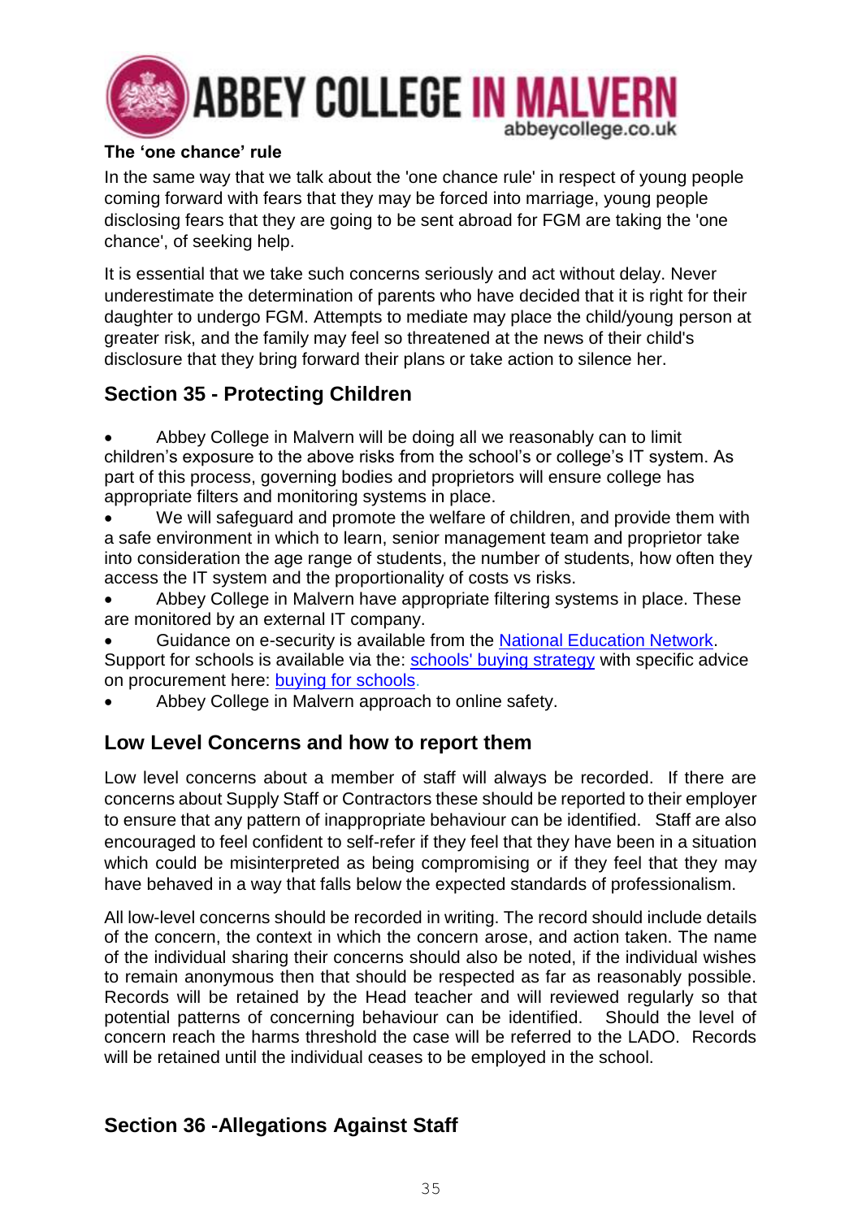**The 'one chance' rule**

In the same way that we talk about the 'one chance rule' in respect of young people coming forward with fears that they may be forced into marriage, young people disclosing fears that they are going to be sent abroad for FGM are taking the 'one chance', of seeking help.

It is essential that we take such concerns seriously and act without delay. Never underestimate the determination of parents who have decided that it is right for their daughter to undergo FGM. Attempts to mediate may place the child/young person at greater risk, and the family may feel so threatened at the news of their child's disclosure that they bring forward their plans or take action to silence her.

## Section 35 - Protecting Children

- Abbey College in Malvern will be doing all we reasonably can to limit children's exposure to the above risks from the school's or college's IT system. As part of this process, governing bodies and proprietors will ensure college has appropriate filters and monitoring systems in place.
- We will safeguard and promote the welfare of children, and provide them with a safe environment in which to learn, senior management team and proprietor take into consideration the age range of students, the number of students, how often they access the IT system and the proportionality of costs vs risks.
- Abbey College in Malvern have appropriate filtering systems in place. These are monitored by an external IT company.
- Guidance on e-security is available from the [National Education Network](). Support for schools is available via the: [schools' buying strategy]() with specific advice on procurement here: [buying for schools]().
- Abbey College in Malvern approach to online safety.

## Low Level Concerns and how to report them

Low level concerns about a member of staff will always be recorded. If there are concerns about Supply Staff or Contractors these should be reported to their employer to ensure that any pattern of inappropriate behaviour can be identified. Staff are also encouraged to feel confident to self-refer if they feel that they have been in a situation which could be misinterpreted as being compromising or if they feel that they may have behaved in a way that falls below the expected standards of professionalism.

All low-level concerns should be recorded in writing. The record should include details of the concern, the context in which the concern arose, and action taken. The name of the individual sharing their concerns should also be noted, if the individual wishes to remain anonymous then that should be respected as far as reasonably possible. Records will be retained by the Head teacher and will reviewed regularly so that potential patterns of concerning behaviour can be identified. Should the level of concern reach the harms threshold the case will be referred to the LADO. Records will be retained until the individual ceases to be employed in the school.

## Section 36 -Allegations Against Staff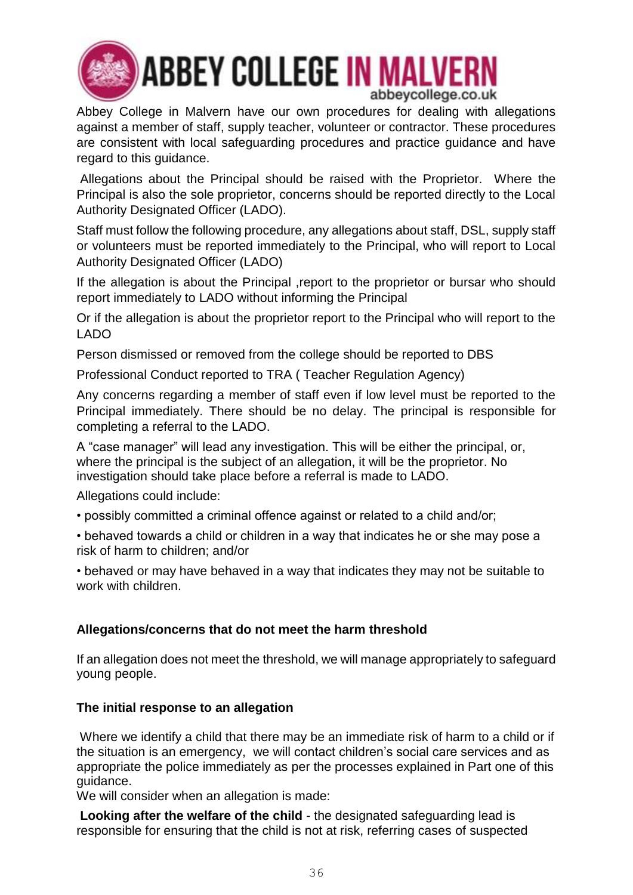Abbey College in Malvern have our own procedures for dealing with allegations against a member of staff, supply teacher, volunteer or contractor. These procedures are consistent with local safeguarding procedures and practice guidance and have regard to this guidance.

Allegations about the Principal should be raised with the Proprietor. Where the Principal is also the sole proprietor, concerns should be reported directly to the Local Authority Designated Officer (LADO).

Staff must follow the following procedure, any allegations about staff, DSL, supply staff or volunteers must be reported immediately to the Principal, who will report to Local Authority Designated Officer (LADO)

If the allegation is about the Principal ,report to the proprietor or bursar who should report immediately to LADO without informing the Principal

Or if the allegation is about the proprietor report to the Principal who will report to the LADO

Person dismissed or removed from the college should be reported to DBS

Professional Conduct reported to TRA ( Teacher Regulation Agency)

Any concerns regarding a member of staff even if low level must be reported to the Principal immediately. There should be no delay. The principal is responsible for completing a referral to the LADO.

A "case manager" will lead any investigation. This will be either the principal, or, where the principal is the subject of an allegation, it will be the proprietor. No investigation should take place before a referral is made to LADO.

Allegations could include:

- possibly committed a criminal offence against or related to a child and/or;
- behaved towards a child or children in a way that indicates he or she may pose a risk of harm to children; and/or
- behaved or may have behaved in a way that indicates they may not be suitable to work with children.

**Allegations/concerns that do not meet the harm threshold**

If an allegation does not meet the threshold, we will manage appropriately to safeguard young people.

**The initial response to an allegation**

Where we identify a child that there may be an immediate risk of harm to a child or if the situation is an emergency, we will contact children's social care services and as appropriate the police immediately as per the processes explained in Part one of this guidance.

We will consider when an allegation is made:

**Looking after the welfare of the child** - the designated safeguarding lead is responsible for ensuring that the child is not at risk, referring cases of suspected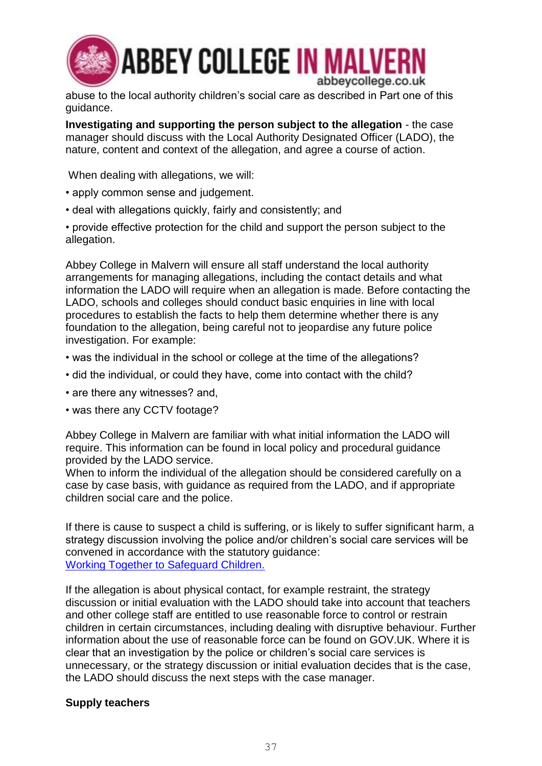abuse to the local authority children's social care as described in Part one of this guidance.

**Investigating and supporting the person subject to the allegation** - the case manager should discuss with the Local Authority Designated Officer (LADO), the nature, content and context of the allegation, and agree a course of action.

When dealing with allegations, we will:

- apply common sense and judgement.
- deal with allegations quickly, fairly and consistently; and
- provide effective protection for the child and support the person subject to the allegation.

Abbey College in Malvern will ensure all staff understand the local authority arrangements for managing allegations, including the contact details and what information the LADO will require when an allegation is made. Before contacting the LADO, schools and colleges should conduct basic enquiries in line with local procedures to establish the facts to help them determine whether there is any foundation to the allegation, being careful not to jeopardise any future police investigation. For example:

- was the individual in the school or college at the time of the allegations?
- did the individual, or could they have, come into contact with the child?
- are there any witnesses? and,
- was there any CCTV footage?

Abbey College in Malvern are familiar with what initial information the LADO will require. This information can be found in local policy and procedural guidance provided by the LADO service.
When to inform the individual of the allegation should be considered carefully on a case by case basis, with guidance as required from the LADO, and if appropriate children social care and the police.

If there is cause to suspect a child is suffering, or is likely to suffer significant harm, a strategy discussion involving the police and/or children's social care services will be convened in accordance with the statutory guidance:
[Working Together to Safeguard Children.]()

If the allegation is about physical contact, for example restraint, the strategy discussion or initial evaluation with the LADO should take into account that teachers and other college staff are entitled to use reasonable force to control or restrain children in certain circumstances, including dealing with disruptive behaviour. Further information about the use of reasonable force can be found on GOV.UK. Where it is clear that an investigation by the police or children's social care services is unnecessary, or the strategy discussion or initial evaluation decides that is the case, the LADO should discuss the next steps with the case manager.

**Supply teachers**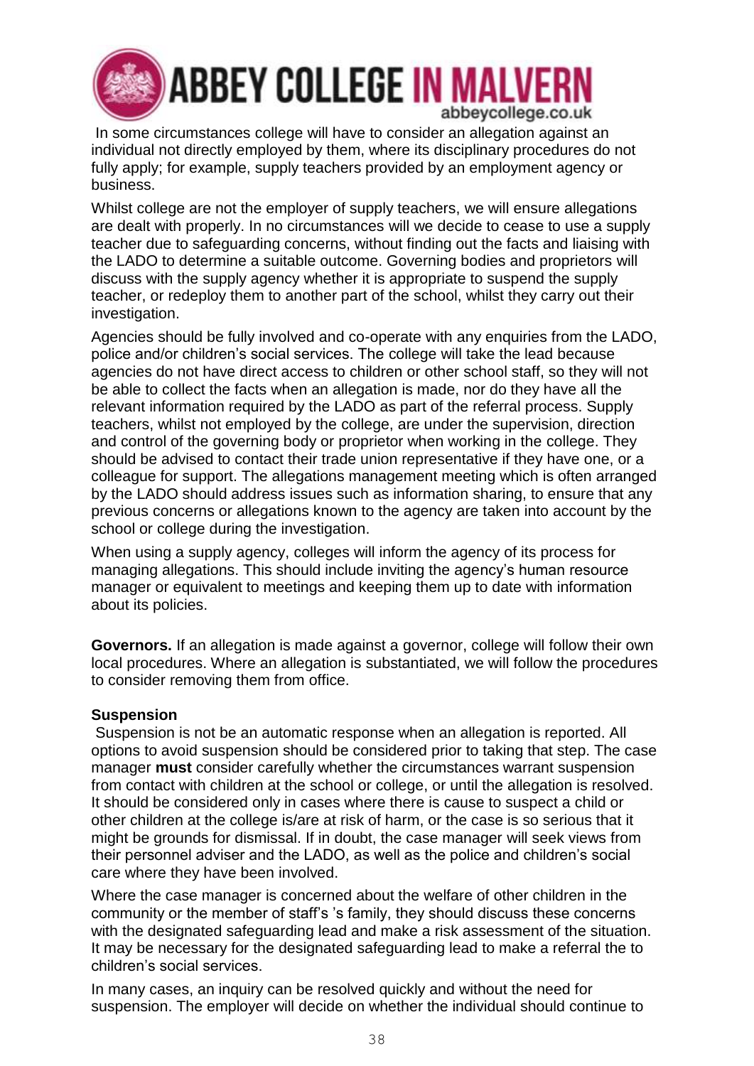In some circumstances college will have to consider an allegation against an individual not directly employed by them, where its disciplinary procedures do not fully apply; for example, supply teachers provided by an employment agency or business.

Whilst college are not the employer of supply teachers, we will ensure allegations are dealt with properly. In no circumstances will we decide to cease to use a supply teacher due to safeguarding concerns, without finding out the facts and liaising with the LADO to determine a suitable outcome. Governing bodies and proprietors will discuss with the supply agency whether it is appropriate to suspend the supply teacher, or redeploy them to another part of the school, whilst they carry out their investigation.

Agencies should be fully involved and co-operate with any enquiries from the LADO, police and/or children's social services. The college will take the lead because agencies do not have direct access to children or other school staff, so they will not be able to collect the facts when an allegation is made, nor do they have all the relevant information required by the LADO as part of the referral process. Supply teachers, whilst not employed by the college, are under the supervision, direction and control of the governing body or proprietor when working in the college. They should be advised to contact their trade union representative if they have one, or a colleague for support. The allegations management meeting which is often arranged by the LADO should address issues such as information sharing, to ensure that any previous concerns or allegations known to the agency are taken into account by the school or college during the investigation.

When using a supply agency, colleges will inform the agency of its process for managing allegations. This should include inviting the agency's human resource manager or equivalent to meetings and keeping them up to date with information about its policies.

**Governors.** If an allegation is made against a governor, college will follow their own local procedures. Where an allegation is substantiated, we will follow the procedures to consider removing them from office.

**Suspension**

Suspension is not be an automatic response when an allegation is reported. All options to avoid suspension should be considered prior to taking that step. The case manager **must** consider carefully whether the circumstances warrant suspension from contact with children at the school or college, or until the allegation is resolved. It should be considered only in cases where there is cause to suspect a child or other children at the college is/are at risk of harm, or the case is so serious that it might be grounds for dismissal. If in doubt, the case manager will seek views from their personnel adviser and the LADO, as well as the police and children's social care where they have been involved.

Where the case manager is concerned about the welfare of other children in the community or the member of staff's 's family, they should discuss these concerns with the designated safeguarding lead and make a risk assessment of the situation. It may be necessary for the designated safeguarding lead to make a referral the to children's social services.

In many cases, an inquiry can be resolved quickly and without the need for suspension. The employer will decide on whether the individual should continue to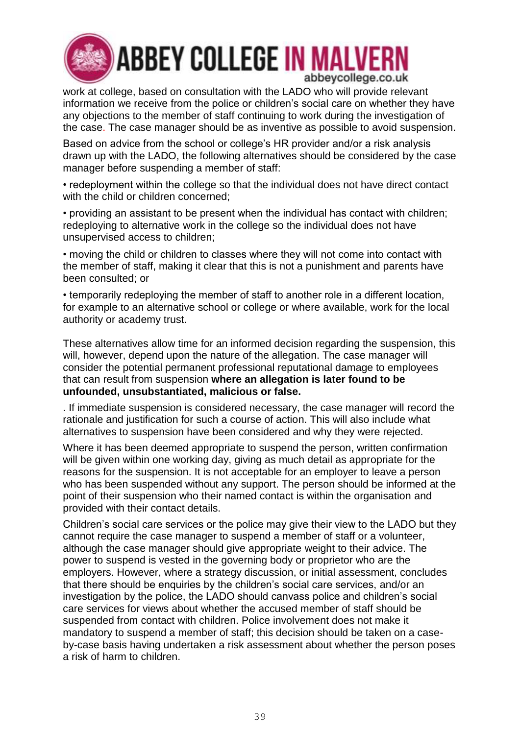work at college, based on consultation with the LADO who will provide relevant information we receive from the police or children's social care on whether they have any objections to the member of staff continuing to work during the investigation of the case. The case manager should be as inventive as possible to avoid suspension.

Based on advice from the school or college's HR provider and/or a risk analysis drawn up with the LADO, the following alternatives should be considered by the case manager before suspending a member of staff:

• redeployment within the college so that the individual does not have direct contact with the child or children concerned;

• providing an assistant to be present when the individual has contact with children; redeploying to alternative work in the college so the individual does not have unsupervised access to children;

• moving the child or children to classes where they will not come into contact with the member of staff, making it clear that this is not a punishment and parents have been consulted; or

• temporarily redeploying the member of staff to another role in a different location, for example to an alternative school or college or where available, work for the local authority or academy trust.

These alternatives allow time for an informed decision regarding the suspension, this will, however, depend upon the nature of the allegation. The case manager will consider the potential permanent professional reputational damage to employees that can result from suspension **where an allegation is later found to be unfounded, unsubstantiated, malicious or false.**

. If immediate suspension is considered necessary, the case manager will record the rationale and justification for such a course of action. This will also include what alternatives to suspension have been considered and why they were rejected.

Where it has been deemed appropriate to suspend the person, written confirmation will be given within one working day, giving as much detail as appropriate for the reasons for the suspension. It is not acceptable for an employer to leave a person who has been suspended without any support. The person should be informed at the point of their suspension who their named contact is within the organisation and provided with their contact details.

Children's social care services or the police may give their view to the LADO but they cannot require the case manager to suspend a member of staff or a volunteer, although the case manager should give appropriate weight to their advice. The power to suspend is vested in the governing body or proprietor who are the employers. However, where a strategy discussion, or initial assessment, concludes that there should be enquiries by the children's social care services, and/or an investigation by the police, the LADO should canvass police and children's social care services for views about whether the accused member of staff should be suspended from contact with children. Police involvement does not make it mandatory to suspend a member of staff; this decision should be taken on a case-by-case basis having undertaken a risk assessment about whether the person poses a risk of harm to children.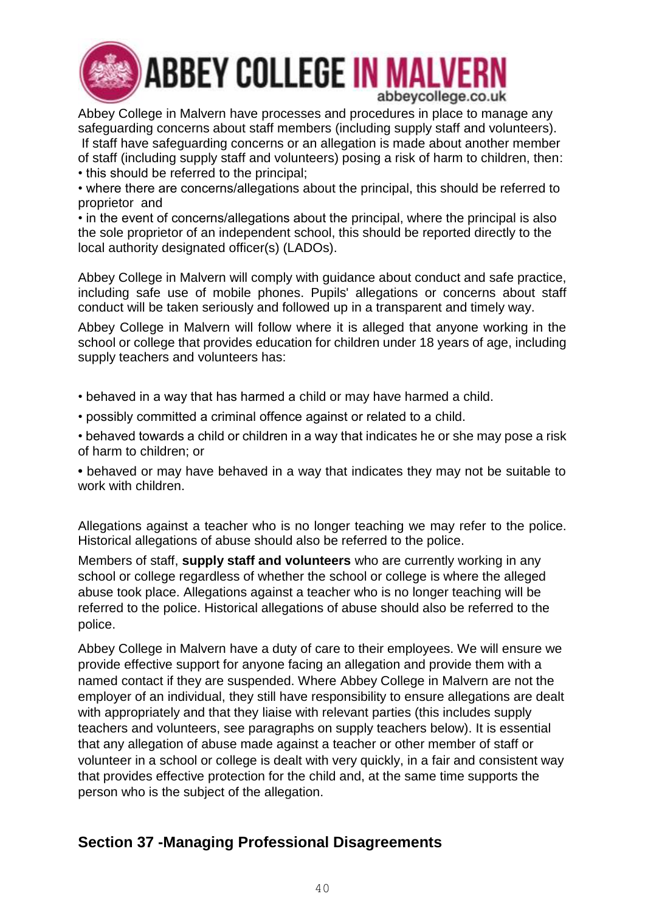Abbey College in Malvern have processes and procedures in place to manage any safeguarding concerns about staff members (including supply staff and volunteers). If staff have safeguarding concerns or an allegation is made about another member of staff (including supply staff and volunteers) posing a risk of harm to children, then:

- this should be referred to the principal;
- where there are concerns/allegations about the principal, this should be referred to proprietor and
- in the event of concerns/allegations about the principal, where the principal is also the sole proprietor of an independent school, this should be reported directly to the local authority designated officer(s) (LADOs).

Abbey College in Malvern will comply with guidance about conduct and safe practice, including safe use of mobile phones. Pupils' allegations or concerns about staff conduct will be taken seriously and followed up in a transparent and timely way.

Abbey College in Malvern will follow where it is alleged that anyone working in the school or college that provides education for children under 18 years of age, including supply teachers and volunteers has:

- behaved in a way that has harmed a child or may have harmed a child.
- possibly committed a criminal offence against or related to a child.
- behaved towards a child or children in a way that indicates he or she may pose a risk of harm to children; or
- behaved or may have behaved in a way that indicates they may not be suitable to work with children.

Allegations against a teacher who is no longer teaching we may refer to the police. Historical allegations of abuse should also be referred to the police.

Members of staff, **supply staff and volunteers** who are currently working in any school or college regardless of whether the school or college is where the alleged abuse took place. Allegations against a teacher who is no longer teaching will be referred to the police. Historical allegations of abuse should also be referred to the police.

Abbey College in Malvern have a duty of care to their employees. We will ensure we provide effective support for anyone facing an allegation and provide them with a named contact if they are suspended. Where Abbey College in Malvern are not the employer of an individual, they still have responsibility to ensure allegations are dealt with appropriately and that they liaise with relevant parties (this includes supply teachers and volunteers, see paragraphs on supply teachers below). It is essential that any allegation of abuse made against a teacher or other member of staff or volunteer in a school or college is dealt with very quickly, in a fair and consistent way that provides effective protection for the child and, at the same time supports the person who is the subject of the allegation.

## Section 37 -Managing Professional Disagreements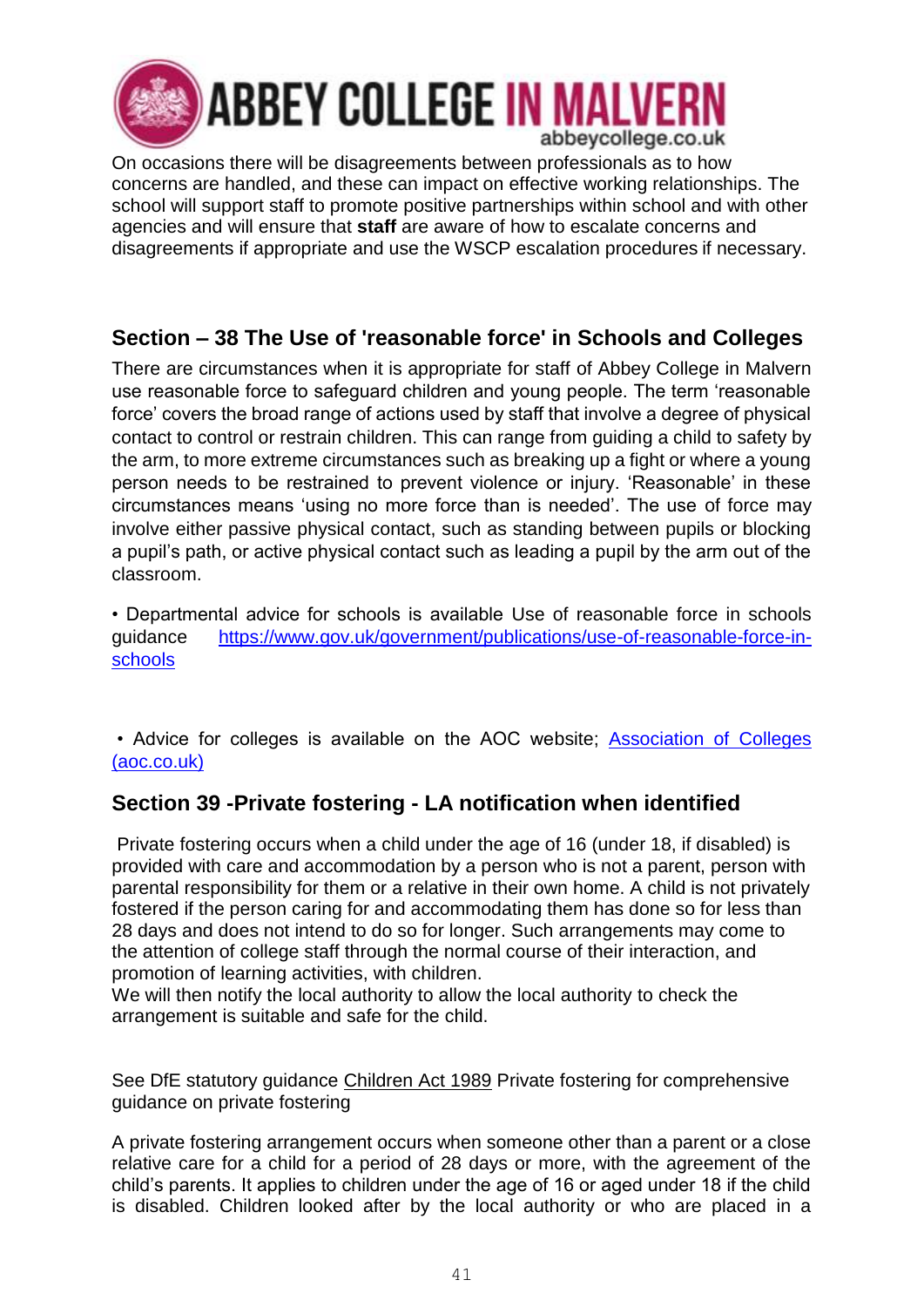On occasions there will be disagreements between professionals as to how concerns are handled, and these can impact on effective working relationships. The school will support staff to promote positive partnerships within school and with other agencies and will ensure that **staff** are aware of how to escalate concerns and disagreements if appropriate and use the WSCP escalation procedures if necessary.

## Section – 38 The Use of 'reasonable force' in Schools and Colleges

There are circumstances when it is appropriate for staff of Abbey College in Malvern use reasonable force to safeguard children and young people. The term 'reasonable force' covers the broad range of actions used by staff that involve a degree of physical contact to control or restrain children. This can range from guiding a child to safety by the arm, to more extreme circumstances such as breaking up a fight or where a young person needs to be restrained to prevent violence or injury. 'Reasonable' in these circumstances means 'using no more force than is needed'. The use of force may involve either passive physical contact, such as standing between pupils or blocking a pupil's path, or active physical contact such as leading a pupil by the arm out of the classroom.

• Departmental advice for schools is available Use of reasonable force in schools guidance [https://www.gov.uk/government/publications/use-of-reasonable-force-in-schools](https://www.gov.uk/government/publications/use-of-reasonable-force-in-schools)

• Advice for colleges is available on the AOC website; [Association of Colleges (aoc.co.uk)](https://www.aoc.co.uk)

## Section 39 -Private fostering - LA notification when identified

Private fostering occurs when a child under the age of 16 (under 18, if disabled) is provided with care and accommodation by a person who is not a parent, person with parental responsibility for them or a relative in their own home. A child is not privately fostered if the person caring for and accommodating them has done so for less than 28 days and does not intend to do so for longer. Such arrangements may come to the attention of college staff through the normal course of their interaction, and promotion of learning activities, with children.
We will then notify the local authority to allow the local authority to check the arrangement is suitable and safe for the child.

See DfE statutory guidance Children Act 1989 Private fostering for comprehensive guidance on private fostering

A private fostering arrangement occurs when someone other than a parent or a close relative care for a child for a period of 28 days or more, with the agreement of the child's parents. It applies to children under the age of 16 or aged under 18 if the child is disabled. Children looked after by the local authority or who are placed in a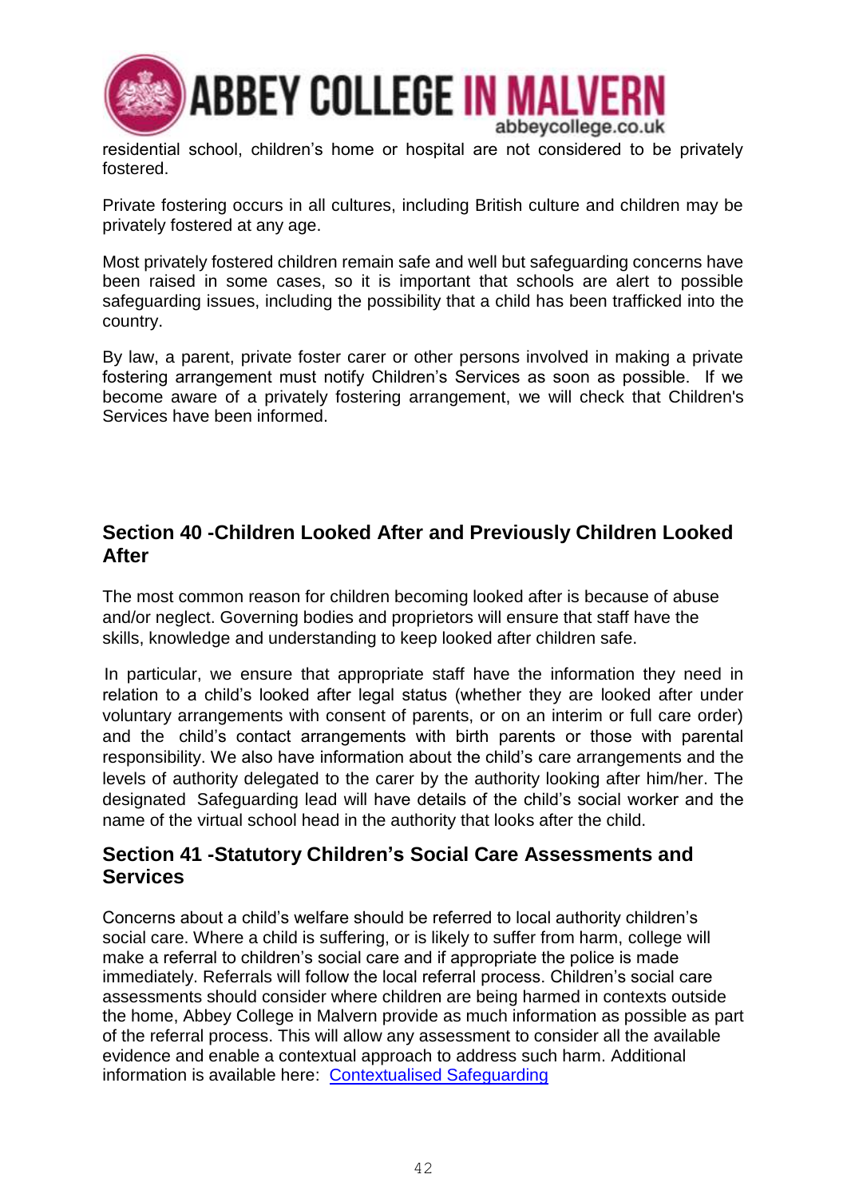residential school, children's home or hospital are not considered to be privately fostered.

Private fostering occurs in all cultures, including British culture and children may be privately fostered at any age.

Most privately fostered children remain safe and well but safeguarding concerns have been raised in some cases, so it is important that schools are alert to possible safeguarding issues, including the possibility that a child has been trafficked into the country.

By law, a parent, private foster carer or other persons involved in making a private fostering arrangement must notify Children's Services as soon as possible. If we become aware of a privately fostering arrangement, we will check that Children's Services have been informed.

## Section 40 -Children Looked After and Previously Children Looked After

The most common reason for children becoming looked after is because of abuse and/or neglect. Governing bodies and proprietors will ensure that staff have the skills, knowledge and understanding to keep looked after children safe.

In particular, we ensure that appropriate staff have the information they need in relation to a child's looked after legal status (whether they are looked after under voluntary arrangements with consent of parents, or on an interim or full care order) and the child's contact arrangements with birth parents or those with parental responsibility. We also have information about the child's care arrangements and the levels of authority delegated to the carer by the authority looking after him/her. The designated Safeguarding lead will have details of the child's social worker and the name of the virtual school head in the authority that looks after the child.

## Section 41 -Statutory Children's Social Care Assessments and Services

Concerns about a child's welfare should be referred to local authority children's social care. Where a child is suffering, or is likely to suffer from harm, college will make a referral to children's social care and if appropriate the police is made immediately. Referrals will follow the local referral process. Children's social care assessments should consider where children are being harmed in contexts outside the home, Abbey College in Malvern provide as much information as possible as part of the referral process. This will allow any assessment to consider all the available evidence and enable a contextual approach to address such harm. Additional information is available here: Contextualised Safeguarding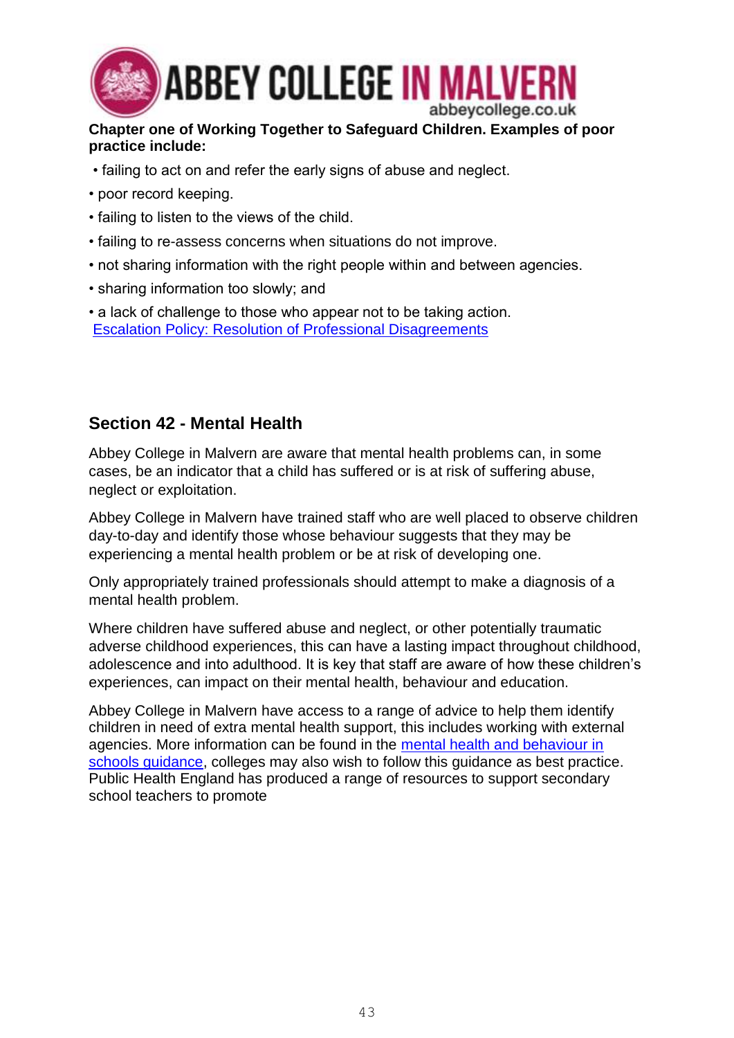**Chapter one of Working Together to Safeguard Children. Examples of poor practice include:**

- failing to act on and refer the early signs of abuse and neglect.
- poor record keeping.
- failing to listen to the views of the child.
- failing to re-assess concerns when situations do not improve.
- not sharing information with the right people within and between agencies.
- sharing information too slowly; and
- a lack of challenge to those who appear not to be taking action.

Escalation Policy: Resolution of Professional Disagreements

## Section 42 - Mental Health

Abbey College in Malvern are aware that mental health problems can, in some cases, be an indicator that a child has suffered or is at risk of suffering abuse, neglect or exploitation.

Abbey College in Malvern have trained staff who are well placed to observe children day-to-day and identify those whose behaviour suggests that they may be experiencing a mental health problem or be at risk of developing one.

Only appropriately trained professionals should attempt to make a diagnosis of a mental health problem.

Where children have suffered abuse and neglect, or other potentially traumatic adverse childhood experiences, this can have a lasting impact throughout childhood, adolescence and into adulthood. It is key that staff are aware of how these children's experiences, can impact on their mental health, behaviour and education.

Abbey College in Malvern have access to a range of advice to help them identify children in need of extra mental health support, this includes working with external agencies. More information can be found in the mental health and behaviour in schools guidance, colleges may also wish to follow this guidance as best practice. Public Health England has produced a range of resources to support secondary school teachers to promote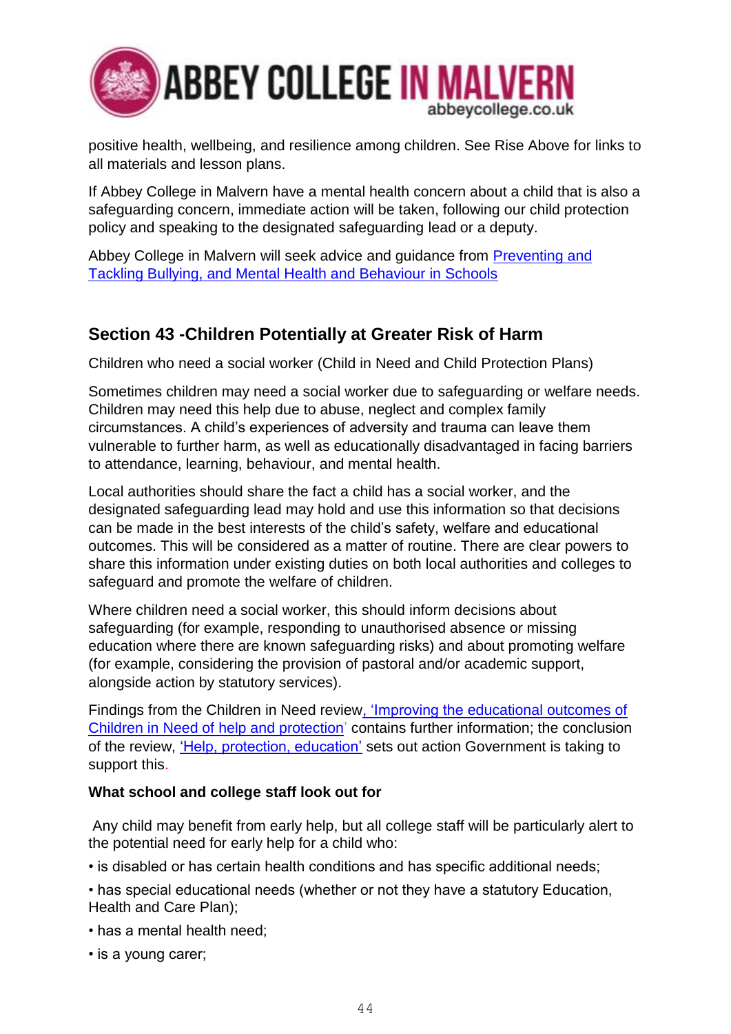positive health, wellbeing, and resilience among children. See Rise Above for links to all materials and lesson plans.

If Abbey College in Malvern have a mental health concern about a child that is also a safeguarding concern, immediate action will be taken, following our child protection policy and speaking to the designated safeguarding lead or a deputy.

Abbey College in Malvern will seek advice and guidance from Preventing and Tackling Bullying, and Mental Health and Behaviour in Schools

## Section 43 -Children Potentially at Greater Risk of Harm

Children who need a social worker (Child in Need and Child Protection Plans)

Sometimes children may need a social worker due to safeguarding or welfare needs. Children may need this help due to abuse, neglect and complex family circumstances. A child's experiences of adversity and trauma can leave them vulnerable to further harm, as well as educationally disadvantaged in facing barriers to attendance, learning, behaviour, and mental health.

Local authorities should share the fact a child has a social worker, and the designated safeguarding lead may hold and use this information so that decisions can be made in the best interests of the child's safety, welfare and educational outcomes. This will be considered as a matter of routine. There are clear powers to share this information under existing duties on both local authorities and colleges to safeguard and promote the welfare of children.

Where children need a social worker, this should inform decisions about safeguarding (for example, responding to unauthorised absence or missing education where there are known safeguarding risks) and about promoting welfare (for example, considering the provision of pastoral and/or academic support, alongside action by statutory services).

Findings from the Children in Need review, 'Improving the educational outcomes of Children in Need of help and protection' contains further information; the conclusion of the review, 'Help, protection, education' sets out action Government is taking to support this.

**What school and college staff look out for**

Any child may benefit from early help, but all college staff will be particularly alert to the potential need for early help for a child who:

- is disabled or has certain health conditions and has specific additional needs;
- has special educational needs (whether or not they have a statutory Education, Health and Care Plan);
- has a mental health need;
- is a young carer;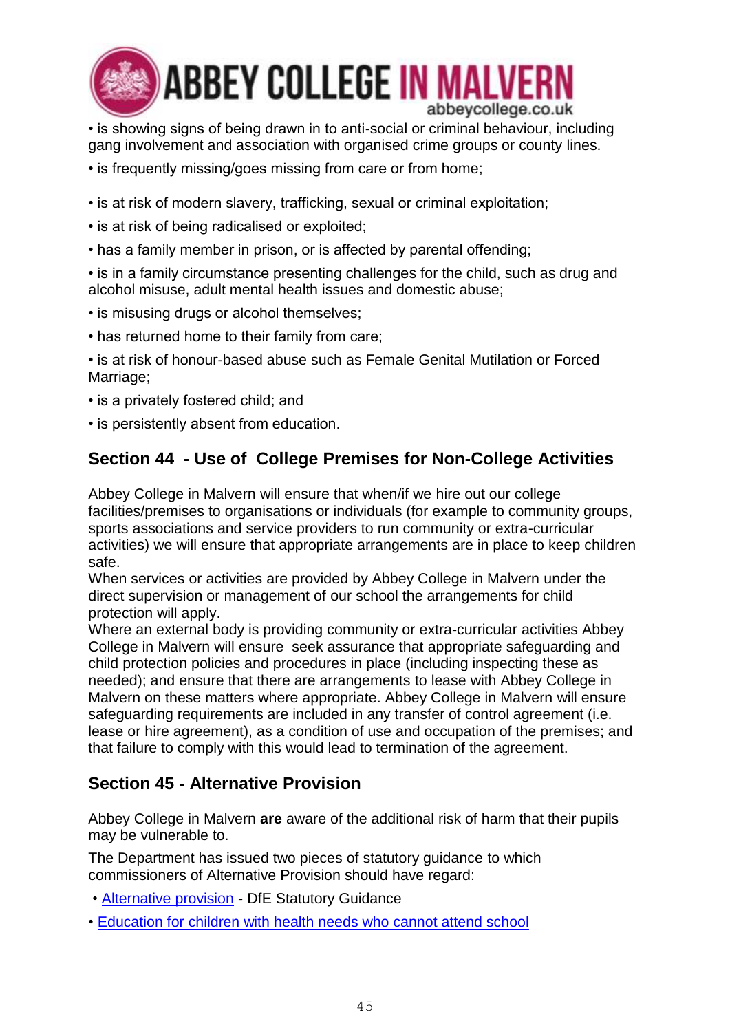• is showing signs of being drawn in to anti-social or criminal behaviour, including gang involvement and association with organised crime groups or county lines.

• is frequently missing/goes missing from care or from home;

• is at risk of modern slavery, trafficking, sexual or criminal exploitation;

• is at risk of being radicalised or exploited;

• has a family member in prison, or is affected by parental offending;

• is in a family circumstance presenting challenges for the child, such as drug and alcohol misuse, adult mental health issues and domestic abuse;

• is misusing drugs or alcohol themselves;

• has returned home to their family from care;

• is at risk of honour-based abuse such as Female Genital Mutilation or Forced Marriage;

• is a privately fostered child; and

• is persistently absent from education.

## Section 44 - Use of College Premises for Non-College Activities

Abbey College in Malvern will ensure that when/if we hire out our college facilities/premises to organisations or individuals (for example to community groups, sports associations and service providers to run community or extra-curricular activities) we will ensure that appropriate arrangements are in place to keep children safe.
When services or activities are provided by Abbey College in Malvern under the direct supervision or management of our school the arrangements for child protection will apply.
Where an external body is providing community or extra-curricular activities Abbey College in Malvern will ensure seek assurance that appropriate safeguarding and child protection policies and procedures in place (including inspecting these as needed); and ensure that there are arrangements to lease with Abbey College in Malvern on these matters where appropriate. Abbey College in Malvern will ensure safeguarding requirements are included in any transfer of control agreement (i.e. lease or hire agreement), as a condition of use and occupation of the premises; and that failure to comply with this would lead to termination of the agreement.

## Section 45 - Alternative Provision

Abbey College in Malvern **are** aware of the additional risk of harm that their pupils may be vulnerable to.

The Department has issued two pieces of statutory guidance to which commissioners of Alternative Provision should have regard:

• Alternative provision - DfE Statutory Guidance

• Education for children with health needs who cannot attend school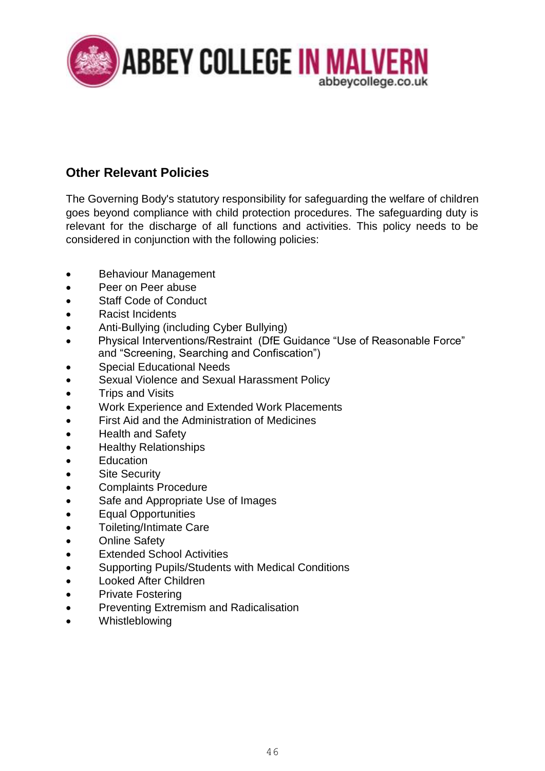## Other Relevant Policies

The Governing Body's statutory responsibility for safeguarding the welfare of children goes beyond compliance with child protection procedures. The safeguarding duty is relevant for the discharge of all functions and activities. This policy needs to be considered in conjunction with the following policies:

- Behaviour Management
- Peer on Peer abuse
- Staff Code of Conduct
- Racist Incidents
- Anti-Bullying (including Cyber Bullying)
- Physical Interventions/Restraint (DfE Guidance "Use of Reasonable Force" and "Screening, Searching and Confiscation")
- Special Educational Needs
- Sexual Violence and Sexual Harassment Policy
- Trips and Visits
- Work Experience and Extended Work Placements
- First Aid and the Administration of Medicines
- Health and Safety
- Healthy Relationships
- Education
- Site Security
- Complaints Procedure
- Safe and Appropriate Use of Images
- Equal Opportunities
- Toileting/Intimate Care
- Online Safety
- Extended School Activities
- Supporting Pupils/Students with Medical Conditions
- Looked After Children
- Private Fostering
- Preventing Extremism and Radicalisation
- Whistleblowing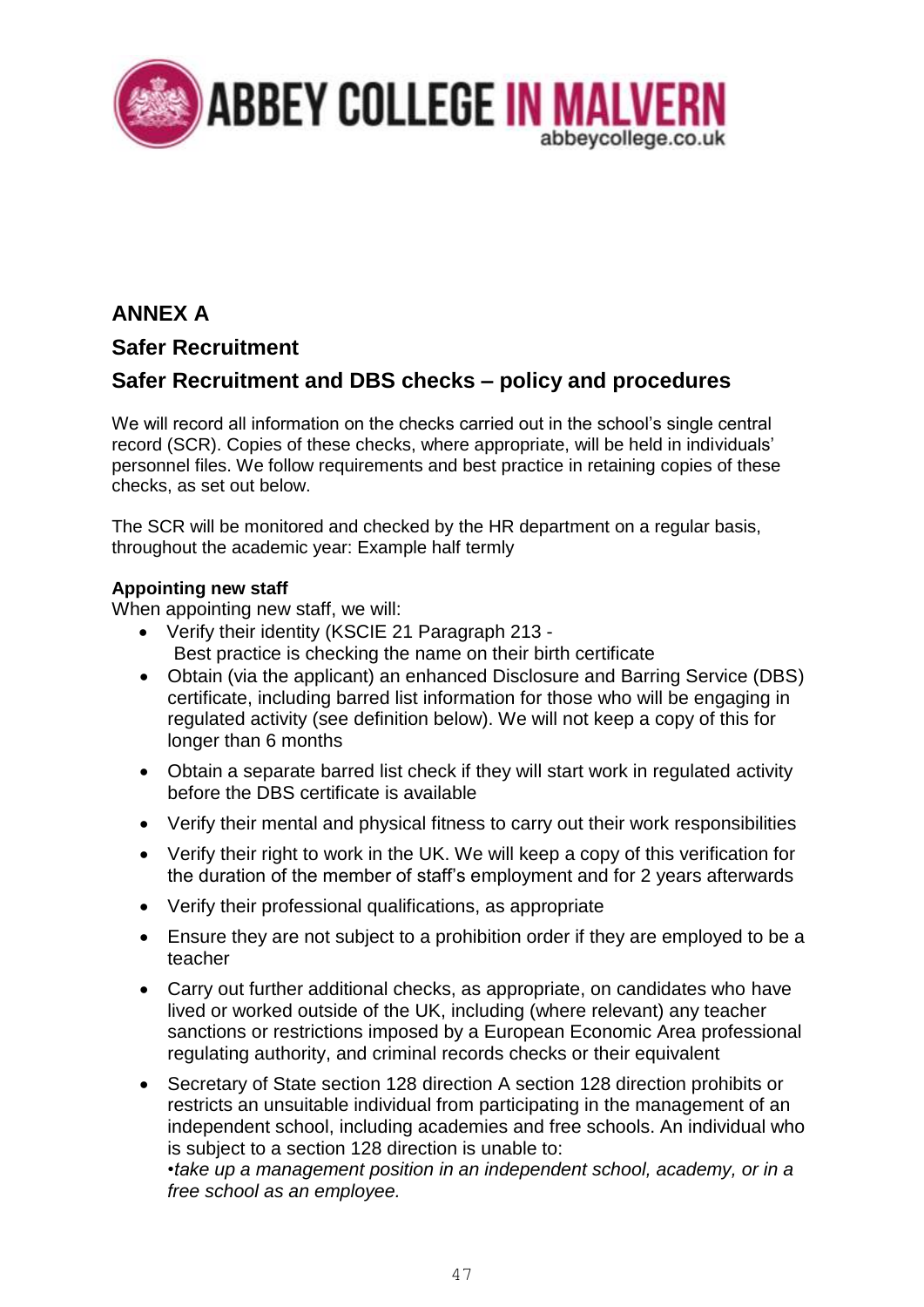## ANNEX A

## Safer Recruitment

## Safer Recruitment and DBS checks – policy and procedures

We will record all information on the checks carried out in the school's single central record (SCR). Copies of these checks, where appropriate, will be held in individuals' personnel files. We follow requirements and best practice in retaining copies of these checks, as set out below.

The SCR will be monitored and checked by the HR department on a regular basis, throughout the academic year: Example half termly

**Appointing new staff**

When appointing new staff, we will:

- Verify their identity (KSCIE 21 Paragraph 213 - Best practice is checking the name on their birth certificate
- Obtain (via the applicant) an enhanced Disclosure and Barring Service (DBS) certificate, including barred list information for those who will be engaging in regulated activity (see definition below). We will not keep a copy of this for longer than 6 months
- Obtain a separate barred list check if they will start work in regulated activity before the DBS certificate is available
- Verify their mental and physical fitness to carry out their work responsibilities
- Verify their right to work in the UK. We will keep a copy of this verification for the duration of the member of staff's employment and for 2 years afterwards
- Verify their professional qualifications, as appropriate
- Ensure they are not subject to a prohibition order if they are employed to be a teacher
- Carry out further additional checks, as appropriate, on candidates who have lived or worked outside of the UK, including (where relevant) any teacher sanctions or restrictions imposed by a European Economic Area professional regulating authority, and criminal records checks or their equivalent
- Secretary of State section 128 direction A section 128 direction prohibits or restricts an unsuitable individual from participating in the management of an independent school, including academies and free schools. An individual who is subject to a section 128 direction is unable to:
  •*take up a management position in an independent school, academy, or in a free school as an employee.*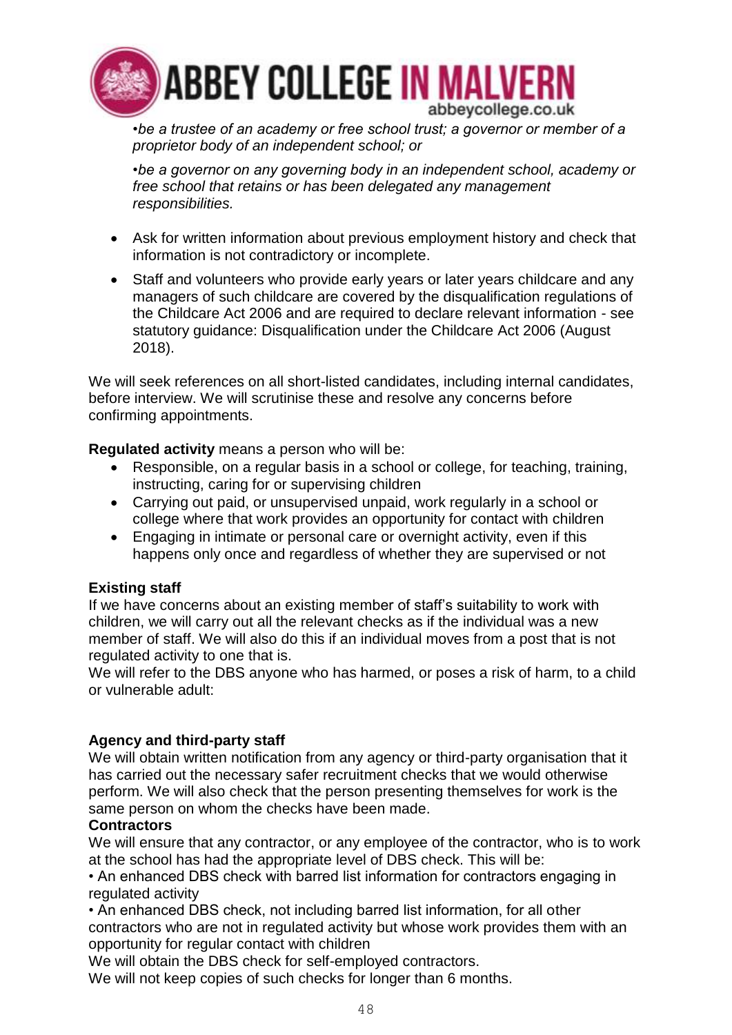*•be a trustee of an academy or free school trust; a governor or member of a proprietor body of an independent school; or*

*•be a governor on any governing body in an independent school, academy or free school that retains or has been delegated any management responsibilities.*

- Ask for written information about previous employment history and check that information is not contradictory or incomplete.
- Staff and volunteers who provide early years or later years childcare and any managers of such childcare are covered by the disqualification regulations of the Childcare Act 2006 and are required to declare relevant information - see statutory guidance: Disqualification under the Childcare Act 2006 (August 2018).

We will seek references on all short-listed candidates, including internal candidates, before interview. We will scrutinise these and resolve any concerns before confirming appointments.

**Regulated activity** means a person who will be:

- Responsible, on a regular basis in a school or college, for teaching, training, instructing, caring for or supervising children
- Carrying out paid, or unsupervised unpaid, work regularly in a school or college where that work provides an opportunity for contact with children
- Engaging in intimate or personal care or overnight activity, even if this happens only once and regardless of whether they are supervised or not

**Existing staff**

If we have concerns about an existing member of staff's suitability to work with children, we will carry out all the relevant checks as if the individual was a new member of staff. We will also do this if an individual moves from a post that is not regulated activity to one that is.

We will refer to the DBS anyone who has harmed, or poses a risk of harm, to a child or vulnerable adult:

**Agency and third-party staff**

We will obtain written notification from any agency or third-party organisation that it has carried out the necessary safer recruitment checks that we would otherwise perform. We will also check that the person presenting themselves for work is the same person on whom the checks have been made.

**Contractors**

We will ensure that any contractor, or any employee of the contractor, who is to work at the school has had the appropriate level of DBS check. This will be:

• An enhanced DBS check with barred list information for contractors engaging in regulated activity

• An enhanced DBS check, not including barred list information, for all other contractors who are not in regulated activity but whose work provides them with an opportunity for regular contact with children

We will obtain the DBS check for self-employed contractors.

We will not keep copies of such checks for longer than 6 months.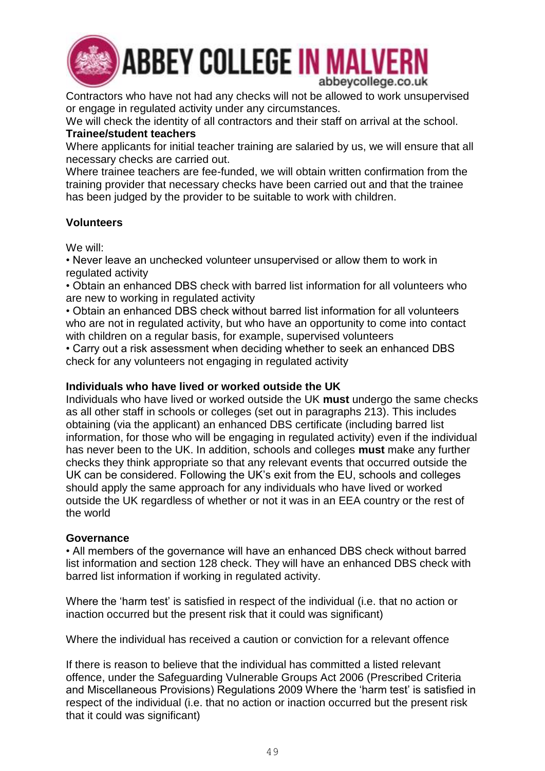Contractors who have not had any checks will not be allowed to work unsupervised or engage in regulated activity under any circumstances.

We will check the identity of all contractors and their staff on arrival at the school.

**Trainee/student teachers**

Where applicants for initial teacher training are salaried by us, we will ensure that all necessary checks are carried out.

Where trainee teachers are fee-funded, we will obtain written confirmation from the training provider that necessary checks have been carried out and that the trainee has been judged by the provider to be suitable to work with children.

**Volunteers**

We will:

- Never leave an unchecked volunteer unsupervised or allow them to work in regulated activity
- Obtain an enhanced DBS check with barred list information for all volunteers who are new to working in regulated activity
- Obtain an enhanced DBS check without barred list information for all volunteers who are not in regulated activity, but who have an opportunity to come into contact with children on a regular basis, for example, supervised volunteers
- Carry out a risk assessment when deciding whether to seek an enhanced DBS check for any volunteers not engaging in regulated activity

**Individuals who have lived or worked outside the UK**

Individuals who have lived or worked outside the UK **must** undergo the same checks as all other staff in schools or colleges (set out in paragraphs 213). This includes obtaining (via the applicant) an enhanced DBS certificate (including barred list information, for those who will be engaging in regulated activity) even if the individual has never been to the UK. In addition, schools and colleges **must** make any further checks they think appropriate so that any relevant events that occurred outside the UK can be considered. Following the UK's exit from the EU, schools and colleges should apply the same approach for any individuals who have lived or worked outside the UK regardless of whether or not it was in an EEA country or the rest of the world

**Governance**

- All members of the governance will have an enhanced DBS check without barred list information and section 128 check. They will have an enhanced DBS check with barred list information if working in regulated activity.

Where the 'harm test' is satisfied in respect of the individual (i.e. that no action or inaction occurred but the present risk that it could was significant)

Where the individual has received a caution or conviction for a relevant offence

If there is reason to believe that the individual has committed a listed relevant offence, under the Safeguarding Vulnerable Groups Act 2006 (Prescribed Criteria and Miscellaneous Provisions) Regulations 2009 Where the 'harm test' is satisfied in respect of the individual (i.e. that no action or inaction occurred but the present risk that it could was significant)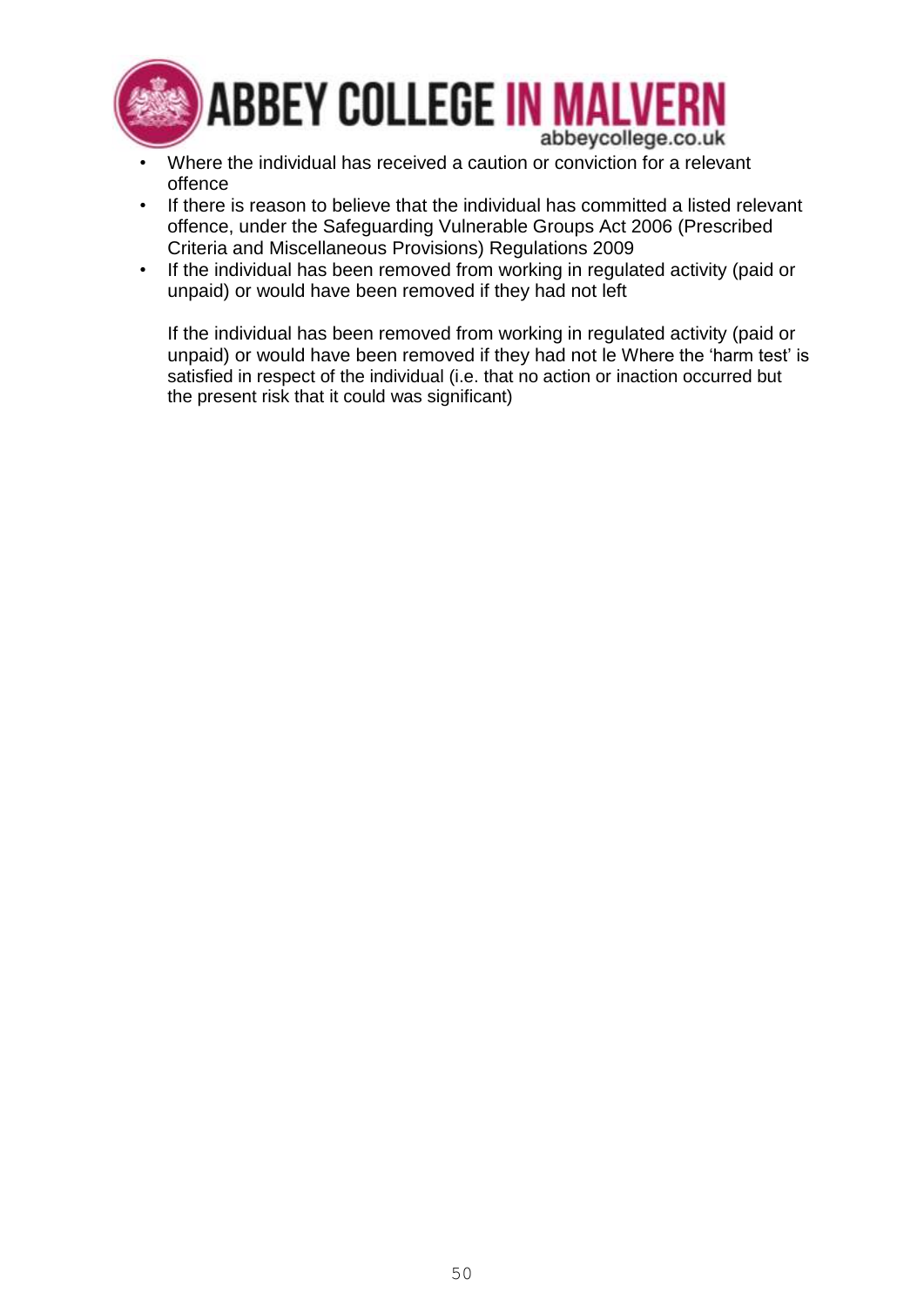- Where the individual has received a caution or conviction for a relevant offence
- If there is reason to believe that the individual has committed a listed relevant offence, under the Safeguarding Vulnerable Groups Act 2006 (Prescribed Criteria and Miscellaneous Provisions) Regulations 2009
- If the individual has been removed from working in regulated activity (paid or unpaid) or would have been removed if they had not left

  If the individual has been removed from working in regulated activity (paid or unpaid) or would have been removed if they had not le Where the 'harm test' is satisfied in respect of the individual (i.e. that no action or inaction occurred but the present risk that it could was significant)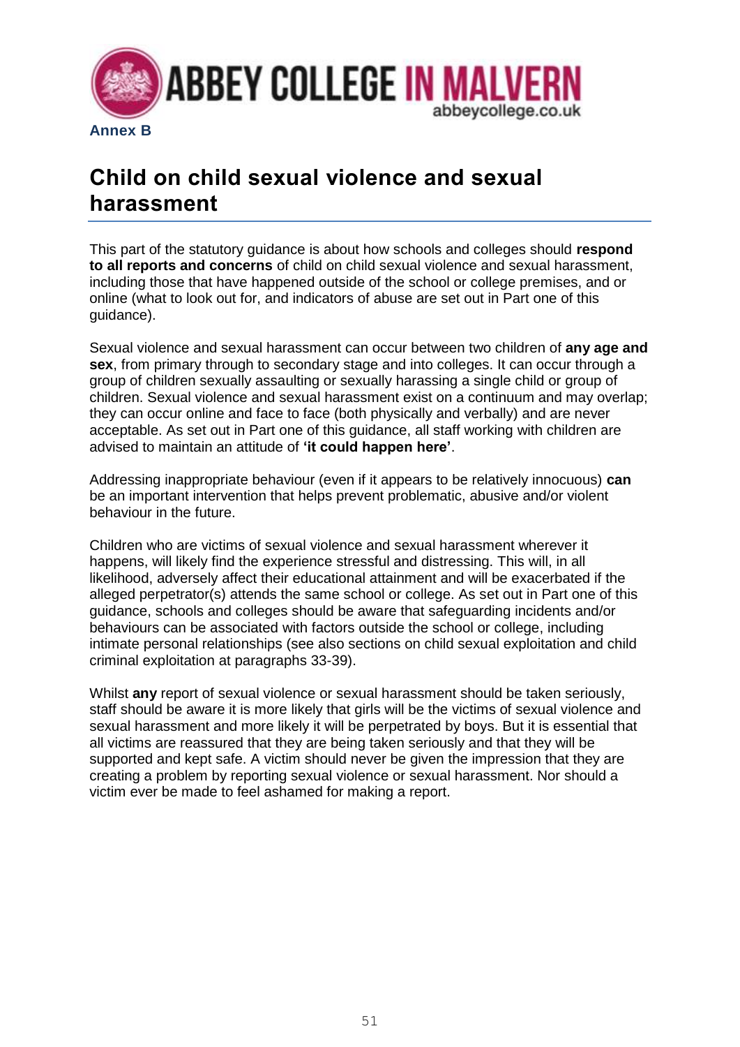**Annex B**

# Child on child sexual violence and sexual harassment

This part of the statutory guidance is about how schools and colleges should **respond to all reports and concerns** of child on child sexual violence and sexual harassment, including those that have happened outside of the school or college premises, and or online (what to look out for, and indicators of abuse are set out in Part one of this guidance).

Sexual violence and sexual harassment can occur between two children of **any age and sex**, from primary through to secondary stage and into colleges. It can occur through a group of children sexually assaulting or sexually harassing a single child or group of children. Sexual violence and sexual harassment exist on a continuum and may overlap; they can occur online and face to face (both physically and verbally) and are never acceptable. As set out in Part one of this guidance, all staff working with children are advised to maintain an attitude of **'it could happen here'**.

Addressing inappropriate behaviour (even if it appears to be relatively innocuous) **can** be an important intervention that helps prevent problematic, abusive and/or violent behaviour in the future.

Children who are victims of sexual violence and sexual harassment wherever it happens, will likely find the experience stressful and distressing. This will, in all likelihood, adversely affect their educational attainment and will be exacerbated if the alleged perpetrator(s) attends the same school or college. As set out in Part one of this guidance, schools and colleges should be aware that safeguarding incidents and/or behaviours can be associated with factors outside the school or college, including intimate personal relationships (see also sections on child sexual exploitation and child criminal exploitation at paragraphs 33-39).

Whilst **any** report of sexual violence or sexual harassment should be taken seriously, staff should be aware it is more likely that girls will be the victims of sexual violence and sexual harassment and more likely it will be perpetrated by boys. But it is essential that all victims are reassured that they are being taken seriously and that they will be supported and kept safe. A victim should never be given the impression that they are creating a problem by reporting sexual violence or sexual harassment. Nor should a victim ever be made to feel ashamed for making a report.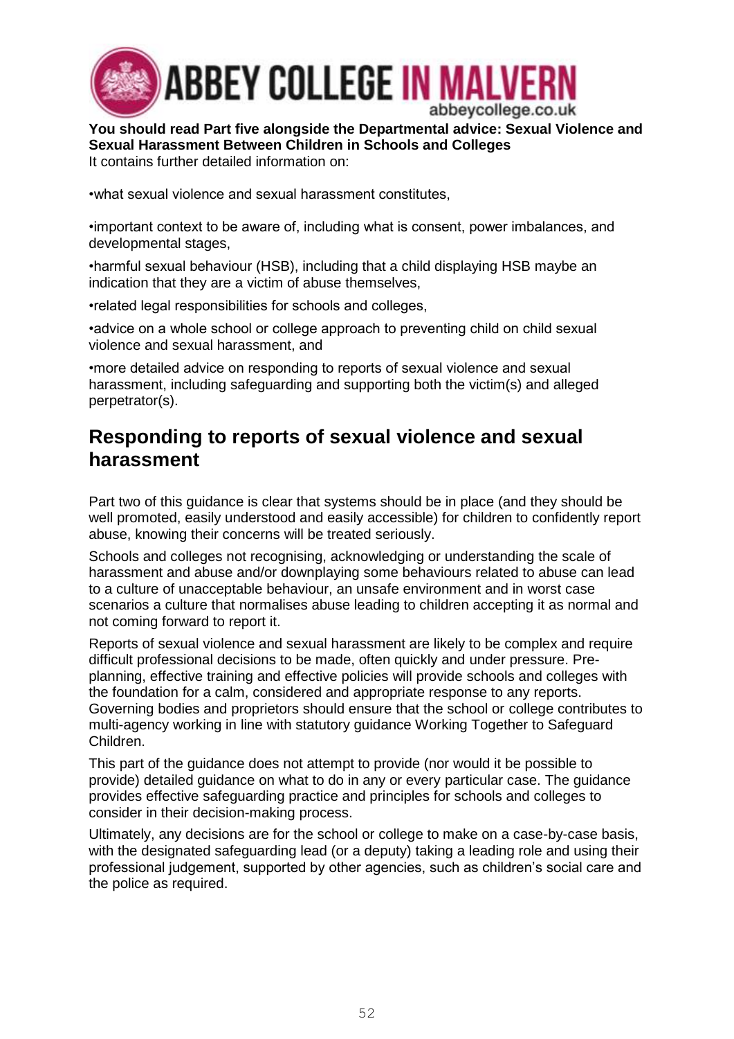**You should read Part five alongside the Departmental advice: Sexual Violence and Sexual Harassment Between Children in Schools and Colleges**
It contains further detailed information on:

•what sexual violence and sexual harassment constitutes,

•important context to be aware of, including what is consent, power imbalances, and developmental stages,

•harmful sexual behaviour (HSB), including that a child displaying HSB maybe an indication that they are a victim of abuse themselves,

•related legal responsibilities for schools and colleges,

•advice on a whole school or college approach to preventing child on child sexual violence and sexual harassment, and

•more detailed advice on responding to reports of sexual violence and sexual harassment, including safeguarding and supporting both the victim(s) and alleged perpetrator(s).

## Responding to reports of sexual violence and sexual harassment

Part two of this guidance is clear that systems should be in place (and they should be well promoted, easily understood and easily accessible) for children to confidently report abuse, knowing their concerns will be treated seriously.

Schools and colleges not recognising, acknowledging or understanding the scale of harassment and abuse and/or downplaying some behaviours related to abuse can lead to a culture of unacceptable behaviour, an unsafe environment and in worst case scenarios a culture that normalises abuse leading to children accepting it as normal and not coming forward to report it.

Reports of sexual violence and sexual harassment are likely to be complex and require difficult professional decisions to be made, often quickly and under pressure. Pre-planning, effective training and effective policies will provide schools and colleges with the foundation for a calm, considered and appropriate response to any reports. Governing bodies and proprietors should ensure that the school or college contributes to multi-agency working in line with statutory guidance Working Together to Safeguard Children.

This part of the guidance does not attempt to provide (nor would it be possible to provide) detailed guidance on what to do in any or every particular case. The guidance provides effective safeguarding practice and principles for schools and colleges to consider in their decision-making process.

Ultimately, any decisions are for the school or college to make on a case-by-case basis, with the designated safeguarding lead (or a deputy) taking a leading role and using their professional judgement, supported by other agencies, such as children's social care and the police as required.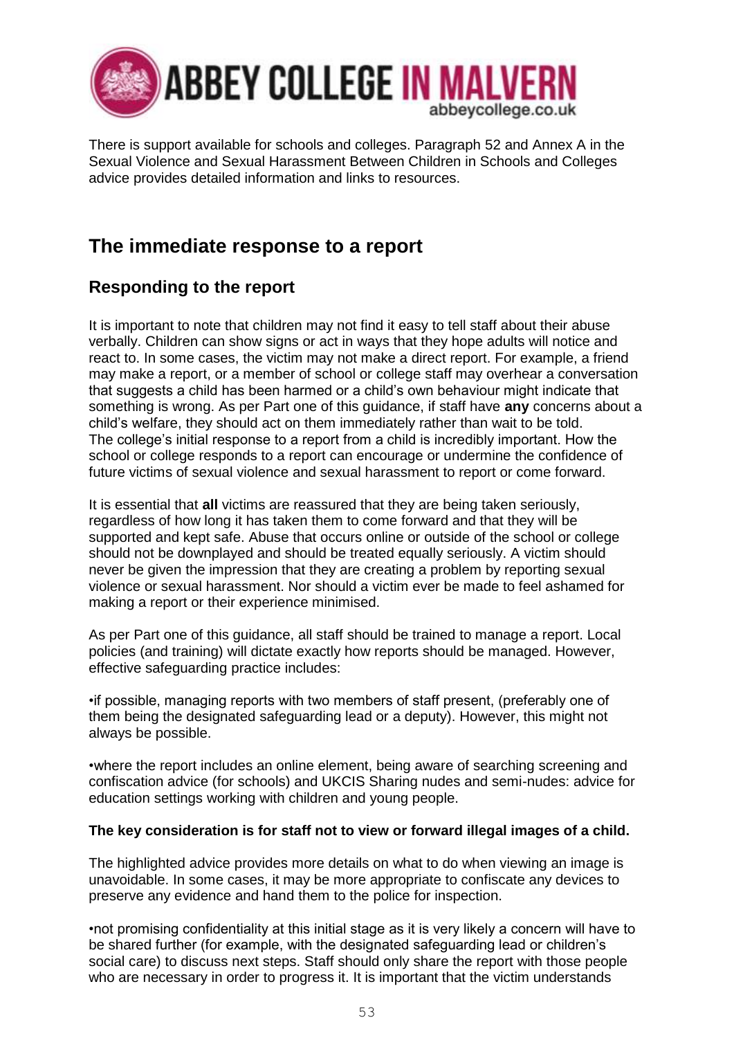There is support available for schools and colleges. Paragraph 52 and Annex A in the Sexual Violence and Sexual Harassment Between Children in Schools and Colleges advice provides detailed information and links to resources.

## The immediate response to a report

### Responding to the report

It is important to note that children may not find it easy to tell staff about their abuse verbally. Children can show signs or act in ways that they hope adults will notice and react to. In some cases, the victim may not make a direct report. For example, a friend may make a report, or a member of school or college staff may overhear a conversation that suggests a child has been harmed or a child's own behaviour might indicate that something is wrong. As per Part one of this guidance, if staff have **any** concerns about a child's welfare, they should act on them immediately rather than wait to be told. The college's initial response to a report from a child is incredibly important. How the school or college responds to a report can encourage or undermine the confidence of future victims of sexual violence and sexual harassment to report or come forward.

It is essential that **all** victims are reassured that they are being taken seriously, regardless of how long it has taken them to come forward and that they will be supported and kept safe. Abuse that occurs online or outside of the school or college should not be downplayed and should be treated equally seriously. A victim should never be given the impression that they are creating a problem by reporting sexual violence or sexual harassment. Nor should a victim ever be made to feel ashamed for making a report or their experience minimised.

As per Part one of this guidance, all staff should be trained to manage a report. Local policies (and training) will dictate exactly how reports should be managed. However, effective safeguarding practice includes:

• if possible, managing reports with two members of staff present, (preferably one of them being the designated safeguarding lead or a deputy). However, this might not always be possible.

• where the report includes an online element, being aware of searching screening and confiscation advice (for schools) and UKCIS Sharing nudes and semi-nudes: advice for education settings working with children and young people.

**The key consideration is for staff not to view or forward illegal images of a child.**

The highlighted advice provides more details on what to do when viewing an image is unavoidable. In some cases, it may be more appropriate to confiscate any devices to preserve any evidence and hand them to the police for inspection.

• not promising confidentiality at this initial stage as it is very likely a concern will have to be shared further (for example, with the designated safeguarding lead or children's social care) to discuss next steps. Staff should only share the report with those people who are necessary in order to progress it. It is important that the victim understands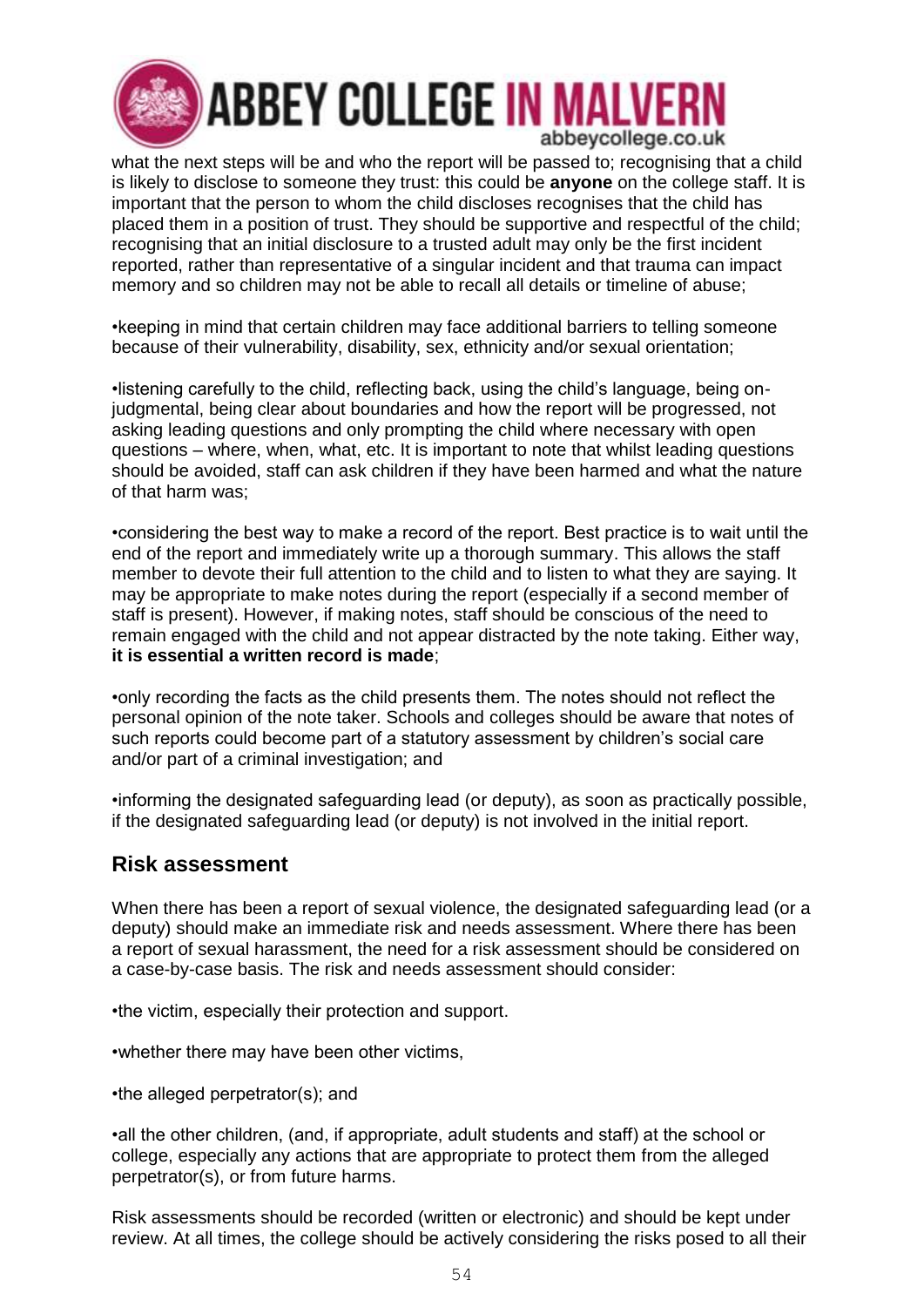what the next steps will be and who the report will be passed to; recognising that a child is likely to disclose to someone they trust: this could be **anyone** on the college staff. It is important that the person to whom the child discloses recognises that the child has placed them in a position of trust. They should be supportive and respectful of the child; recognising that an initial disclosure to a trusted adult may only be the first incident reported, rather than representative of a singular incident and that trauma can impact memory and so children may not be able to recall all details or timeline of abuse;

•keeping in mind that certain children may face additional barriers to telling someone because of their vulnerability, disability, sex, ethnicity and/or sexual orientation;

•listening carefully to the child, reflecting back, using the child's language, being on-judgmental, being clear about boundaries and how the report will be progressed, not asking leading questions and only prompting the child where necessary with open questions – where, when, what, etc. It is important to note that whilst leading questions should be avoided, staff can ask children if they have been harmed and what the nature of that harm was;

•considering the best way to make a record of the report. Best practice is to wait until the end of the report and immediately write up a thorough summary. This allows the staff member to devote their full attention to the child and to listen to what they are saying. It may be appropriate to make notes during the report (especially if a second member of staff is present). However, if making notes, staff should be conscious of the need to remain engaged with the child and not appear distracted by the note taking. Either way, **it is essential a written record is made**;

•only recording the facts as the child presents them. The notes should not reflect the personal opinion of the note taker. Schools and colleges should be aware that notes of such reports could become part of a statutory assessment by children's social care and/or part of a criminal investigation; and

•informing the designated safeguarding lead (or deputy), as soon as practically possible, if the designated safeguarding lead (or deputy) is not involved in the initial report.

## Risk assessment

When there has been a report of sexual violence, the designated safeguarding lead (or a deputy) should make an immediate risk and needs assessment. Where there has been a report of sexual harassment, the need for a risk assessment should be considered on a case-by-case basis. The risk and needs assessment should consider:

•the victim, especially their protection and support.

•whether there may have been other victims,

•the alleged perpetrator(s); and

•all the other children, (and, if appropriate, adult students and staff) at the school or college, especially any actions that are appropriate to protect them from the alleged perpetrator(s), or from future harms.

Risk assessments should be recorded (written or electronic) and should be kept under review. At all times, the college should be actively considering the risks posed to all their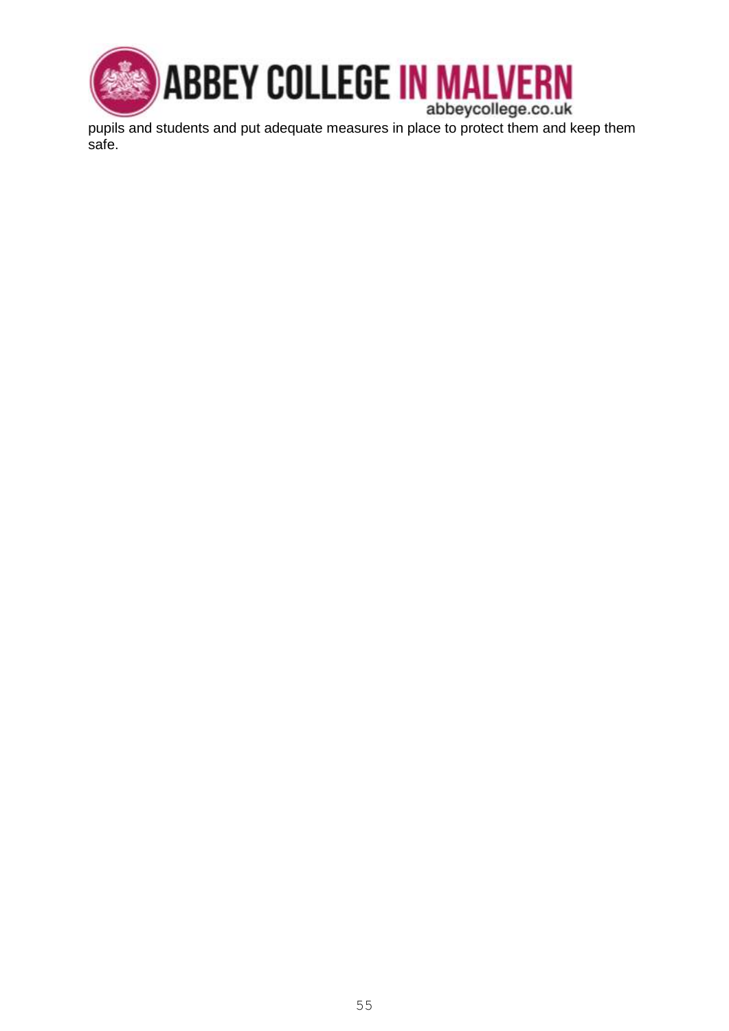pupils and students and put adequate measures in place to protect them and keep them safe.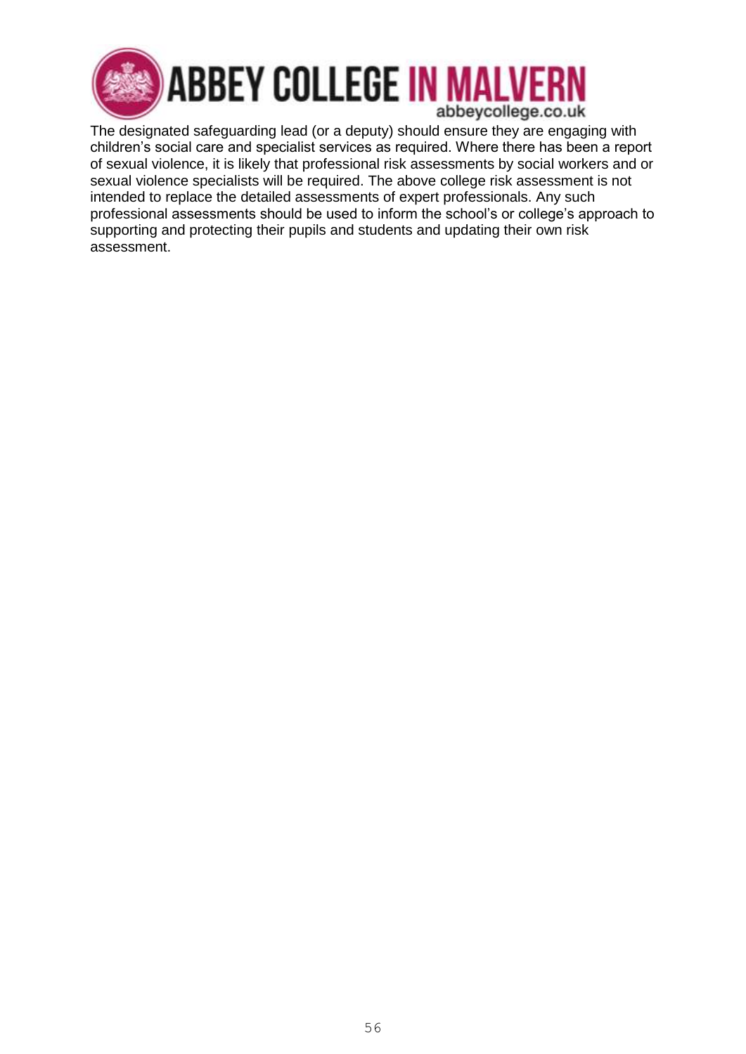The designated safeguarding lead (or a deputy) should ensure they are engaging with children's social care and specialist services as required. Where there has been a report of sexual violence, it is likely that professional risk assessments by social workers and or sexual violence specialists will be required. The above college risk assessment is not intended to replace the detailed assessments of expert professionals. Any such professional assessments should be used to inform the school's or college's approach to supporting and protecting their pupils and students and updating their own risk assessment.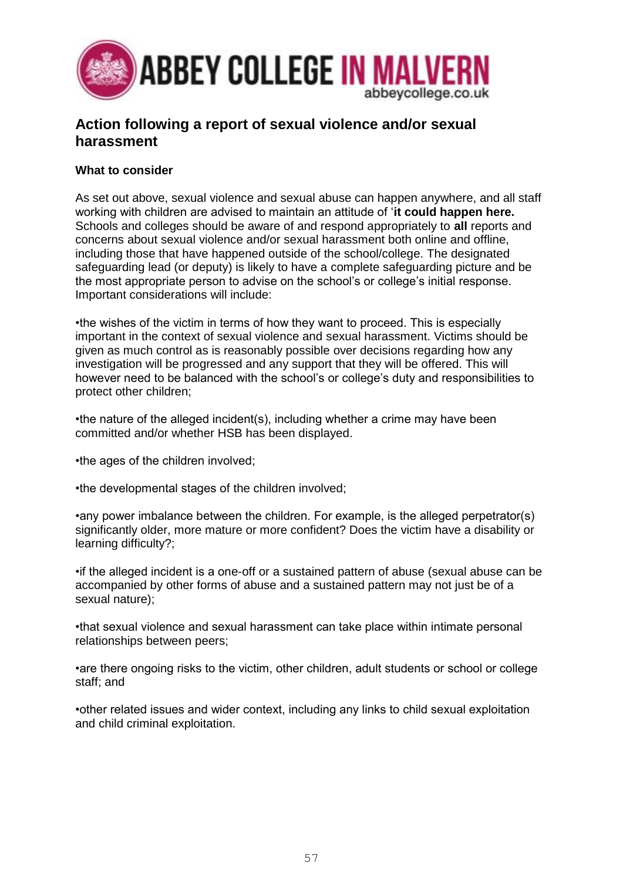## Action following a report of sexual violence and/or sexual harassment

### What to consider

As set out above, sexual violence and sexual abuse can happen anywhere, and all staff working with children are advised to maintain an attitude of '**it could happen here.** Schools and colleges should be aware of and respond appropriately to **all** reports and concerns about sexual violence and/or sexual harassment both online and offline, including those that have happened outside of the school/college. The designated safeguarding lead (or deputy) is likely to have a complete safeguarding picture and be the most appropriate person to advise on the school's or college's initial response. Important considerations will include:

•the wishes of the victim in terms of how they want to proceed. This is especially important in the context of sexual violence and sexual harassment. Victims should be given as much control as is reasonably possible over decisions regarding how any investigation will be progressed and any support that they will be offered. This will however need to be balanced with the school's or college's duty and responsibilities to protect other children;

•the nature of the alleged incident(s), including whether a crime may have been committed and/or whether HSB has been displayed.

•the ages of the children involved;

•the developmental stages of the children involved;

•any power imbalance between the children. For example, is the alleged perpetrator(s) significantly older, more mature or more confident? Does the victim have a disability or learning difficulty?;

•if the alleged incident is a one-off or a sustained pattern of abuse (sexual abuse can be accompanied by other forms of abuse and a sustained pattern may not just be of a sexual nature);

•that sexual violence and sexual harassment can take place within intimate personal relationships between peers;

•are there ongoing risks to the victim, other children, adult students or school or college staff; and

•other related issues and wider context, including any links to child sexual exploitation and child criminal exploitation.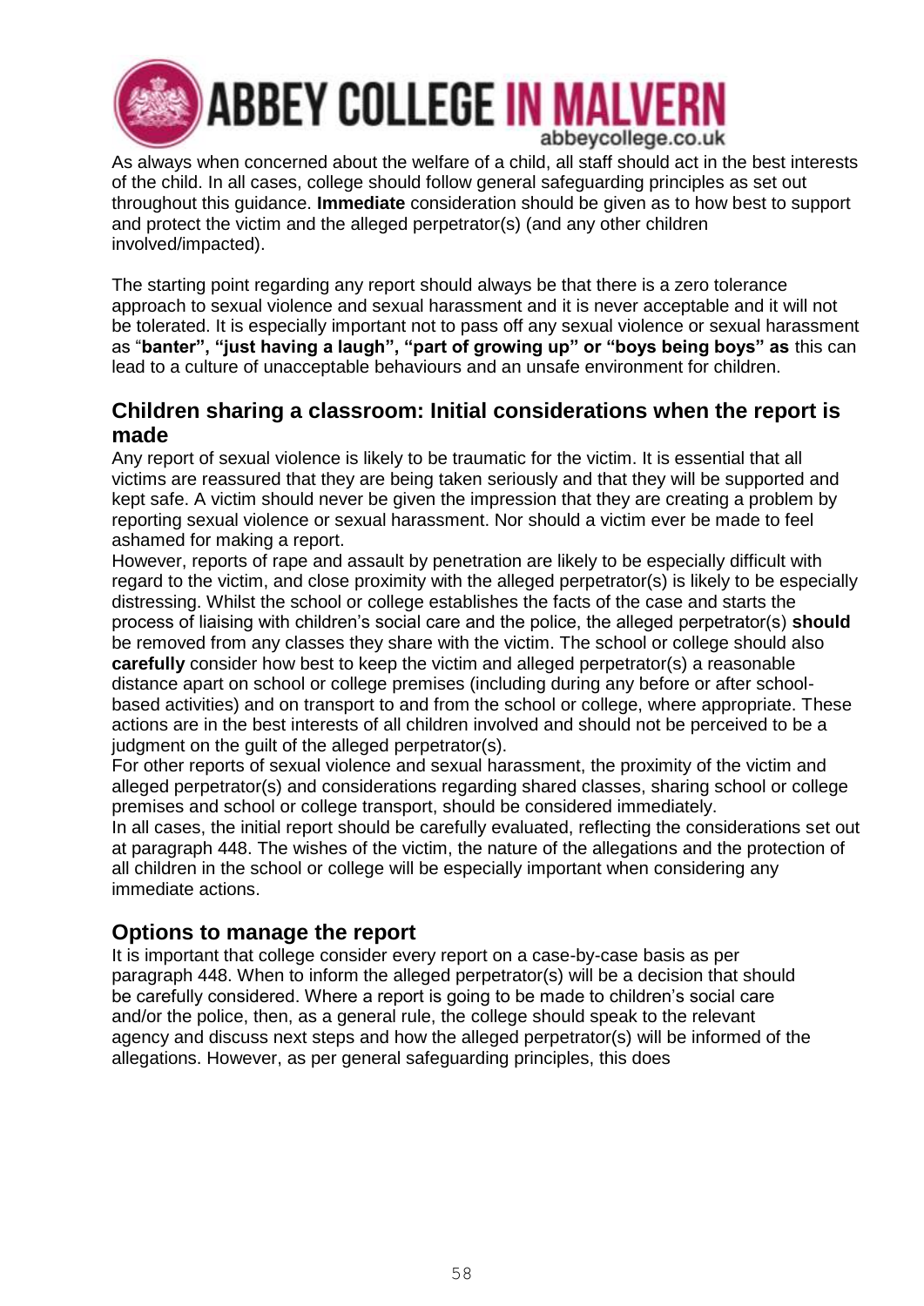As always when concerned about the welfare of a child, all staff should act in the best interests of the child. In all cases, college should follow general safeguarding principles as set out throughout this guidance. **Immediate** consideration should be given as to how best to support and protect the victim and the alleged perpetrator(s) (and any other children involved/impacted).

The starting point regarding any report should always be that there is a zero tolerance approach to sexual violence and sexual harassment and it is never acceptable and it will not be tolerated. It is especially important not to pass off any sexual violence or sexual harassment as "**banter", "just having a laugh", "part of growing up" or "boys being boys" as** this can lead to a culture of unacceptable behaviours and an unsafe environment for children.

## Children sharing a classroom: Initial considerations when the report is made

Any report of sexual violence is likely to be traumatic for the victim. It is essential that all victims are reassured that they are being taken seriously and that they will be supported and kept safe. A victim should never be given the impression that they are creating a problem by reporting sexual violence or sexual harassment. Nor should a victim ever be made to feel ashamed for making a report.

However, reports of rape and assault by penetration are likely to be especially difficult with regard to the victim, and close proximity with the alleged perpetrator(s) is likely to be especially distressing. Whilst the school or college establishes the facts of the case and starts the process of liaising with children's social care and the police, the alleged perpetrator(s) **should** be removed from any classes they share with the victim. The school or college should also **carefully** consider how best to keep the victim and alleged perpetrator(s) a reasonable distance apart on school or college premises (including during any before or after school-based activities) and on transport to and from the school or college, where appropriate. These actions are in the best interests of all children involved and should not be perceived to be a judgment on the guilt of the alleged perpetrator(s).

For other reports of sexual violence and sexual harassment, the proximity of the victim and alleged perpetrator(s) and considerations regarding shared classes, sharing school or college premises and school or college transport, should be considered immediately.

In all cases, the initial report should be carefully evaluated, reflecting the considerations set out at paragraph 448. The wishes of the victim, the nature of the allegations and the protection of all children in the school or college will be especially important when considering any immediate actions.

## Options to manage the report

It is important that college consider every report on a case-by-case basis as per paragraph 448. When to inform the alleged perpetrator(s) will be a decision that should be carefully considered. Where a report is going to be made to children's social care and/or the police, then, as a general rule, the college should speak to the relevant agency and discuss next steps and how the alleged perpetrator(s) will be informed of the allegations. However, as per general safeguarding principles, this does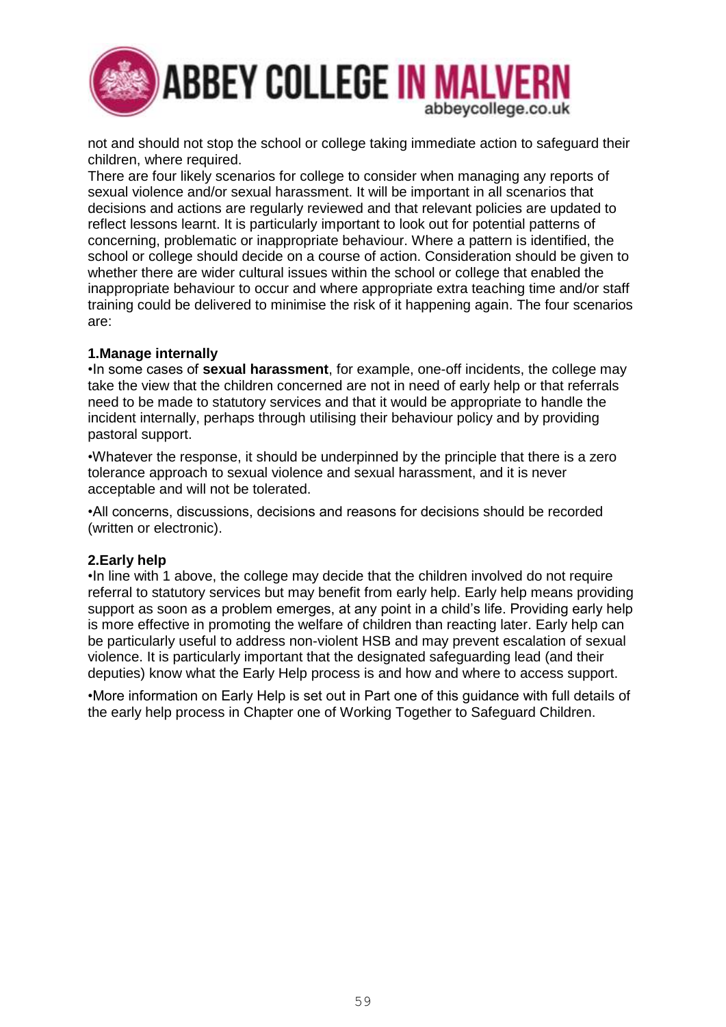not and should not stop the school or college taking immediate action to safeguard their children, where required.

There are four likely scenarios for college to consider when managing any reports of sexual violence and/or sexual harassment. It will be important in all scenarios that decisions and actions are regularly reviewed and that relevant policies are updated to reflect lessons learnt. It is particularly important to look out for potential patterns of concerning, problematic or inappropriate behaviour. Where a pattern is identified, the school or college should decide on a course of action. Consideration should be given to whether there are wider cultural issues within the school or college that enabled the inappropriate behaviour to occur and where appropriate extra teaching time and/or staff training could be delivered to minimise the risk of it happening again. The four scenarios are:

**1.Manage internally**

•In some cases of **sexual harassment**, for example, one-off incidents, the college may take the view that the children concerned are not in need of early help or that referrals need to be made to statutory services and that it would be appropriate to handle the incident internally, perhaps through utilising their behaviour policy and by providing pastoral support.

•Whatever the response, it should be underpinned by the principle that there is a zero tolerance approach to sexual violence and sexual harassment, and it is never acceptable and will not be tolerated.

•All concerns, discussions, decisions and reasons for decisions should be recorded (written or electronic).

**2.Early help**

•In line with 1 above, the college may decide that the children involved do not require referral to statutory services but may benefit from early help. Early help means providing support as soon as a problem emerges, at any point in a child's life. Providing early help is more effective in promoting the welfare of children than reacting later. Early help can be particularly useful to address non-violent HSB and may prevent escalation of sexual violence. It is particularly important that the designated safeguarding lead (and their deputies) know what the Early Help process is and how and where to access support.

•More information on Early Help is set out in Part one of this guidance with full details of the early help process in Chapter one of Working Together to Safeguard Children.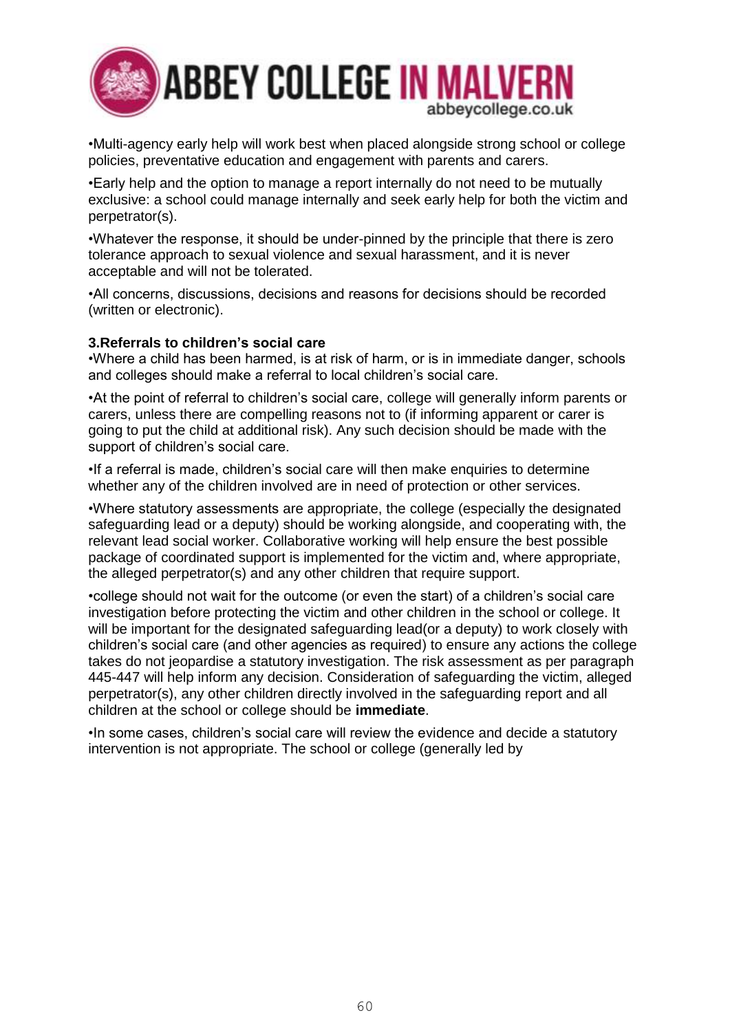•Multi-agency early help will work best when placed alongside strong school or college policies, preventative education and engagement with parents and carers.

•Early help and the option to manage a report internally do not need to be mutually exclusive: a school could manage internally and seek early help for both the victim and perpetrator(s).

•Whatever the response, it should be under-pinned by the principle that there is zero tolerance approach to sexual violence and sexual harassment, and it is never acceptable and will not be tolerated.

•All concerns, discussions, decisions and reasons for decisions should be recorded (written or electronic).

**3.Referrals to children's social care**

•Where a child has been harmed, is at risk of harm, or is in immediate danger, schools and colleges should make a referral to local children's social care.

•At the point of referral to children's social care, college will generally inform parents or carers, unless there are compelling reasons not to (if informing apparent or carer is going to put the child at additional risk). Any such decision should be made with the support of children's social care.

•If a referral is made, children's social care will then make enquiries to determine whether any of the children involved are in need of protection or other services.

•Where statutory assessments are appropriate, the college (especially the designated safeguarding lead or a deputy) should be working alongside, and cooperating with, the relevant lead social worker. Collaborative working will help ensure the best possible package of coordinated support is implemented for the victim and, where appropriate, the alleged perpetrator(s) and any other children that require support.

•college should not wait for the outcome (or even the start) of a children's social care investigation before protecting the victim and other children in the school or college. It will be important for the designated safeguarding lead(or a deputy) to work closely with children's social care (and other agencies as required) to ensure any actions the college takes do not jeopardise a statutory investigation. The risk assessment as per paragraph 445-447 will help inform any decision. Consideration of safeguarding the victim, alleged perpetrator(s), any other children directly involved in the safeguarding report and all children at the school or college should be **immediate**.

•In some cases, children's social care will review the evidence and decide a statutory intervention is not appropriate. The school or college (generally led by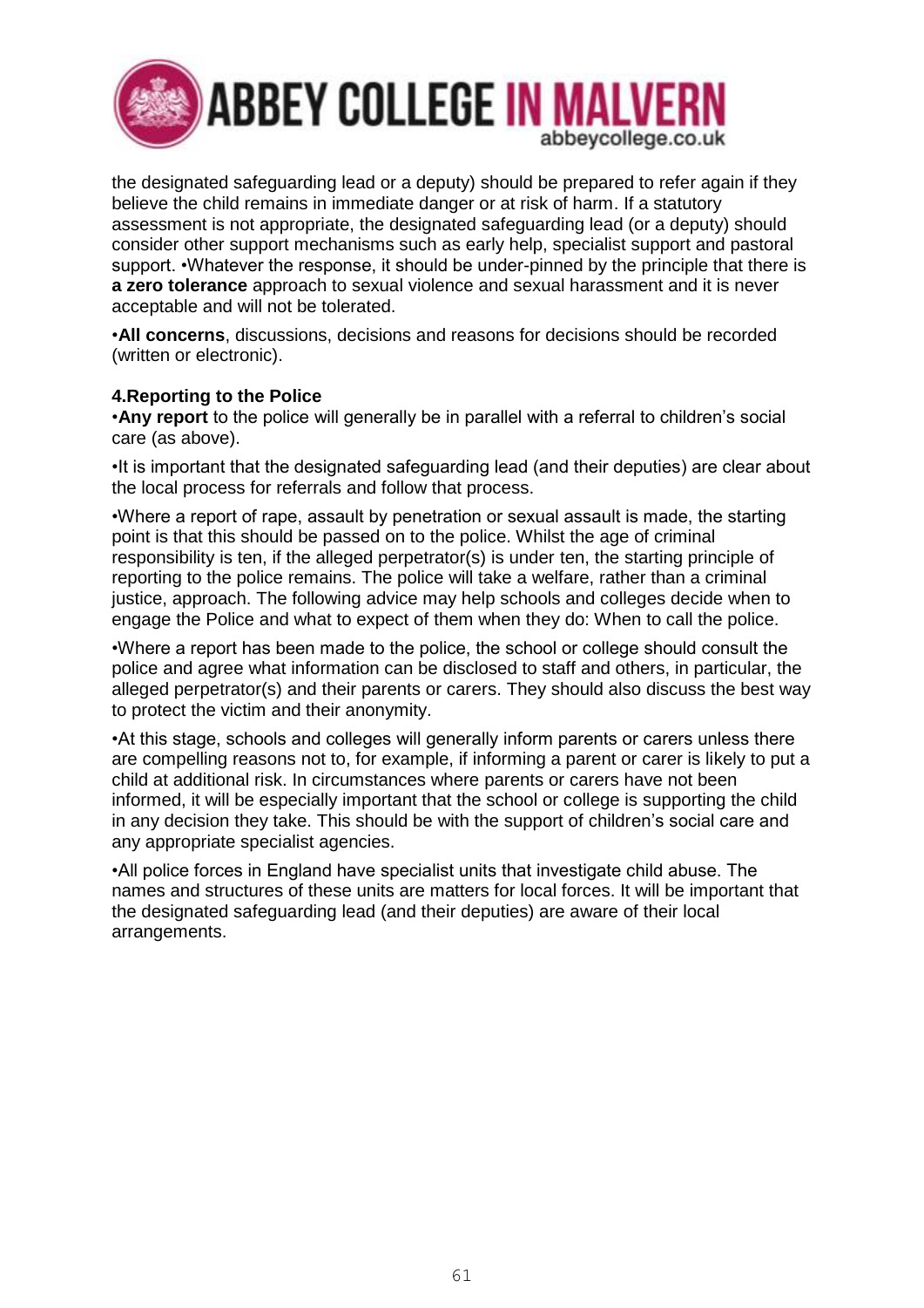the designated safeguarding lead or a deputy) should be prepared to refer again if they believe the child remains in immediate danger or at risk of harm. If a statutory assessment is not appropriate, the designated safeguarding lead (or a deputy) should consider other support mechanisms such as early help, specialist support and pastoral support. •Whatever the response, it should be under-pinned by the principle that there is **a zero tolerance** approach to sexual violence and sexual harassment and it is never acceptable and will not be tolerated.

•**All concerns**, discussions, decisions and reasons for decisions should be recorded (written or electronic).

**4.Reporting to the Police**

•**Any report** to the police will generally be in parallel with a referral to children's social care (as above).

•It is important that the designated safeguarding lead (and their deputies) are clear about the local process for referrals and follow that process.

•Where a report of rape, assault by penetration or sexual assault is made, the starting point is that this should be passed on to the police. Whilst the age of criminal responsibility is ten, if the alleged perpetrator(s) is under ten, the starting principle of reporting to the police remains. The police will take a welfare, rather than a criminal justice, approach. The following advice may help schools and colleges decide when to engage the Police and what to expect of them when they do: When to call the police.

•Where a report has been made to the police, the school or college should consult the police and agree what information can be disclosed to staff and others, in particular, the alleged perpetrator(s) and their parents or carers. They should also discuss the best way to protect the victim and their anonymity.

•At this stage, schools and colleges will generally inform parents or carers unless there are compelling reasons not to, for example, if informing a parent or carer is likely to put a child at additional risk. In circumstances where parents or carers have not been informed, it will be especially important that the school or college is supporting the child in any decision they take. This should be with the support of children's social care and any appropriate specialist agencies.

•All police forces in England have specialist units that investigate child abuse. The names and structures of these units are matters for local forces. It will be important that the designated safeguarding lead (and their deputies) are aware of their local arrangements.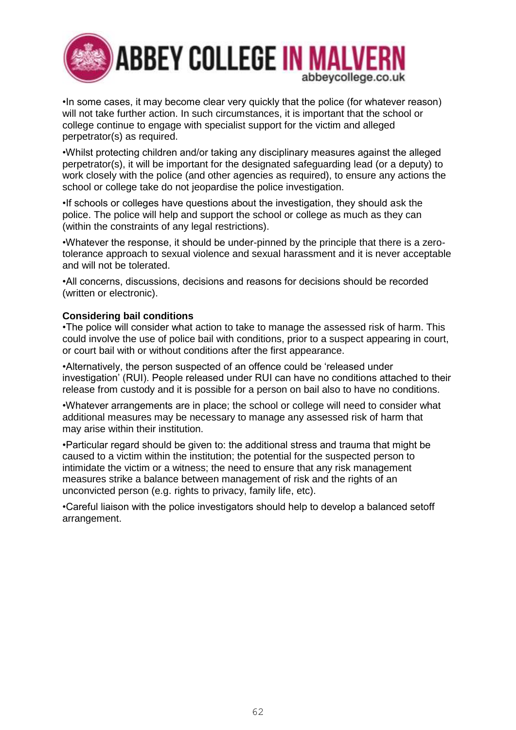•In some cases, it may become clear very quickly that the police (for whatever reason) will not take further action. In such circumstances, it is important that the school or college continue to engage with specialist support for the victim and alleged perpetrator(s) as required.

•Whilst protecting children and/or taking any disciplinary measures against the alleged perpetrator(s), it will be important for the designated safeguarding lead (or a deputy) to work closely with the police (and other agencies as required), to ensure any actions the school or college take do not jeopardise the police investigation.

•If schools or colleges have questions about the investigation, they should ask the police. The police will help and support the school or college as much as they can (within the constraints of any legal restrictions).

•Whatever the response, it should be under-pinned by the principle that there is a zero-tolerance approach to sexual violence and sexual harassment and it is never acceptable and will not be tolerated.

•All concerns, discussions, decisions and reasons for decisions should be recorded (written or electronic).

**Considering bail conditions**

•The police will consider what action to take to manage the assessed risk of harm. This could involve the use of police bail with conditions, prior to a suspect appearing in court, or court bail with or without conditions after the first appearance.

•Alternatively, the person suspected of an offence could be 'released under investigation' (RUI). People released under RUI can have no conditions attached to their release from custody and it is possible for a person on bail also to have no conditions.

•Whatever arrangements are in place; the school or college will need to consider what additional measures may be necessary to manage any assessed risk of harm that may arise within their institution.

•Particular regard should be given to: the additional stress and trauma that might be caused to a victim within the institution; the potential for the suspected person to intimidate the victim or a witness; the need to ensure that any risk management measures strike a balance between management of risk and the rights of an unconvicted person (e.g. rights to privacy, family life, etc).

•Careful liaison with the police investigators should help to develop a balanced setoff arrangement.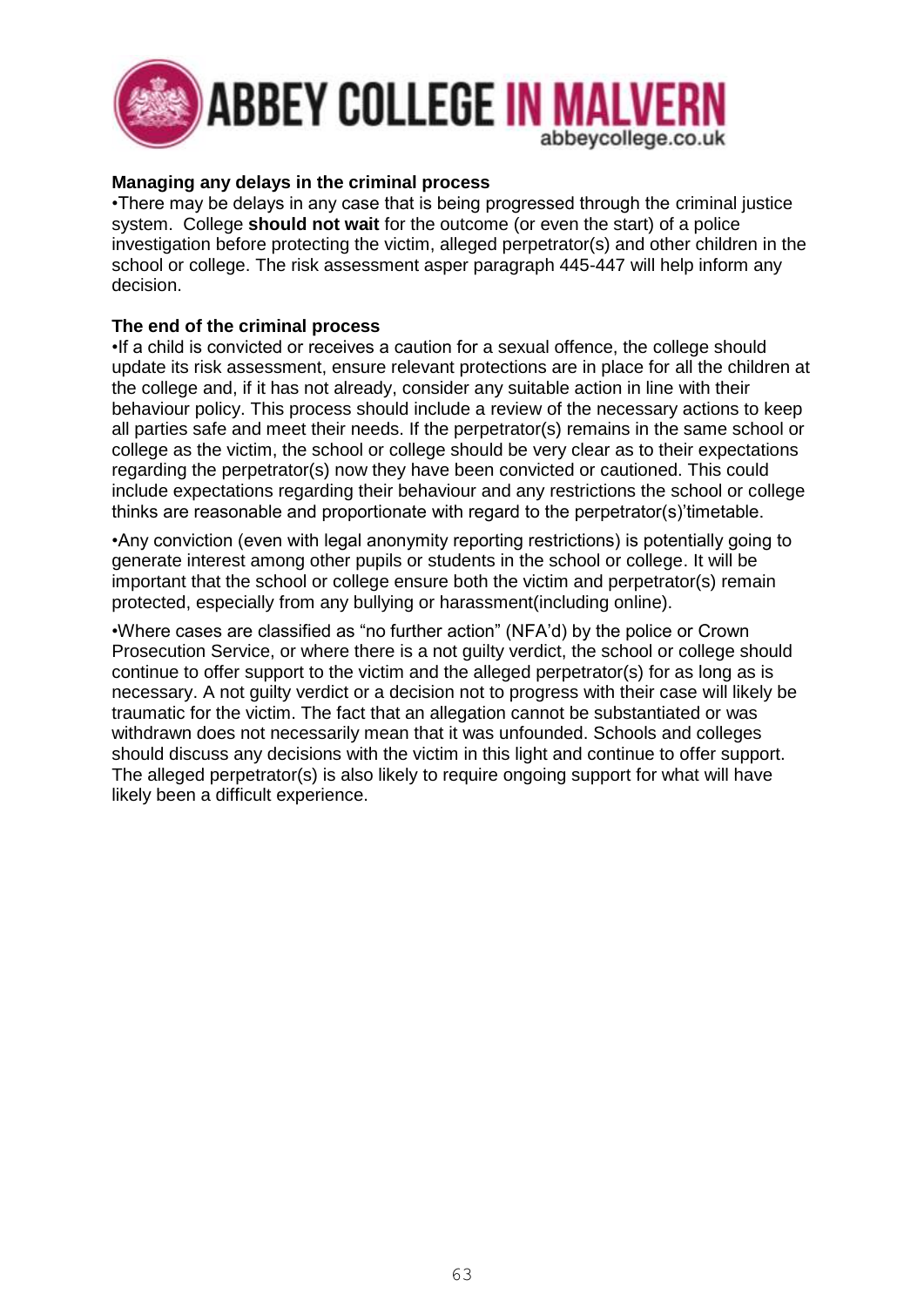**Managing any delays in the criminal process**

•There may be delays in any case that is being progressed through the criminal justice system. College **should not wait** for the outcome (or even the start) of a police investigation before protecting the victim, alleged perpetrator(s) and other children in the school or college. The risk assessment asper paragraph 445-447 will help inform any decision.

**The end of the criminal process**

•If a child is convicted or receives a caution for a sexual offence, the college should update its risk assessment, ensure relevant protections are in place for all the children at the college and, if it has not already, consider any suitable action in line with their behaviour policy. This process should include a review of the necessary actions to keep all parties safe and meet their needs. If the perpetrator(s) remains in the same school or college as the victim, the school or college should be very clear as to their expectations regarding the perpetrator(s) now they have been convicted or cautioned. This could include expectations regarding their behaviour and any restrictions the school or college thinks are reasonable and proportionate with regard to the perpetrator(s)'timetable.

•Any conviction (even with legal anonymity reporting restrictions) is potentially going to generate interest among other pupils or students in the school or college. It will be important that the school or college ensure both the victim and perpetrator(s) remain protected, especially from any bullying or harassment(including online).

•Where cases are classified as "no further action" (NFA'd) by the police or Crown Prosecution Service, or where there is a not guilty verdict, the school or college should continue to offer support to the victim and the alleged perpetrator(s) for as long as is necessary. A not guilty verdict or a decision not to progress with their case will likely be traumatic for the victim. The fact that an allegation cannot be substantiated or was withdrawn does not necessarily mean that it was unfounded. Schools and colleges should discuss any decisions with the victim in this light and continue to offer support. The alleged perpetrator(s) is also likely to require ongoing support for what will have likely been a difficult experience.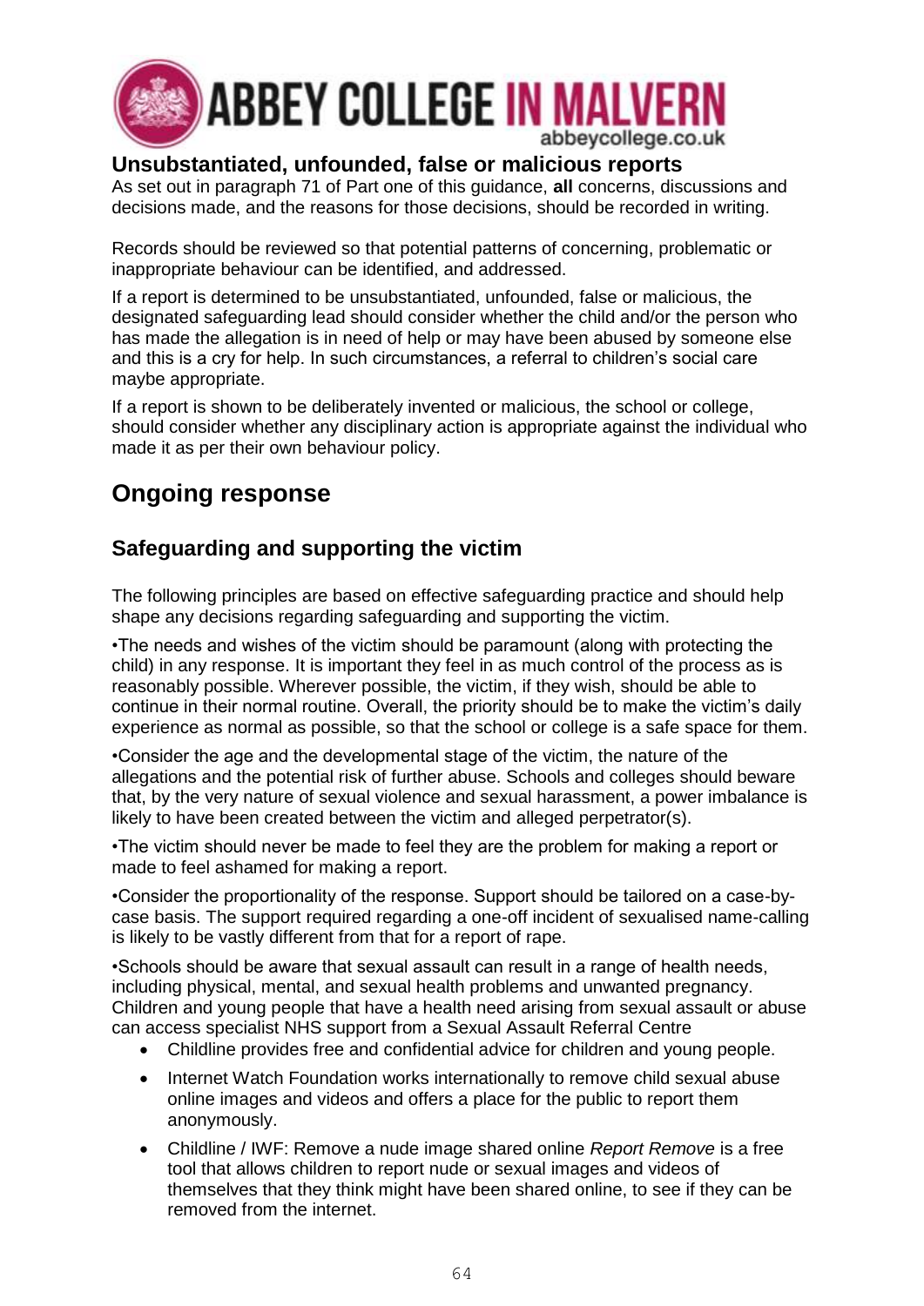### Unsubstantiated, unfounded, false or malicious reports

As set out in paragraph 71 of Part one of this guidance, **all** concerns, discussions and decisions made, and the reasons for those decisions, should be recorded in writing.

Records should be reviewed so that potential patterns of concerning, problematic or inappropriate behaviour can be identified, and addressed.

If a report is determined to be unsubstantiated, unfounded, false or malicious, the designated safeguarding lead should consider whether the child and/or the person who has made the allegation is in need of help or may have been abused by someone else and this is a cry for help. In such circumstances, a referral to children's social care maybe appropriate.

If a report is shown to be deliberately invented or malicious, the school or college, should consider whether any disciplinary action is appropriate against the individual who made it as per their own behaviour policy.

## Ongoing response

### Safeguarding and supporting the victim

The following principles are based on effective safeguarding practice and should help shape any decisions regarding safeguarding and supporting the victim.

•The needs and wishes of the victim should be paramount (along with protecting the child) in any response. It is important they feel in as much control of the process as is reasonably possible. Wherever possible, the victim, if they wish, should be able to continue in their normal routine. Overall, the priority should be to make the victim's daily experience as normal as possible, so that the school or college is a safe space for them.

•Consider the age and the developmental stage of the victim, the nature of the allegations and the potential risk of further abuse. Schools and colleges should beware that, by the very nature of sexual violence and sexual harassment, a power imbalance is likely to have been created between the victim and alleged perpetrator(s).

•The victim should never be made to feel they are the problem for making a report or made to feel ashamed for making a report.

•Consider the proportionality of the response. Support should be tailored on a case-by-case basis. The support required regarding a one-off incident of sexualised name-calling is likely to be vastly different from that for a report of rape.

•Schools should be aware that sexual assault can result in a range of health needs, including physical, mental, and sexual health problems and unwanted pregnancy. Children and young people that have a health need arising from sexual assault or abuse can access specialist NHS support from a Sexual Assault Referral Centre

- Childline provides free and confidential advice for children and young people.
- Internet Watch Foundation works internationally to remove child sexual abuse online images and videos and offers a place for the public to report them anonymously.
- Childline / IWF: Remove a nude image shared online *Report Remove* is a free tool that allows children to report nude or sexual images and videos of themselves that they think might have been shared online, to see if they can be removed from the internet.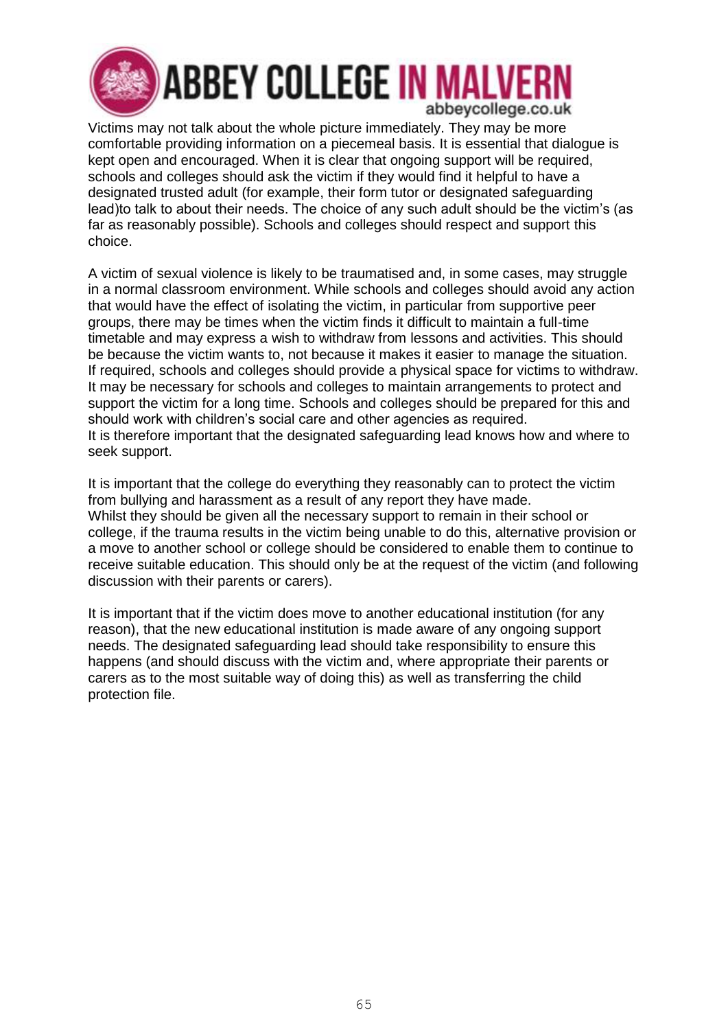Victims may not talk about the whole picture immediately. They may be more comfortable providing information on a piecemeal basis. It is essential that dialogue is kept open and encouraged. When it is clear that ongoing support will be required, schools and colleges should ask the victim if they would find it helpful to have a designated trusted adult (for example, their form tutor or designated safeguarding lead)to talk to about their needs. The choice of any such adult should be the victim's (as far as reasonably possible). Schools and colleges should respect and support this choice.

A victim of sexual violence is likely to be traumatised and, in some cases, may struggle in a normal classroom environment. While schools and colleges should avoid any action that would have the effect of isolating the victim, in particular from supportive peer groups, there may be times when the victim finds it difficult to maintain a full-time timetable and may express a wish to withdraw from lessons and activities. This should be because the victim wants to, not because it makes it easier to manage the situation. If required, schools and colleges should provide a physical space for victims to withdraw. It may be necessary for schools and colleges to maintain arrangements to protect and support the victim for a long time. Schools and colleges should be prepared for this and should work with children's social care and other agencies as required.
It is therefore important that the designated safeguarding lead knows how and where to seek support.

It is important that the college do everything they reasonably can to protect the victim from bullying and harassment as a result of any report they have made.
Whilst they should be given all the necessary support to remain in their school or college, if the trauma results in the victim being unable to do this, alternative provision or a move to another school or college should be considered to enable them to continue to receive suitable education. This should only be at the request of the victim (and following discussion with their parents or carers).

It is important that if the victim does move to another educational institution (for any reason), that the new educational institution is made aware of any ongoing support needs. The designated safeguarding lead should take responsibility to ensure this happens (and should discuss with the victim and, where appropriate their parents or carers as to the most suitable way of doing this) as well as transferring the child protection file.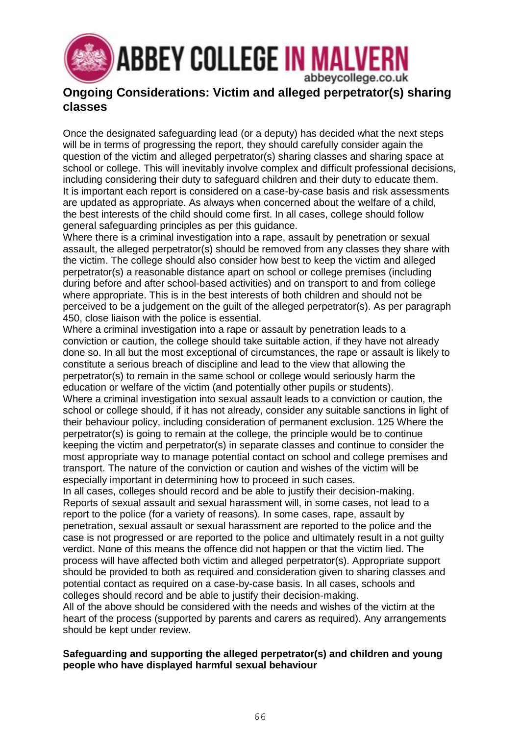## Ongoing Considerations: Victim and alleged perpetrator(s) sharing classes

Once the designated safeguarding lead (or a deputy) has decided what the next steps will be in terms of progressing the report, they should carefully consider again the question of the victim and alleged perpetrator(s) sharing classes and sharing space at school or college. This will inevitably involve complex and difficult professional decisions, including considering their duty to safeguard children and their duty to educate them. It is important each report is considered on a case-by-case basis and risk assessments are updated as appropriate. As always when concerned about the welfare of a child, the best interests of the child should come first. In all cases, college should follow general safeguarding principles as per this guidance.

Where there is a criminal investigation into a rape, assault by penetration or sexual assault, the alleged perpetrator(s) should be removed from any classes they share with the victim. The college should also consider how best to keep the victim and alleged perpetrator(s) a reasonable distance apart on school or college premises (including during before and after school-based activities) and on transport to and from college where appropriate. This is in the best interests of both children and should not be perceived to be a judgement on the guilt of the alleged perpetrator(s). As per paragraph 450, close liaison with the police is essential.

Where a criminal investigation into a rape or assault by penetration leads to a conviction or caution, the college should take suitable action, if they have not already done so. In all but the most exceptional of circumstances, the rape or assault is likely to constitute a serious breach of discipline and lead to the view that allowing the perpetrator(s) to remain in the same school or college would seriously harm the education or welfare of the victim (and potentially other pupils or students).

Where a criminal investigation into sexual assault leads to a conviction or caution, the school or college should, if it has not already, consider any suitable sanctions in light of their behaviour policy, including consideration of permanent exclusion. 125 Where the perpetrator(s) is going to remain at the college, the principle would be to continue keeping the victim and perpetrator(s) in separate classes and continue to consider the most appropriate way to manage potential contact on school and college premises and transport. The nature of the conviction or caution and wishes of the victim will be especially important in determining how to proceed in such cases.

In all cases, colleges should record and be able to justify their decision-making.

Reports of sexual assault and sexual harassment will, in some cases, not lead to a report to the police (for a variety of reasons). In some cases, rape, assault by penetration, sexual assault or sexual harassment are reported to the police and the case is not progressed or are reported to the police and ultimately result in a not guilty verdict. None of this means the offence did not happen or that the victim lied. The process will have affected both victim and alleged perpetrator(s). Appropriate support should be provided to both as required and consideration given to sharing classes and potential contact as required on a case-by-case basis. In all cases, schools and colleges should record and be able to justify their decision-making.

All of the above should be considered with the needs and wishes of the victim at the heart of the process (supported by parents and carers as required). Any arrangements should be kept under review.

**Safeguarding and supporting the alleged perpetrator(s) and children and young people who have displayed harmful sexual behaviour**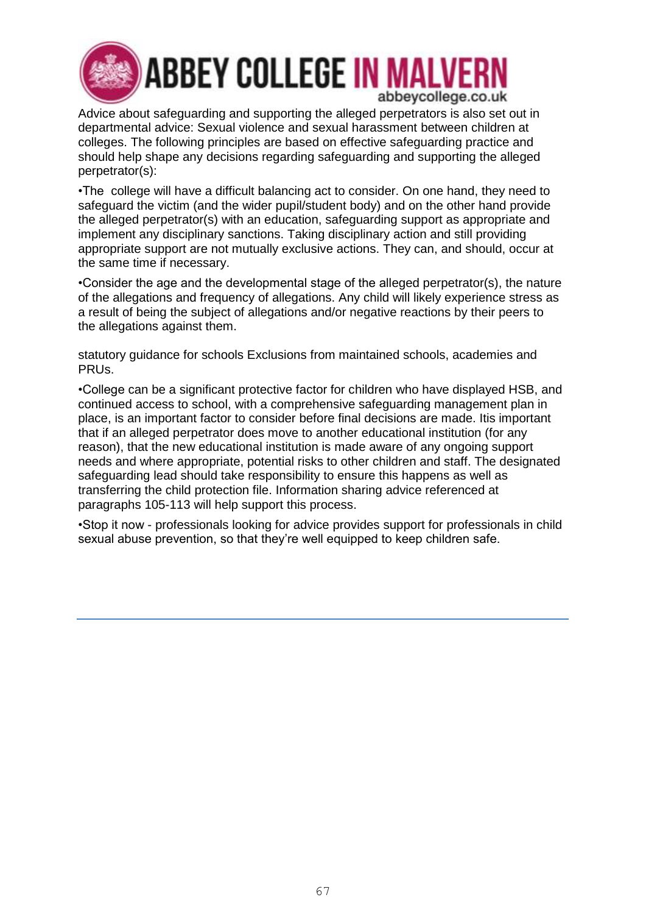Advice about safeguarding and supporting the alleged perpetrators is also set out in departmental advice: Sexual violence and sexual harassment between children at colleges. The following principles are based on effective safeguarding practice and should help shape any decisions regarding safeguarding and supporting the alleged perpetrator(s):

•The college will have a difficult balancing act to consider. On one hand, they need to safeguard the victim (and the wider pupil/student body) and on the other hand provide the alleged perpetrator(s) with an education, safeguarding support as appropriate and implement any disciplinary sanctions. Taking disciplinary action and still providing appropriate support are not mutually exclusive actions. They can, and should, occur at the same time if necessary.

•Consider the age and the developmental stage of the alleged perpetrator(s), the nature of the allegations and frequency of allegations. Any child will likely experience stress as a result of being the subject of allegations and/or negative reactions by their peers to the allegations against them.

statutory guidance for schools Exclusions from maintained schools, academies and PRUs.

•College can be a significant protective factor for children who have displayed HSB, and continued access to school, with a comprehensive safeguarding management plan in place, is an important factor to consider before final decisions are made. Itis important that if an alleged perpetrator does move to another educational institution (for any reason), that the new educational institution is made aware of any ongoing support needs and where appropriate, potential risks to other children and staff. The designated safeguarding lead should take responsibility to ensure this happens as well as transferring the child protection file. Information sharing advice referenced at paragraphs 105-113 will help support this process.

•Stop it now - professionals looking for advice provides support for professionals in child sexual abuse prevention, so that they're well equipped to keep children safe.